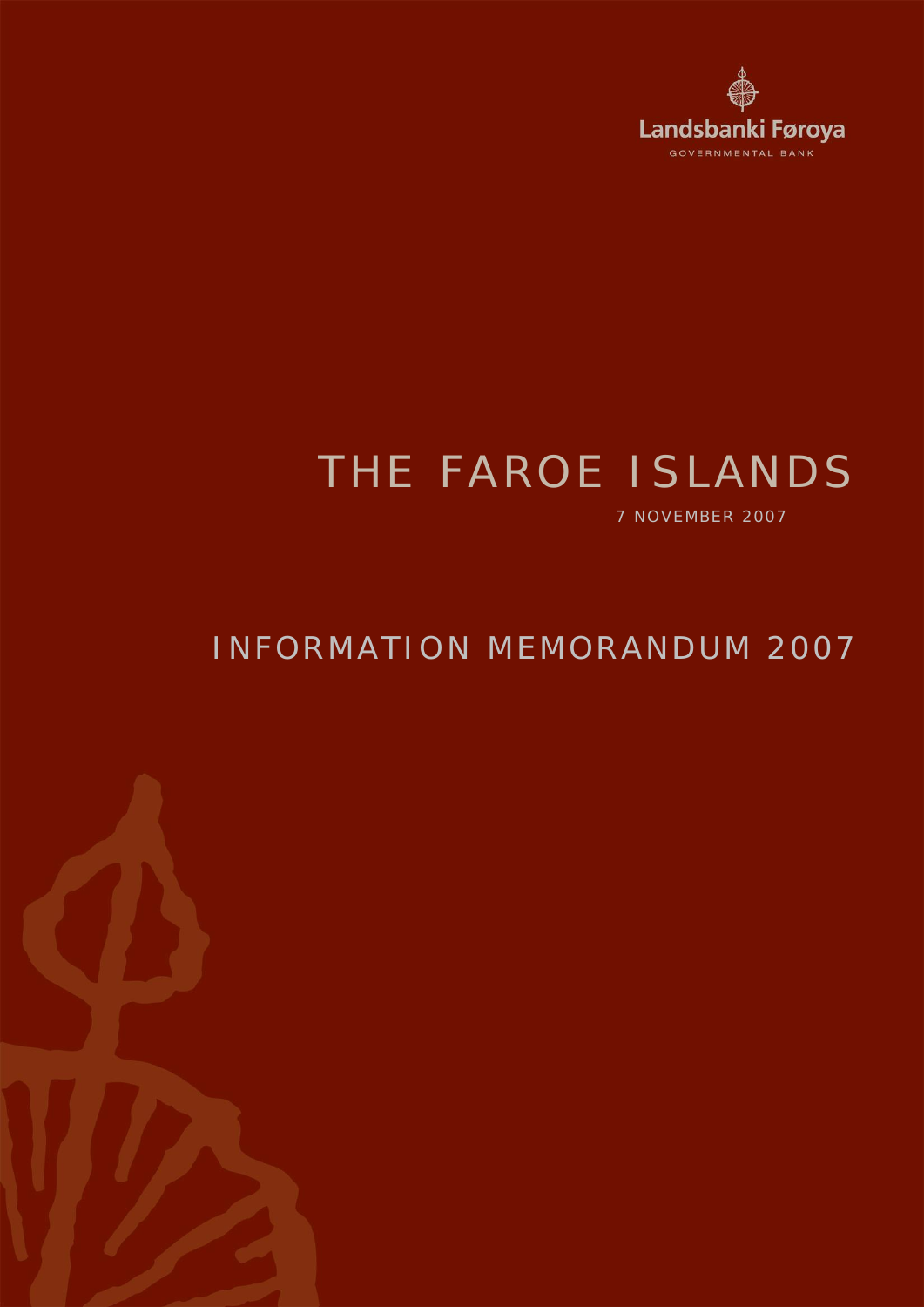Landsbanki Føroya

GOVERNMENTAL BANK

# THE FAROE ISLANDS

7 NOVEMBER 2007

## INFORMATION MEMORANDUM 2007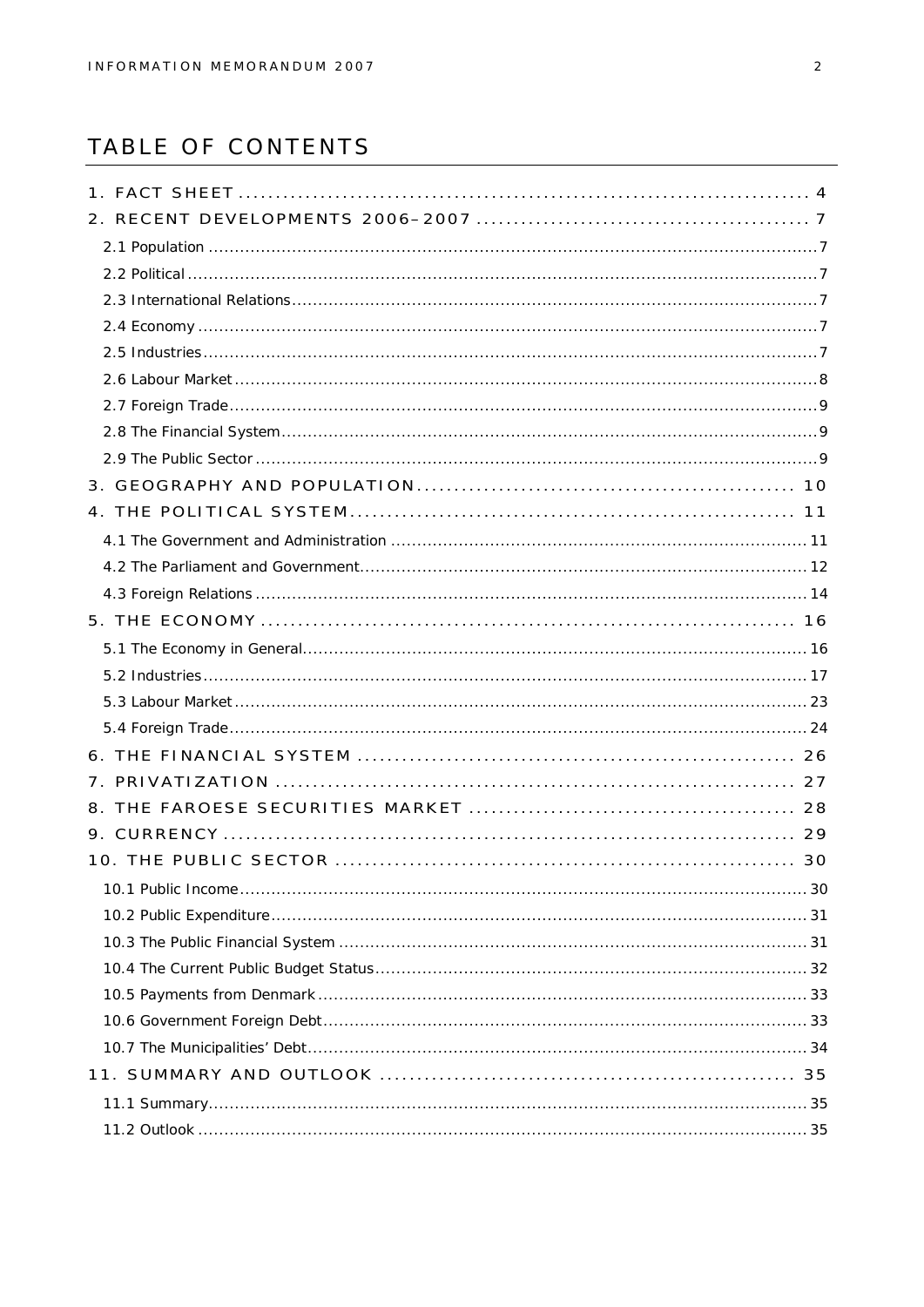# TABLE OF CONTENTS

1. FACT SHEET ..... 4
2. RECENT DEVELOPMENTS 2006–2007 ..... 7
   - 2.1 Population ..... 7
   - 2.2 Political ..... 7
   - 2.3 International Relations ..... 7
   - 2.4 Economy ..... 7
   - 2.5 Industries ..... 7
   - 2.6 Labour Market ..... 8
   - 2.7 Foreign Trade ..... 9
   - 2.8 The Financial System ..... 9
   - 2.9 The Public Sector ..... 9
3. GEOGRAPHY AND POPULATION ..... 10
4. THE POLITICAL SYSTEM ..... 11
   - 4.1 The Government and Administration ..... 11
   - 4.2 The Parliament and Government ..... 12
   - 4.3 Foreign Relations ..... 14
5. THE ECONOMY ..... 16
   - 5.1 The Economy in General ..... 16
   - 5.2 Industries ..... 17
   - 5.3 Labour Market ..... 23
   - 5.4 Foreign Trade ..... 24
6. THE FINANCIAL SYSTEM ..... 26
7. PRIVATIZATION ..... 27
8. THE FAROESE SECURITIES MARKET ..... 28
9. CURRENCY ..... 29
10. THE PUBLIC SECTOR ..... 30
    - 10.1 Public Income ..... 30
    - 10.2 Public Expenditure ..... 31
    - 10.3 The Public Financial System ..... 31
    - 10.4 The Current Public Budget Status ..... 32
    - 10.5 Payments from Denmark ..... 33
    - 10.6 Government Foreign Debt ..... 33
    - 10.7 The Municipalities' Debt ..... 34
11. SUMMARY AND OUTLOOK ..... 35
    - 11.1 Summary ..... 35
    - 11.2 Outlook ..... 35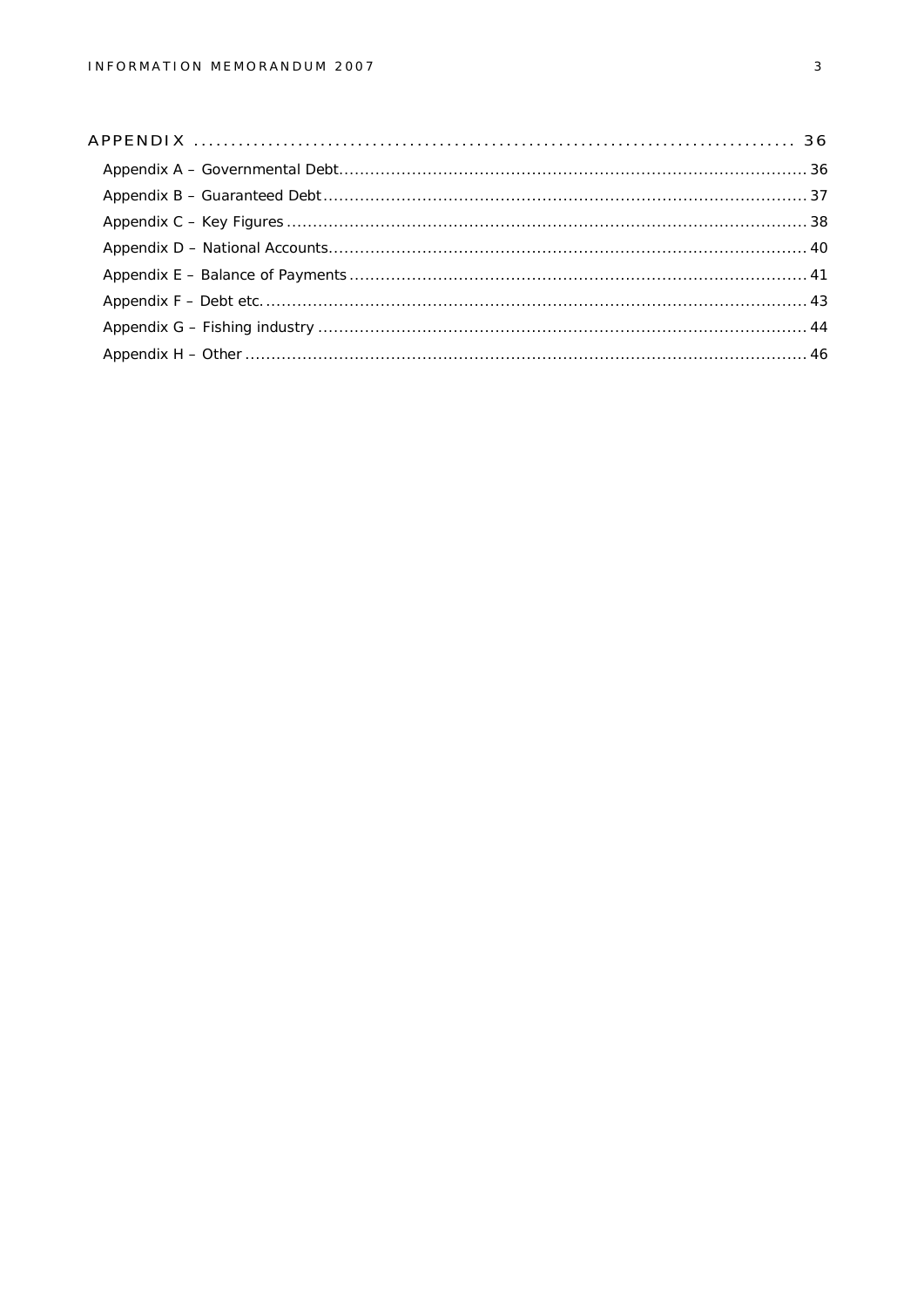APPENDIX ........................................................................... 36

- Appendix A – Governmental Debt ........................................................................... 36
- Appendix B – Guaranteed Debt ........................................................................... 37
- Appendix C – Key Figures ........................................................................... 38
- Appendix D – National Accounts ........................................................................... 40
- Appendix E – Balance of Payments ........................................................................... 41
- Appendix F – Debt etc. ........................................................................... 43
- Appendix G – Fishing industry ........................................................................... 44
- Appendix H – Other ........................................................................... 46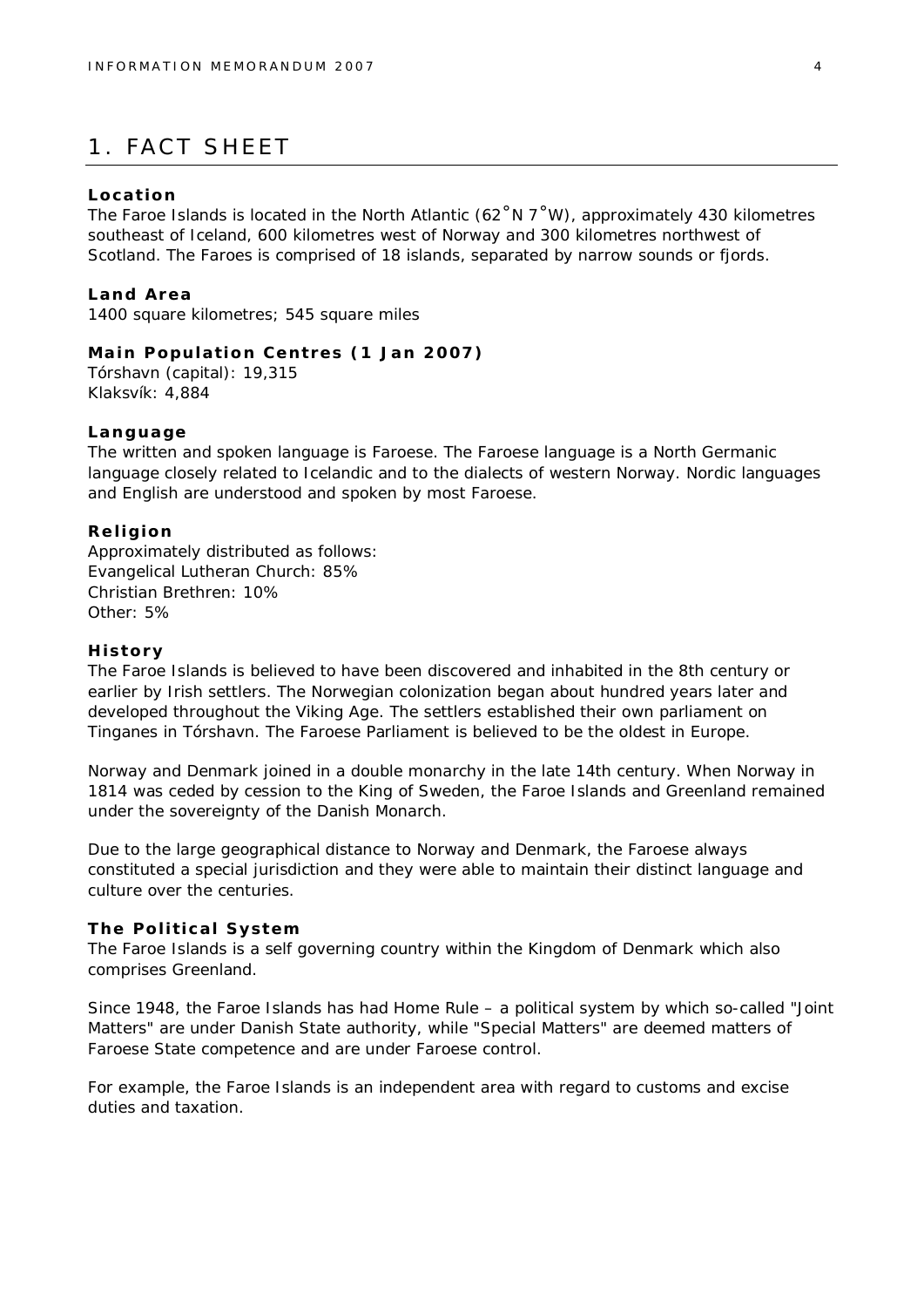# 1. FACT SHEET

**Location**
The Faroe Islands is located in the North Atlantic (62˚N 7˚W), approximately 430 kilometres southeast of Iceland, 600 kilometres west of Norway and 300 kilometres northwest of Scotland. The Faroes is comprised of 18 islands, separated by narrow sounds or fjords.

**Land Area**
1400 square kilometres; 545 square miles

**Main Population Centres (1 Jan 2007)**
Tórshavn (capital): 19,315
Klaksvík: 4,884

**Language**
The written and spoken language is Faroese. The Faroese language is a North Germanic language closely related to Icelandic and to the dialects of western Norway. Nordic languages and English are understood and spoken by most Faroese.

**Religion**
Approximately distributed as follows:
Evangelical Lutheran Church: 85%
Christian Brethren: 10%
Other: 5%

**History**
The Faroe Islands is believed to have been discovered and inhabited in the 8th century or earlier by Irish settlers. The Norwegian colonization began about hundred years later and developed throughout the Viking Age. The settlers established their own parliament on Tinganes in Tórshavn. The Faroese Parliament is believed to be the oldest in Europe.

Norway and Denmark joined in a double monarchy in the late 14th century. When Norway in 1814 was ceded by cession to the King of Sweden, the Faroe Islands and Greenland remained under the sovereignty of the Danish Monarch.

Due to the large geographical distance to Norway and Denmark, the Faroese always constituted a special jurisdiction and they were able to maintain their distinct language and culture over the centuries.

**The Political System**
The Faroe Islands is a self governing country within the Kingdom of Denmark which also comprises Greenland.

Since 1948, the Faroe Islands has had Home Rule – a political system by which so-called "Joint Matters" are under Danish State authority, while "Special Matters" are deemed matters of Faroese State competence and are under Faroese control.

For example, the Faroe Islands is an independent area with regard to customs and excise duties and taxation.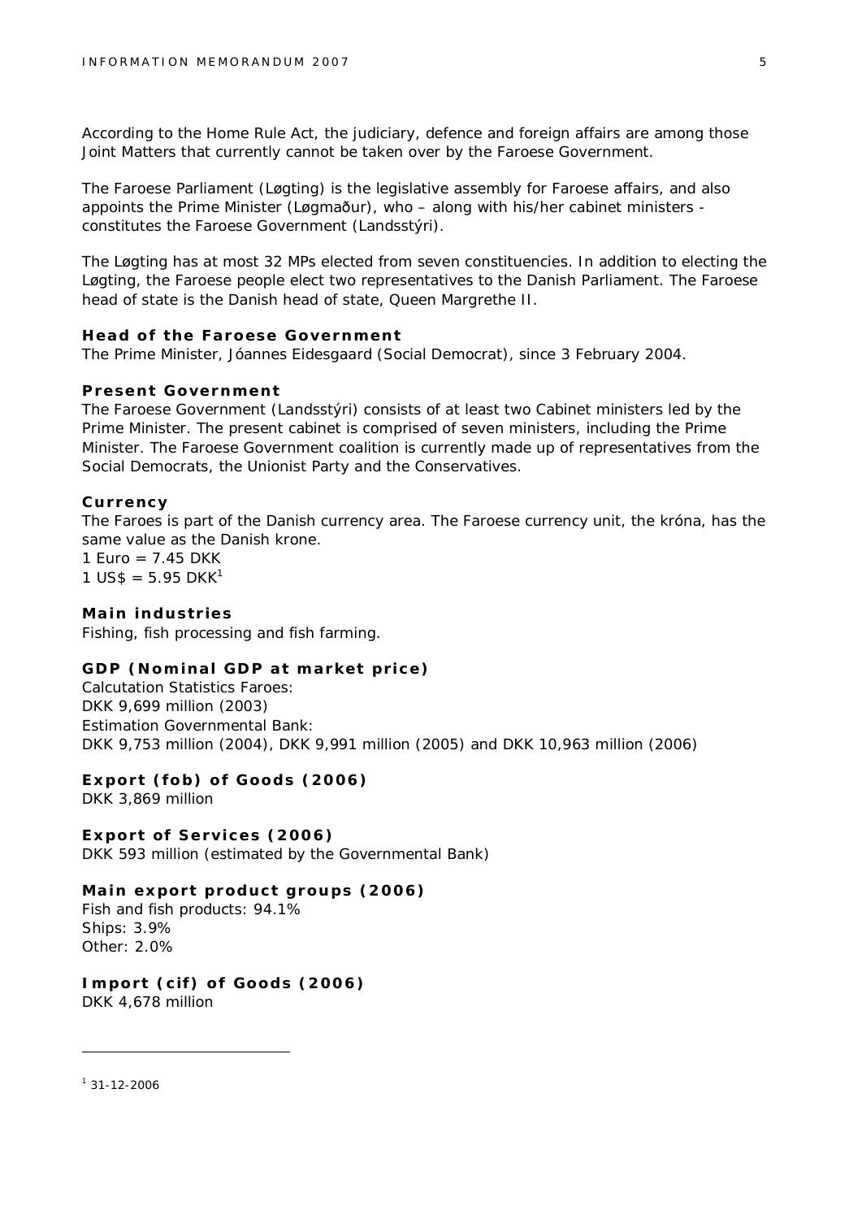According to the Home Rule Act, the judiciary, defence and foreign affairs are among those Joint Matters that currently cannot be taken over by the Faroese Government.

The Faroese Parliament (Løgting) is the legislative assembly for Faroese affairs, and also appoints the Prime Minister (Løgmaður), who – along with his/her cabinet ministers - constitutes the Faroese Government (Landsstýri).

The Løgting has at most 32 MPs elected from seven constituencies. In addition to electing the Løgting, the Faroese people elect two representatives to the Danish Parliament. The Faroese head of state is the Danish head of state, Queen Margrethe II.

### Head of the Faroese Government

The Prime Minister, Jóannes Eidesgaard (Social Democrat), since 3 February 2004.

### Present Government

The Faroese Government (Landsstýri) consists of at least two Cabinet ministers led by the Prime Minister. The present cabinet is comprised of seven ministers, including the Prime Minister. The Faroese Government coalition is currently made up of representatives from the Social Democrats, the Unionist Party and the Conservatives.

### Currency

The Faroes is part of the Danish currency area. The Faroese currency unit, the króna, has the same value as the Danish krone.
1 Euro = 7.45 DKK
1 US$ = 5.95 DKK[1]

### Main industries

Fishing, fish processing and fish farming.

### GDP (Nominal GDP at market price)

Calcutation Statistics Faroes:
DKK 9,699 million (2003)
Estimation Governmental Bank:
DKK 9,753 million (2004), DKK 9,991 million (2005) and DKK 10,963 million (2006)

### Export (fob) of Goods (2006)

DKK 3,869 million

### Export of Services (2006)

DKK 593 million (estimated by the Governmental Bank)

### Main export product groups (2006)

Fish and fish products: 94.1%
Ships: 3.9%
Other: 2.0%

### Import (cif) of Goods (2006)

DKK 4,678 million

---

[1] 31-12-2006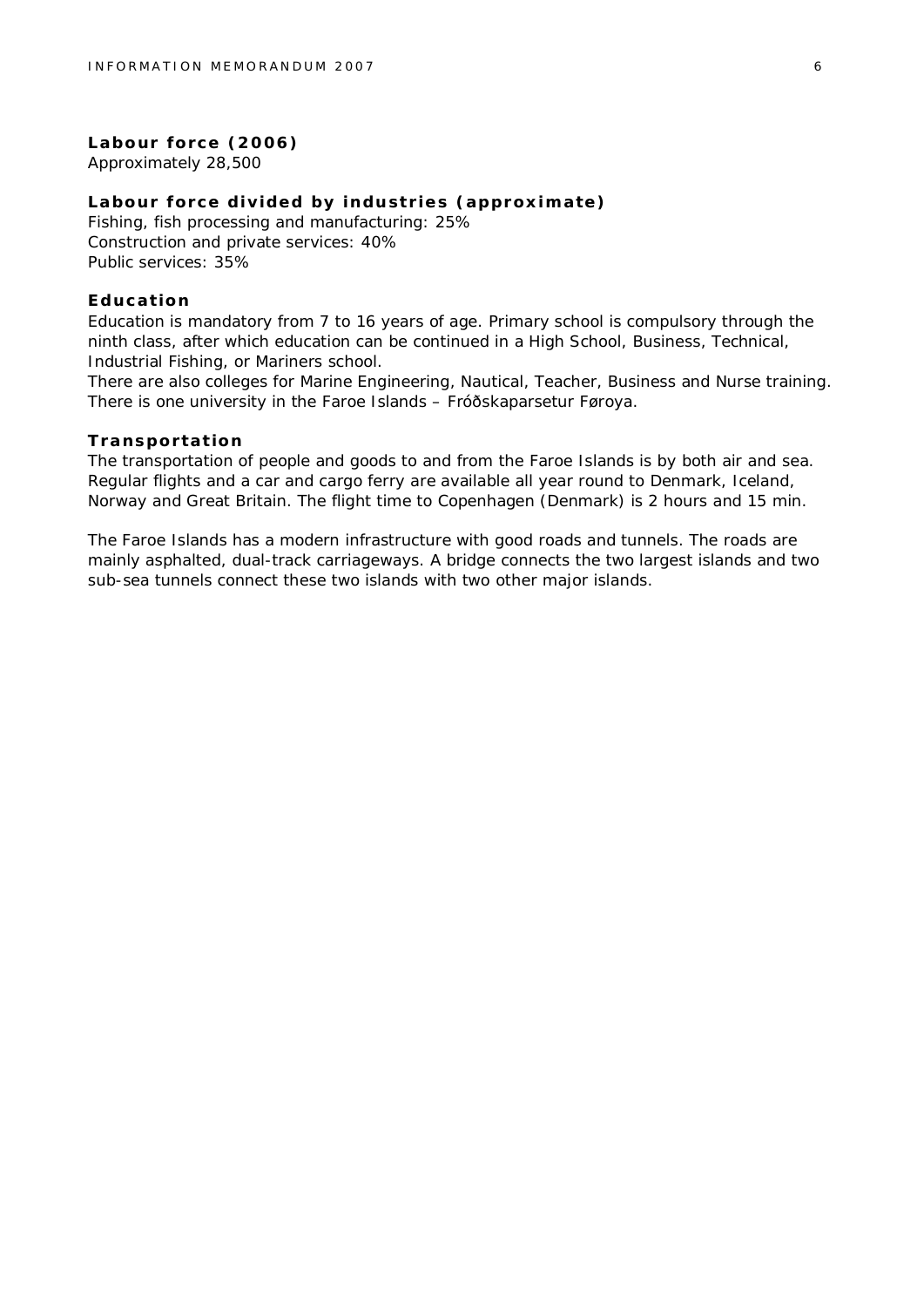### Labour force (2006)

Approximately 28,500

### Labour force divided by industries (approximate)

Fishing, fish processing and manufacturing: 25%
Construction and private services: 40%
Public services: 35%

### Education

Education is mandatory from 7 to 16 years of age. Primary school is compulsory through the ninth class, after which education can be continued in a High School, Business, Technical, Industrial Fishing, or Mariners school.
There are also colleges for Marine Engineering, Nautical, Teacher, Business and Nurse training. There is one university in the Faroe Islands – Fróðskaparsetur Føroya.

### Transportation

The transportation of people and goods to and from the Faroe Islands is by both air and sea. Regular flights and a car and cargo ferry are available all year round to Denmark, Iceland, Norway and Great Britain. The flight time to Copenhagen (Denmark) is 2 hours and 15 min.

The Faroe Islands has a modern infrastructure with good roads and tunnels. The roads are mainly asphalted, dual-track carriageways. A bridge connects the two largest islands and two sub-sea tunnels connect these two islands with two other major islands.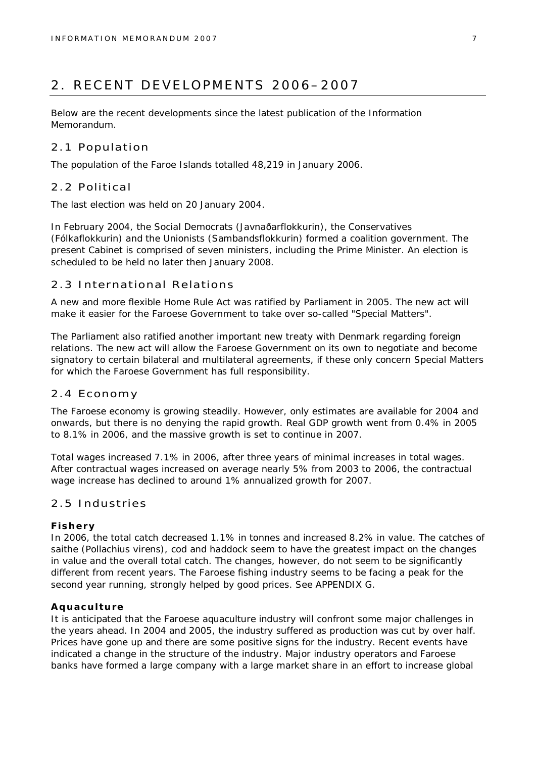## 2. RECENT DEVELOPMENTS 2006–2007

Below are the recent developments since the latest publication of the Information Memorandum.

### 2.1 Population

The population of the Faroe Islands totalled 48,219 in January 2006.

### 2.2 Political

The last election was held on 20 January 2004.

In February 2004, the Social Democrats (Javnaðarflokkurin), the Conservatives (Fólkaflokkurin) and the Unionists (Sambandsflokkurin) formed a coalition government. The present Cabinet is comprised of seven ministers, including the Prime Minister. An election is scheduled to be held no later then January 2008.

### 2.3 International Relations

A new and more flexible Home Rule Act was ratified by Parliament in 2005. The new act will make it easier for the Faroese Government to take over so-called "Special Matters".

The Parliament also ratified another important new treaty with Denmark regarding foreign relations. The new act will allow the Faroese Government on its own to negotiate and become signatory to certain bilateral and multilateral agreements, if these only concern Special Matters for which the Faroese Government has full responsibility.

### 2.4 Economy

The Faroese economy is growing steadily. However, only estimates are available for 2004 and onwards, but there is no denying the rapid growth. Real GDP growth went from 0.4% in 2005 to 8.1% in 2006, and the massive growth is set to continue in 2007.

Total wages increased 7.1% in 2006, after three years of minimal increases in total wages. After contractual wages increased on average nearly 5% from 2003 to 2006, the contractual wage increase has declined to around 1% annualized growth for 2007.

### 2.5 Industries

**Fishery**
In 2006, the total catch decreased 1.1% in tonnes and increased 8.2% in value. The catches of saithe (Pollachius virens), cod and haddock seem to have the greatest impact on the changes in value and the overall total catch. The changes, however, do not seem to be significantly different from recent years. The Faroese fishing industry seems to be facing a peak for the second year running, strongly helped by good prices. See APPENDIX G.

**Aquaculture**
It is anticipated that the Faroese aquaculture industry will confront some major challenges in the years ahead. In 2004 and 2005, the industry suffered as production was cut by over half. Prices have gone up and there are some positive signs for the industry. Recent events have indicated a change in the structure of the industry. Major industry operators and Faroese banks have formed a large company with a large market share in an effort to increase global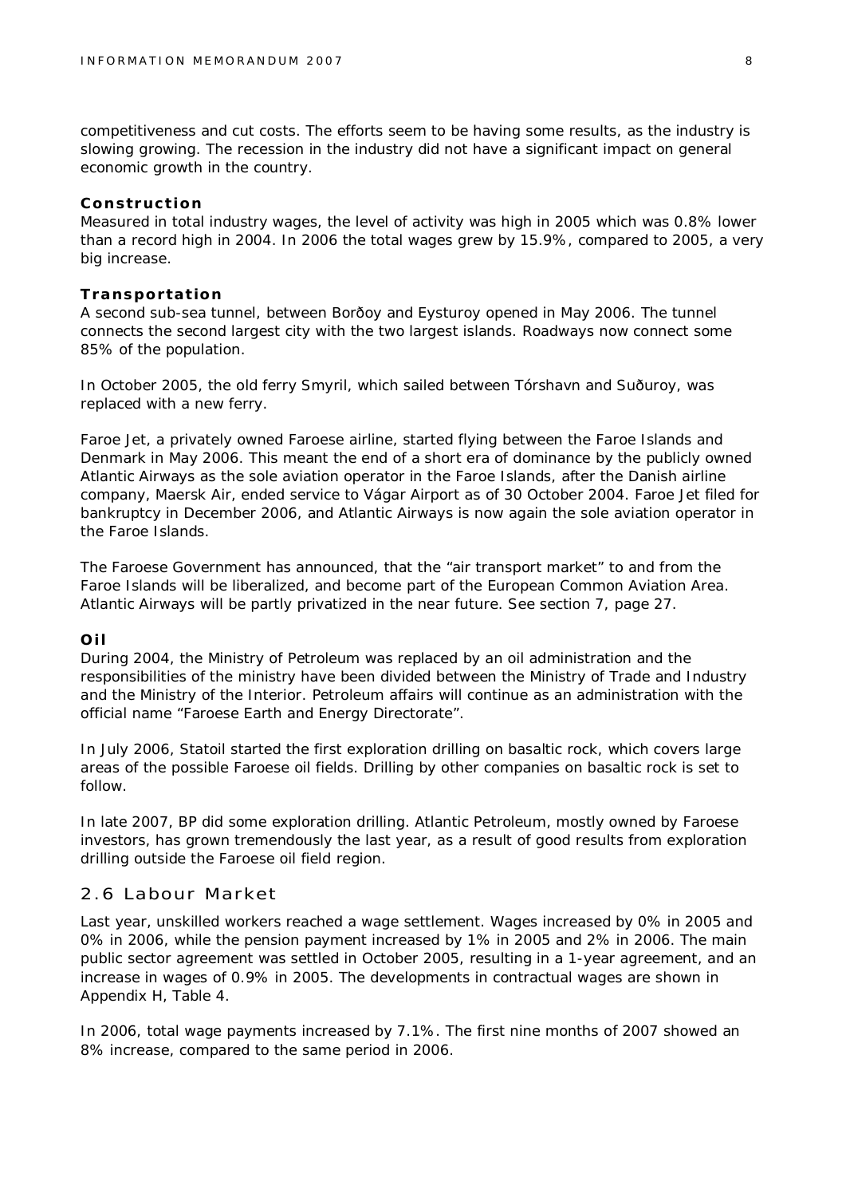competitiveness and cut costs. The efforts seem to be having some results, as the industry is slowing growing. The recession in the industry did not have a significant impact on general economic growth in the country.

### Construction

Measured in total industry wages, the level of activity was high in 2005 which was 0.8% lower than a record high in 2004. In 2006 the total wages grew by 15.9%, compared to 2005, a very big increase.

### Transportation

A second sub-sea tunnel, between Borðoy and Eysturoy opened in May 2006. The tunnel connects the second largest city with the two largest islands. Roadways now connect some 85% of the population.

In October 2005, the old ferry Smyril, which sailed between Tórshavn and Suðuroy, was replaced with a new ferry.

Faroe Jet, a privately owned Faroese airline, started flying between the Faroe Islands and Denmark in May 2006. This meant the end of a short era of dominance by the publicly owned Atlantic Airways as the sole aviation operator in the Faroe Islands, after the Danish airline company, Maersk Air, ended service to Vágar Airport as of 30 October 2004. Faroe Jet filed for bankruptcy in December 2006, and Atlantic Airways is now again the sole aviation operator in the Faroe Islands.

The Faroese Government has announced, that the "air transport market" to and from the Faroe Islands will be liberalized, and become part of the European Common Aviation Area. Atlantic Airways will be partly privatized in the near future. See section 7, page 27.

### Oil

During 2004, the Ministry of Petroleum was replaced by an oil administration and the responsibilities of the ministry have been divided between the Ministry of Trade and Industry and the Ministry of the Interior. Petroleum affairs will continue as an administration with the official name "Faroese Earth and Energy Directorate".

In July 2006, Statoil started the first exploration drilling on basaltic rock, which covers large areas of the possible Faroese oil fields. Drilling by other companies on basaltic rock is set to follow.

In late 2007, BP did some exploration drilling. Atlantic Petroleum, mostly owned by Faroese investors, has grown tremendously the last year, as a result of good results from exploration drilling outside the Faroese oil field region.

## 2.6 Labour Market

Last year, unskilled workers reached a wage settlement. Wages increased by 0% in 2005 and 0% in 2006, while the pension payment increased by 1% in 2005 and 2% in 2006. The main public sector agreement was settled in October 2005, resulting in a 1-year agreement, and an increase in wages of 0.9% in 2005. The developments in contractual wages are shown in Appendix H, Table 4.

In 2006, total wage payments increased by 7.1%. The first nine months of 2007 showed an 8% increase, compared to the same period in 2006.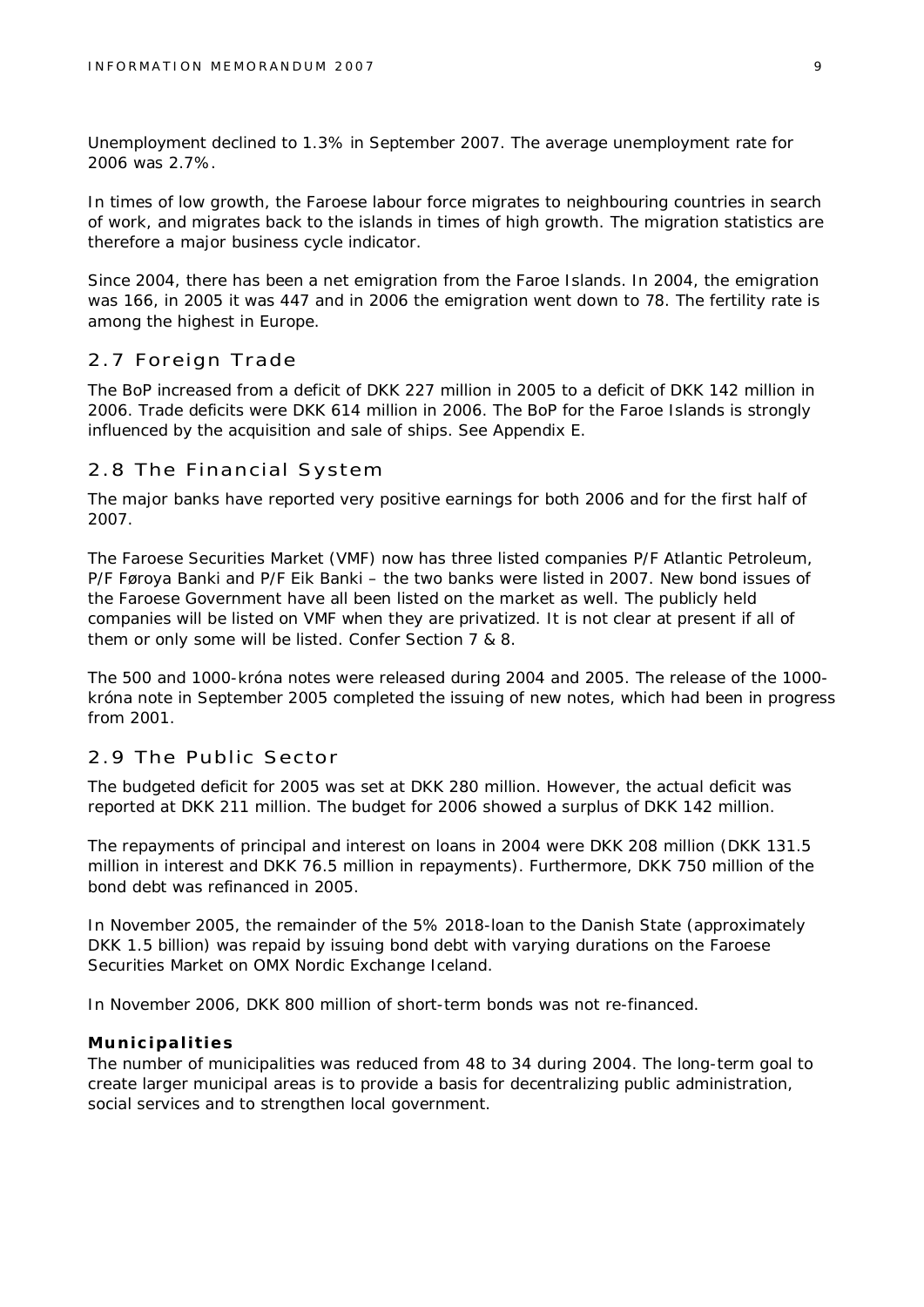Unemployment declined to 1.3% in September 2007. The average unemployment rate for 2006 was 2.7%.

In times of low growth, the Faroese labour force migrates to neighbouring countries in search of work, and migrates back to the islands in times of high growth. The migration statistics are therefore a major business cycle indicator.

Since 2004, there has been a net emigration from the Faroe Islands. In 2004, the emigration was 166, in 2005 it was 447 and in 2006 the emigration went down to 78. The fertility rate is among the highest in Europe.

## 2.7 Foreign Trade

The BoP increased from a deficit of DKK 227 million in 2005 to a deficit of DKK 142 million in 2006. Trade deficits were DKK 614 million in 2006. The BoP for the Faroe Islands is strongly influenced by the acquisition and sale of ships. See Appendix E.

## 2.8 The Financial System

The major banks have reported very positive earnings for both 2006 and for the first half of 2007.

The Faroese Securities Market (VMF) now has three listed companies P/F Atlantic Petroleum, P/F Føroya Banki and P/F Eik Banki – the two banks were listed in 2007. New bond issues of the Faroese Government have all been listed on the market as well. The publicly held companies will be listed on VMF when they are privatized. It is not clear at present if all of them or only some will be listed. Confer Section 7 & 8.

The 500 and 1000-króna notes were released during 2004 and 2005. The release of the 1000-króna note in September 2005 completed the issuing of new notes, which had been in progress from 2001.

## 2.9 The Public Sector

The budgeted deficit for 2005 was set at DKK 280 million. However, the actual deficit was reported at DKK 211 million. The budget for 2006 showed a surplus of DKK 142 million.

The repayments of principal and interest on loans in 2004 were DKK 208 million (DKK 131.5 million in interest and DKK 76.5 million in repayments). Furthermore, DKK 750 million of the bond debt was refinanced in 2005.

In November 2005, the remainder of the 5% 2018-loan to the Danish State (approximately DKK 1.5 billion) was repaid by issuing bond debt with varying durations on the Faroese Securities Market on OMX Nordic Exchange Iceland.

In November 2006, DKK 800 million of short-term bonds was not re-financed.

**Municipalities**

The number of municipalities was reduced from 48 to 34 during 2004. The long-term goal to create larger municipal areas is to provide a basis for decentralizing public administration, social services and to strengthen local government.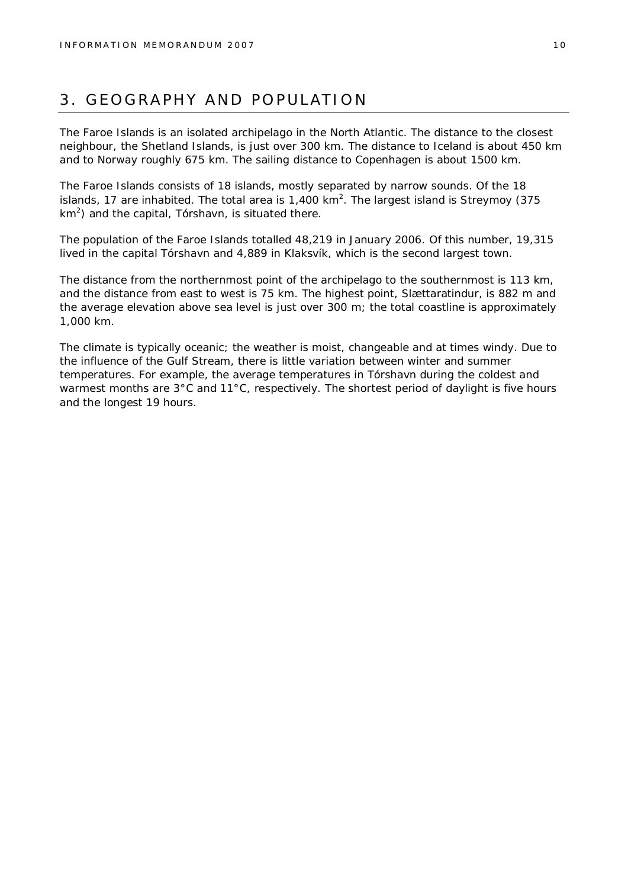# 3. GEOGRAPHY AND POPULATION

The Faroe Islands is an isolated archipelago in the North Atlantic. The distance to the closest neighbour, the Shetland Islands, is just over 300 km. The distance to Iceland is about 450 km and to Norway roughly 675 km. The sailing distance to Copenhagen is about 1500 km.

The Faroe Islands consists of 18 islands, mostly separated by narrow sounds. Of the 18 islands, 17 are inhabited. The total area is 1,400 $km^2$. The largest island is Streymoy (375 $km^2$) and the capital, Tórshavn, is situated there.

The population of the Faroe Islands totalled 48,219 in January 2006. Of this number, 19,315 lived in the capital Tórshavn and 4,889 in Klaksvík, which is the second largest town.

The distance from the northernmost point of the archipelago to the southernmost is 113 km, and the distance from east to west is 75 km. The highest point, Slættaratindur, is 882 m and the average elevation above sea level is just over 300 m; the total coastline is approximately 1,000 km.

The climate is typically oceanic; the weather is moist, changeable and at times windy. Due to the influence of the Gulf Stream, there is little variation between winter and summer temperatures. For example, the average temperatures in Tórshavn during the coldest and warmest months are 3°C and 11°C, respectively. The shortest period of daylight is five hours and the longest 19 hours.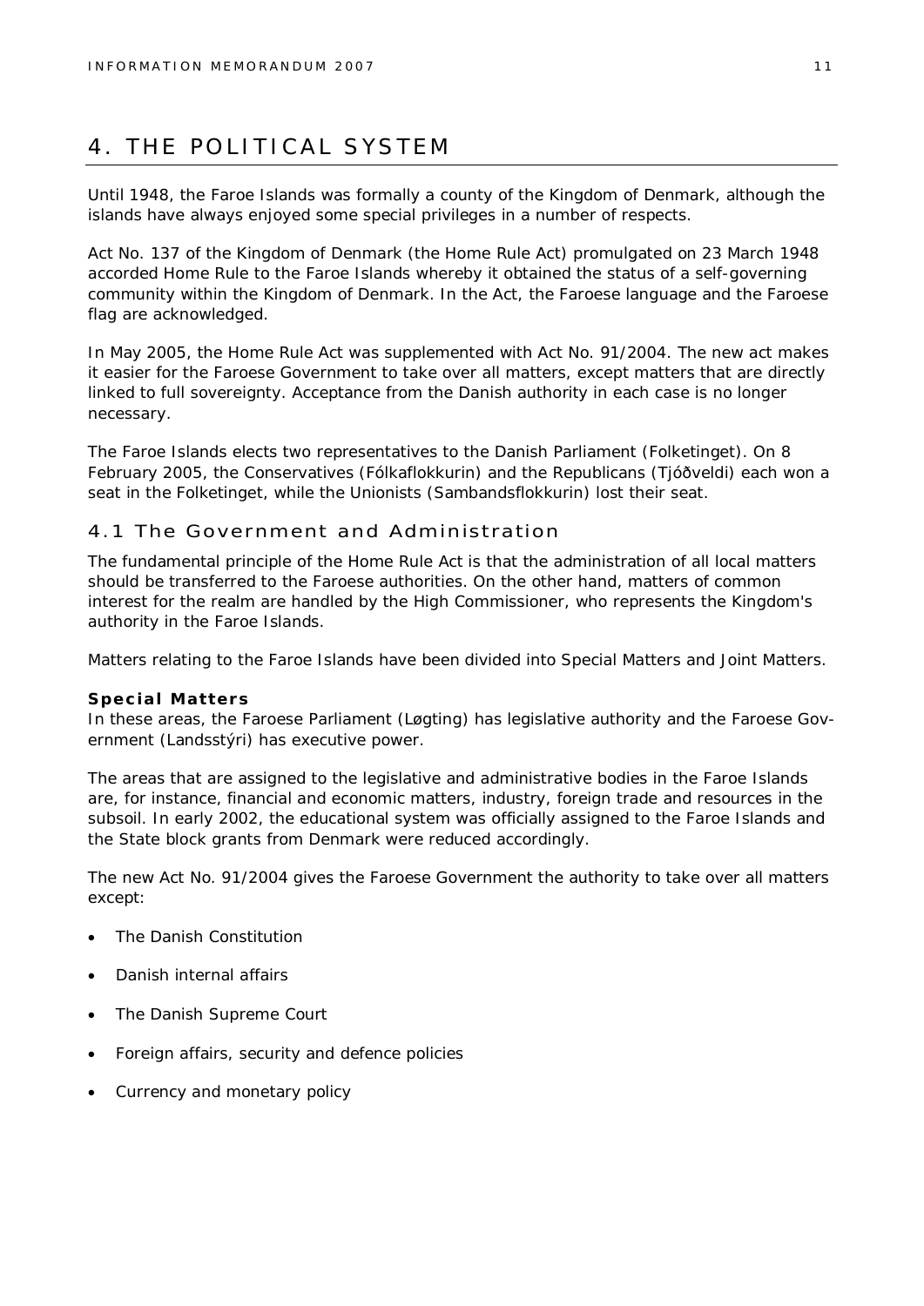# 4. THE POLITICAL SYSTEM

Until 1948, the Faroe Islands was formally a county of the Kingdom of Denmark, although the islands have always enjoyed some special privileges in a number of respects.

Act No. 137 of the Kingdom of Denmark (the Home Rule Act) promulgated on 23 March 1948 accorded Home Rule to the Faroe Islands whereby it obtained the status of a self-governing community within the Kingdom of Denmark. In the Act, the Faroese language and the Faroese flag are acknowledged.

In May 2005, the Home Rule Act was supplemented with Act No. 91/2004. The new act makes it easier for the Faroese Government to take over all matters, except matters that are directly linked to full sovereignty. Acceptance from the Danish authority in each case is no longer necessary.

The Faroe Islands elects two representatives to the Danish Parliament (Folketinget). On 8 February 2005, the Conservatives (Fólkaflokkurin) and the Republicans (Tjóðveldi) each won a seat in the Folketinget, while the Unionists (Sambandsflokkurin) lost their seat.

## 4.1 The Government and Administration

The fundamental principle of the Home Rule Act is that the administration of all local matters should be transferred to the Faroese authorities. On the other hand, matters of common interest for the realm are handled by the High Commissioner, who represents the Kingdom's authority in the Faroe Islands.

Matters relating to the Faroe Islands have been divided into Special Matters and Joint Matters.

**Special Matters**

In these areas, the Faroese Parliament (Løgting) has legislative authority and the Faroese Government (Landsstýri) has executive power.

The areas that are assigned to the legislative and administrative bodies in the Faroe Islands are, for instance, financial and economic matters, industry, foreign trade and resources in the subsoil. In early 2002, the educational system was officially assigned to the Faroe Islands and the State block grants from Denmark were reduced accordingly.

The new Act No. 91/2004 gives the Faroese Government the authority to take over all matters except:

- The Danish Constitution
- Danish internal affairs
- The Danish Supreme Court
- Foreign affairs, security and defence policies
- Currency and monetary policy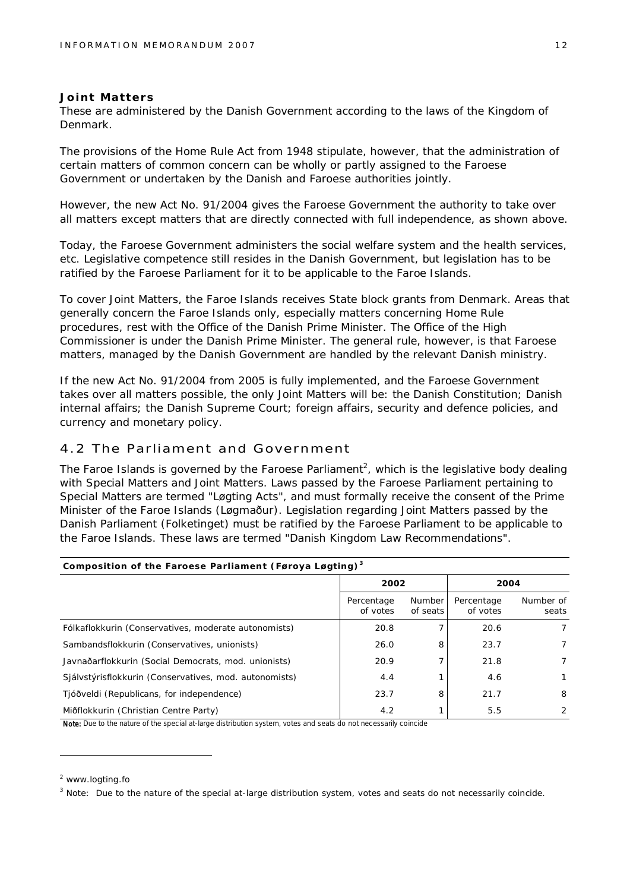### Joint Matters

These are administered by the Danish Government according to the laws of the Kingdom of Denmark.

The provisions of the Home Rule Act from 1948 stipulate, however, that the administration of certain matters of common concern can be wholly or partly assigned to the Faroese Government or undertaken by the Danish and Faroese authorities jointly.

However, the new Act No. 91/2004 gives the Faroese Government the authority to take over all matters except matters that are directly connected with full independence, as shown above.

Today, the Faroese Government administers the social welfare system and the health services, etc. Legislative competence still resides in the Danish Government, but legislation has to be ratified by the Faroese Parliament for it to be applicable to the Faroe Islands.

To cover Joint Matters, the Faroe Islands receives State block grants from Denmark. Areas that generally concern the Faroe Islands only, especially matters concerning Home Rule procedures, rest with the Office of the Danish Prime Minister. The Office of the High Commissioner is under the Danish Prime Minister. The general rule, however, is that Faroese matters, managed by the Danish Government are handled by the relevant Danish ministry.

If the new Act No. 91/2004 from 2005 is fully implemented, and the Faroese Government takes over all matters possible, the only Joint Matters will be: the Danish Constitution; Danish internal affairs; the Danish Supreme Court; foreign affairs, security and defence policies, and currency and monetary policy.

## 4.2 The Parliament and Government

The Faroe Islands is governed by the Faroese Parliament[2], which is the legislative body dealing with Special Matters and Joint Matters. Laws passed by the Faroese Parliament pertaining to Special Matters are termed "Løgting Acts", and must formally receive the consent of the Prime Minister of the Faroe Islands (Løgmaður). Legislation regarding Joint Matters passed by the Danish Parliament (Folketinget) must be ratified by the Faroese Parliament to be applicable to the Faroe Islands. These laws are termed "Danish Kingdom Law Recommendations".

**Composition of the Faroese Parliament (Føroya Løgting)[3]**

| | 2002 | | 2004 | |
|---|---|---|---|---|
| | Percentage of votes | Number of seats | Percentage of votes | Number of seats |
| Fólkaflokkurin (Conservatives, moderate autonomists) | 20.8 | 7 | 20.6 | 7 |
| Sambandsflokkurin (Conservatives, unionists) | 26.0 | 8 | 23.7 | 7 |
| Javnaðarflokkurin (Social Democrats, mod. unionists) | 20.9 | 7 | 21.8 | 7 |
| Sjálvstýrisflokkurin (Conservatives, mod. autonomists) | 4.4 | 1 | 4.6 | 1 |
| Tjóðveldi (Republicans, for independence) | 23.7 | 8 | 21.7 | 8 |
| Miðflokkurin (Christian Centre Party) | 4.2 | 1 | 5.5 | 2 |

**Note:** Due to the nature of the special at-large distribution system, votes and seats do not necessarily coincide

---

[2] www.logting.fo

[3] Note: Due to the nature of the special at-large distribution system, votes and seats do not necessarily coincide.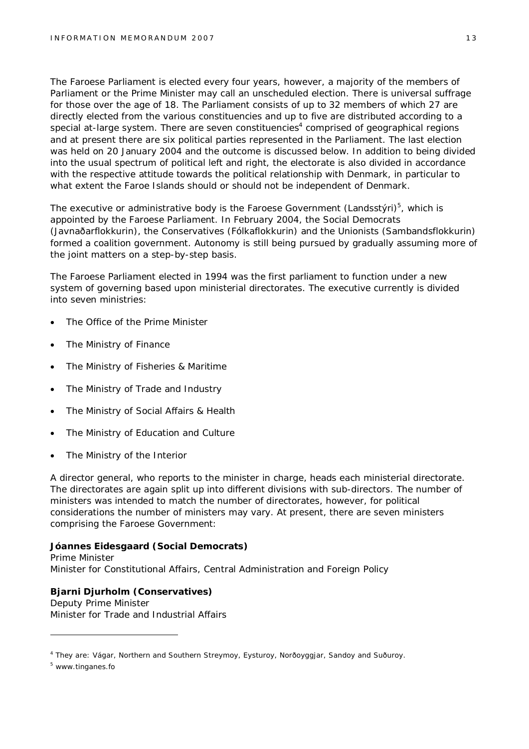The Faroese Parliament is elected every four years, however, a majority of the members of Parliament or the Prime Minister may call an unscheduled election. There is universal suffrage for those over the age of 18. The Parliament consists of up to 32 members of which 27 are directly elected from the various constituencies and up to five are distributed according to a special at-large system. There are seven constituencies[4] comprised of geographical regions and at present there are six political parties represented in the Parliament. The last election was held on 20 January 2004 and the outcome is discussed below. In addition to being divided into the usual spectrum of political left and right, the electorate is also divided in accordance with the respective attitude towards the political relationship with Denmark, in particular to what extent the Faroe Islands should or should not be independent of Denmark.

The executive or administrative body is the Faroese Government (Landsstýri)[5], which is appointed by the Faroese Parliament. In February 2004, the Social Democrats (Javnaðarflokkurin), the Conservatives (Fólkaflokkurin) and the Unionists (Sambandsflokkurin) formed a coalition government. Autonomy is still being pursued by gradually assuming more of the joint matters on a step-by-step basis.

The Faroese Parliament elected in 1994 was the first parliament to function under a new system of governing based upon ministerial directorates. The executive currently is divided into seven ministries:

- The Office of the Prime Minister
- The Ministry of Finance
- The Ministry of Fisheries & Maritime
- The Ministry of Trade and Industry
- The Ministry of Social Affairs & Health
- The Ministry of Education and Culture
- The Ministry of the Interior

A director general, who reports to the minister in charge, heads each ministerial directorate. The directorates are again split up into different divisions with sub-directors. The number of ministers was intended to match the number of directorates, however, for political considerations the number of ministers may vary. At present, there are seven ministers comprising the Faroese Government:

**Jóannes Eidesgaard (Social Democrats)**
Prime Minister
Minister for Constitutional Affairs, Central Administration and Foreign Policy

**Bjarni Djurholm (Conservatives)**
Deputy Prime Minister
Minister for Trade and Industrial Affairs

---

[4] They are: Vágar, Northern and Southern Streymoy, Eysturoy, Norðoyggjar, Sandoy and Suðuroy.

[5] www.tinganes.fo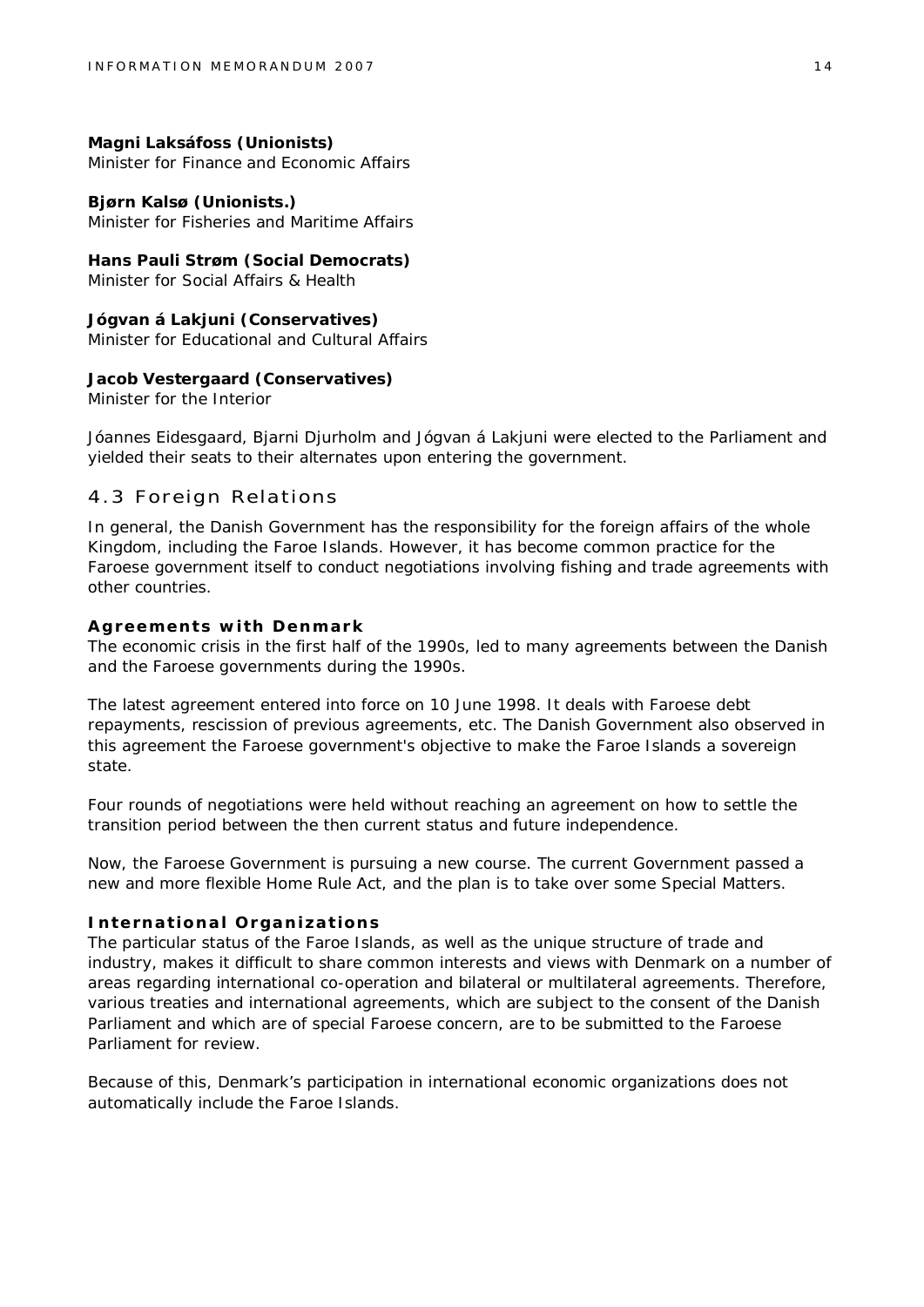**Magni Laksáfoss (Unionists)**
Minister for Finance and Economic Affairs

**Bjørn Kalsø (Unionists.)**
Minister for Fisheries and Maritime Affairs

**Hans Pauli Strøm (Social Democrats)**
Minister for Social Affairs & Health

**Jógvan á Lakjuni (Conservatives)**
Minister for Educational and Cultural Affairs

**Jacob Vestergaard (Conservatives)**
Minister for the Interior

Jóannes Eidesgaard, Bjarni Djurholm and Jógvan á Lakjuni were elected to the Parliament and yielded their seats to their alternates upon entering the government.

## 4.3 Foreign Relations

In general, the Danish Government has the responsibility for the foreign affairs of the whole Kingdom, including the Faroe Islands. However, it has become common practice for the Faroese government itself to conduct negotiations involving fishing and trade agreements with other countries.

### Agreements with Denmark

The economic crisis in the first half of the 1990s, led to many agreements between the Danish and the Faroese governments during the 1990s.

The latest agreement entered into force on 10 June 1998. It deals with Faroese debt repayments, rescission of previous agreements, etc. The Danish Government also observed in this agreement the Faroese government's objective to make the Faroe Islands a sovereign state.

Four rounds of negotiations were held without reaching an agreement on how to settle the transition period between the then current status and future independence.

Now, the Faroese Government is pursuing a new course. The current Government passed a new and more flexible Home Rule Act, and the plan is to take over some Special Matters.

### International Organizations

The particular status of the Faroe Islands, as well as the unique structure of trade and industry, makes it difficult to share common interests and views with Denmark on a number of areas regarding international co-operation and bilateral or multilateral agreements. Therefore, various treaties and international agreements, which are subject to the consent of the Danish Parliament and which are of special Faroese concern, are to be submitted to the Faroese Parliament for review.

Because of this, Denmark's participation in international economic organizations does not automatically include the Faroe Islands.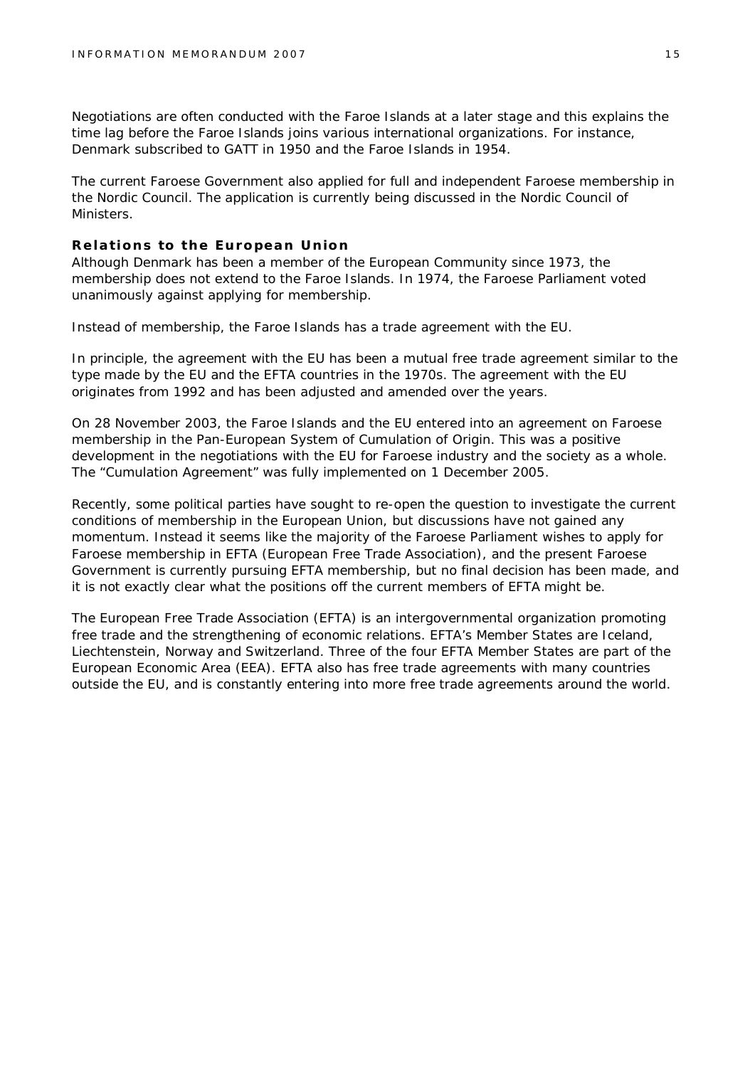Negotiations are often conducted with the Faroe Islands at a later stage and this explains the time lag before the Faroe Islands joins various international organizations. For instance, Denmark subscribed to GATT in 1950 and the Faroe Islands in 1954.

The current Faroese Government also applied for full and independent Faroese membership in the Nordic Council. The application is currently being discussed in the Nordic Council of Ministers.

**Relations to the European Union**

Although Denmark has been a member of the European Community since 1973, the membership does not extend to the Faroe Islands. In 1974, the Faroese Parliament voted unanimously against applying for membership.

Instead of membership, the Faroe Islands has a trade agreement with the EU.

In principle, the agreement with the EU has been a mutual free trade agreement similar to the type made by the EU and the EFTA countries in the 1970s. The agreement with the EU originates from 1992 and has been adjusted and amended over the years.

On 28 November 2003, the Faroe Islands and the EU entered into an agreement on Faroese membership in the Pan-European System of Cumulation of Origin. This was a positive development in the negotiations with the EU for Faroese industry and the society as a whole. The "Cumulation Agreement" was fully implemented on 1 December 2005.

Recently, some political parties have sought to re-open the question to investigate the current conditions of membership in the European Union, but discussions have not gained any momentum. Instead it seems like the majority of the Faroese Parliament wishes to apply for Faroese membership in EFTA (European Free Trade Association), and the present Faroese Government is currently pursuing EFTA membership, but no final decision has been made, and it is not exactly clear what the positions off the current members of EFTA might be.

The European Free Trade Association (EFTA) is an intergovernmental organization promoting free trade and the strengthening of economic relations. EFTA's Member States are Iceland, Liechtenstein, Norway and Switzerland. Three of the four EFTA Member States are part of the European Economic Area (EEA). EFTA also has free trade agreements with many countries outside the EU, and is constantly entering into more free trade agreements around the world.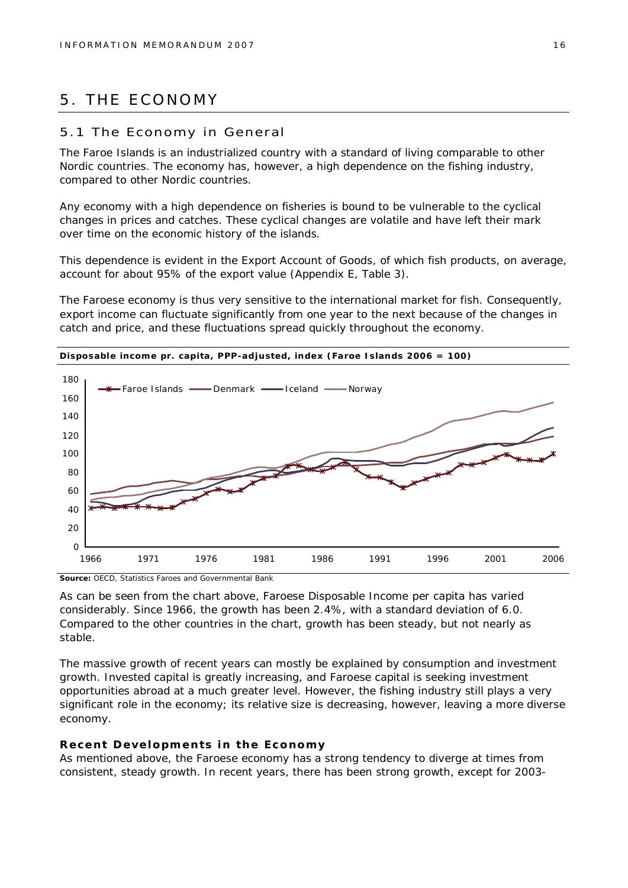# 5. THE ECONOMY

## 5.1 The Economy in General

The Faroe Islands is an industrialized country with a standard of living comparable to other Nordic countries. The economy has, however, a high dependence on the fishing industry, compared to other Nordic countries.

Any economy with a high dependence on fisheries is bound to be vulnerable to the cyclical changes in prices and catches. These cyclical changes are volatile and have left their mark over time on the economic history of the islands.

This dependence is evident in the Export Account of Goods, of which fish products, on average, account for about 95% of the export value (Appendix E, Table 3).

The Faroese economy is thus very sensitive to the international market for fish. Consequently, export income can fluctuate significantly from one year to the next because of the changes in catch and price, and these fluctuations spread quickly throughout the economy.

**Disposable income pr. capita, PPP-adjusted, index (Faroe Islands 2006 = 100)**

**Source:** OECD, Statistics Faroes and Governmental Bank

As can be seen from the chart above, Faroese Disposable Income per capita has varied considerably. Since 1966, the growth has been 2.4%, with a standard deviation of 6.0. Compared to the other countries in the chart, growth has been steady, but not nearly as stable.

The massive growth of recent years can mostly be explained by consumption and investment growth. Invested capital is greatly increasing, and Faroese capital is seeking investment opportunities abroad at a much greater level. However, the fishing industry still plays a very significant role in the economy; its relative size is decreasing, however, leaving a more diverse economy.

### Recent Developments in the Economy

As mentioned above, the Faroese economy has a strong tendency to diverge at times from consistent, steady growth. In recent years, there has been strong growth, except for 2003-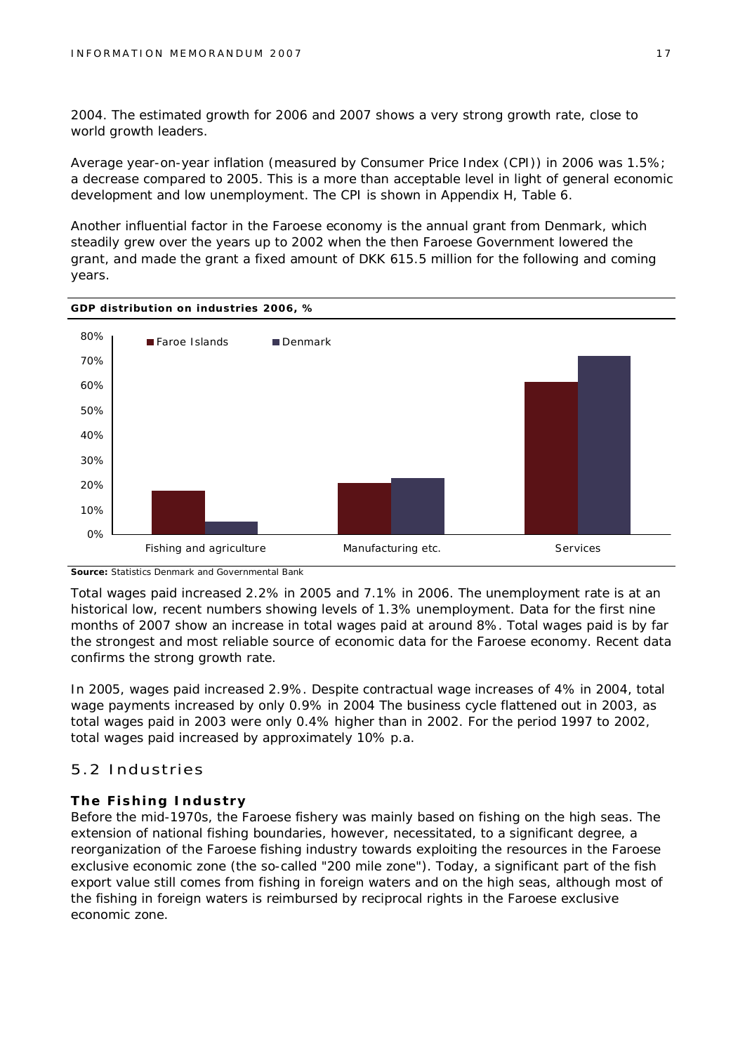2004. The estimated growth for 2006 and 2007 shows a very strong growth rate, close to world growth leaders.

Average year-on-year inflation (measured by Consumer Price Index (CPI)) in 2006 was 1.5%; a decrease compared to 2005. This is a more than acceptable level in light of general economic development and low unemployment. The CPI is shown in Appendix H, Table 6.

Another influential factor in the Faroese economy is the annual grant from Denmark, which steadily grew over the years up to 2002 when the then Faroese Government lowered the grant, and made the grant a fixed amount of DKK 615.5 million for the following and coming years.

**GDP distribution on industries 2006, %**

**Source:** Statistics Denmark and Governmental Bank

Total wages paid increased 2.2% in 2005 and 7.1% in 2006. The unemployment rate is at an historical low, recent numbers showing levels of 1.3% unemployment. Data for the first nine months of 2007 show an increase in total wages paid at around 8%. Total wages paid is by far the strongest and most reliable source of economic data for the Faroese economy. Recent data confirms the strong growth rate.

In 2005, wages paid increased 2.9%. Despite contractual wage increases of 4% in 2004, total wage payments increased by only 0.9% in 2004 The business cycle flattened out in 2003, as total wages paid in 2003 were only 0.4% higher than in 2002. For the period 1997 to 2002, total wages paid increased by approximately 10% p.a.

## 5.2 Industries

### The Fishing Industry

Before the mid-1970s, the Faroese fishery was mainly based on fishing on the high seas. The extension of national fishing boundaries, however, necessitated, to a significant degree, a reorganization of the Faroese fishing industry towards exploiting the resources in the Faroese exclusive economic zone (the so-called "200 mile zone"). Today, a significant part of the fish export value still comes from fishing in foreign waters and on the high seas, although most of the fishing in foreign waters is reimbursed by reciprocal rights in the Faroese exclusive economic zone.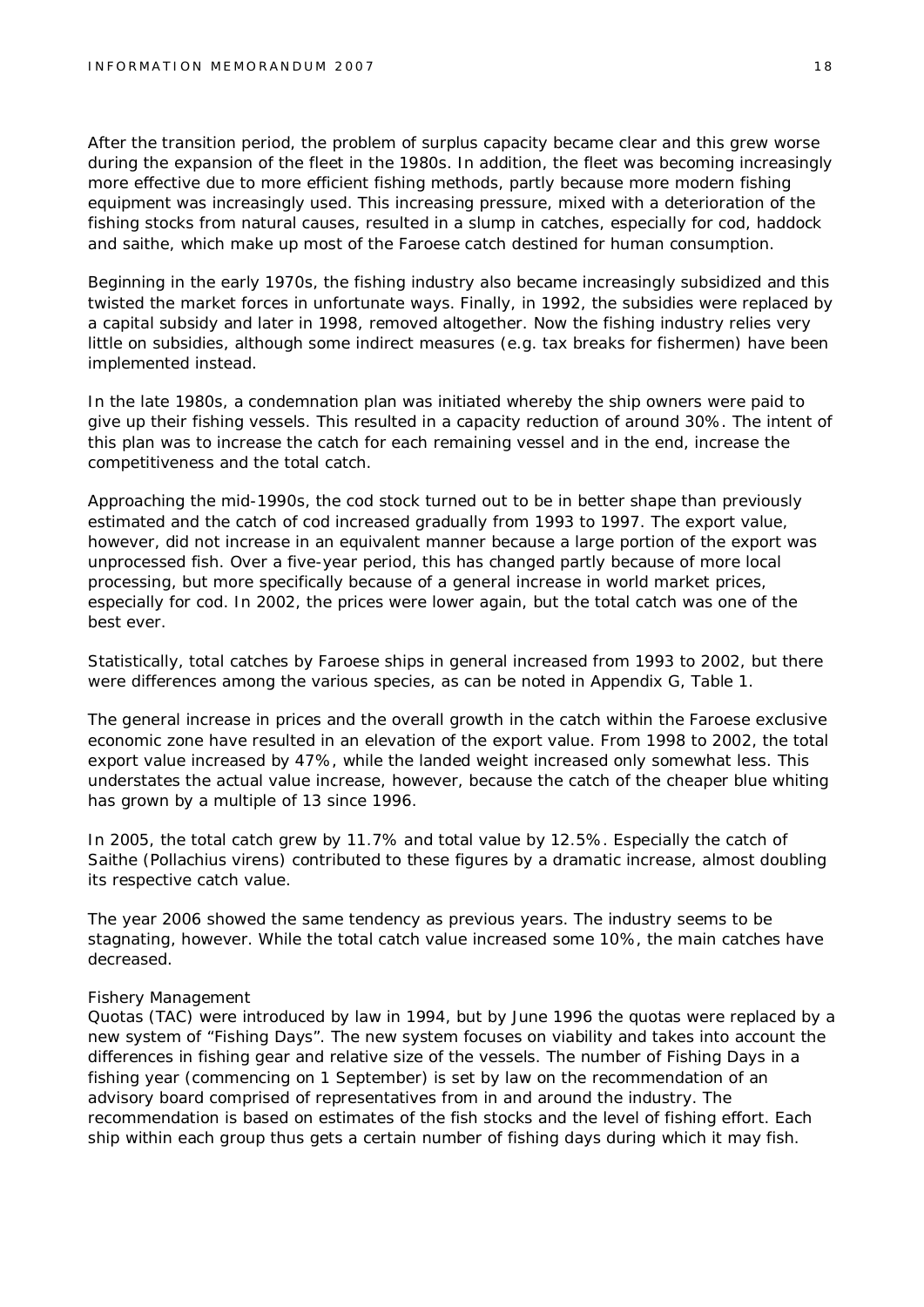After the transition period, the problem of surplus capacity became clear and this grew worse during the expansion of the fleet in the 1980s. In addition, the fleet was becoming increasingly more effective due to more efficient fishing methods, partly because more modern fishing equipment was increasingly used. This increasing pressure, mixed with a deterioration of the fishing stocks from natural causes, resulted in a slump in catches, especially for cod, haddock and saithe, which make up most of the Faroese catch destined for human consumption.

Beginning in the early 1970s, the fishing industry also became increasingly subsidized and this twisted the market forces in unfortunate ways. Finally, in 1992, the subsidies were replaced by a capital subsidy and later in 1998, removed altogether. Now the fishing industry relies very little on subsidies, although some indirect measures (e.g. tax breaks for fishermen) have been implemented instead.

In the late 1980s, a condemnation plan was initiated whereby the ship owners were paid to give up their fishing vessels. This resulted in a capacity reduction of around 30%. The intent of this plan was to increase the catch for each remaining vessel and in the end, increase the competitiveness and the total catch.

Approaching the mid-1990s, the cod stock turned out to be in better shape than previously estimated and the catch of cod increased gradually from 1993 to 1997. The export value, however, did not increase in an equivalent manner because a large portion of the export was unprocessed fish. Over a five-year period, this has changed partly because of more local processing, but more specifically because of a general increase in world market prices, especially for cod. In 2002, the prices were lower again, but the total catch was one of the best ever.

Statistically, total catches by Faroese ships in general increased from 1993 to 2002, but there were differences among the various species, as can be noted in Appendix G, Table 1.

The general increase in prices and the overall growth in the catch within the Faroese exclusive economic zone have resulted in an elevation of the export value. From 1998 to 2002, the total export value increased by 47%, while the landed weight increased only somewhat less. This understates the actual value increase, however, because the catch of the cheaper blue whiting has grown by a multiple of 13 since 1996.

In 2005, the total catch grew by 11.7% and total value by 12.5%. Especially the catch of Saithe (*Pollachius virens*) contributed to these figures by a dramatic increase, almost doubling its respective catch value.

The year 2006 showed the same tendency as previous years. The industry seems to be stagnating, however. While the total catch value increased some 10%, the main catches have decreased.

*Fishery Management*

Quotas (TAC) were introduced by law in 1994, but by June 1996 the quotas were replaced by a new system of "Fishing Days". The new system focuses on viability and takes into account the differences in fishing gear and relative size of the vessels. The number of Fishing Days in a fishing year (commencing on 1 September) is set by law on the recommendation of an advisory board comprised of representatives from in and around the industry. The recommendation is based on estimates of the fish stocks and the level of fishing effort. Each ship within each group thus gets a certain number of fishing days during which it may fish.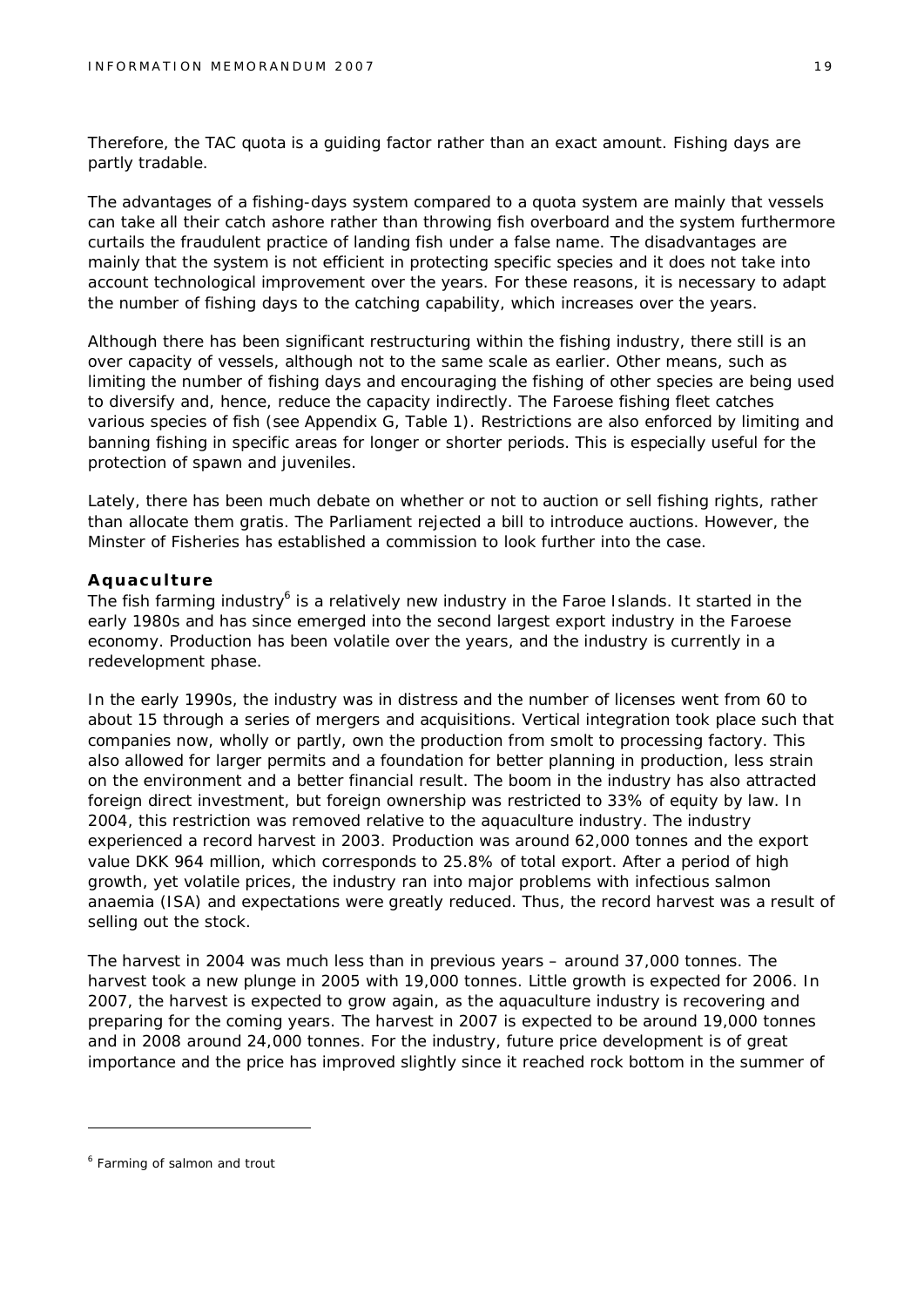Therefore, the TAC quota is a guiding factor rather than an exact amount. Fishing days are partly tradable.

The advantages of a fishing-days system compared to a quota system are mainly that vessels can take all their catch ashore rather than throwing fish overboard and the system furthermore curtails the fraudulent practice of landing fish under a false name. The disadvantages are mainly that the system is not efficient in protecting specific species and it does not take into account technological improvement over the years. For these reasons, it is necessary to adapt the number of fishing days to the catching capability, which increases over the years.

Although there has been significant restructuring within the fishing industry, there still is an over capacity of vessels, although not to the same scale as earlier. Other means, such as limiting the number of fishing days and encouraging the fishing of other species are being used to diversify and, hence, reduce the capacity indirectly. The Faroese fishing fleet catches various species of fish (see Appendix G, Table 1). Restrictions are also enforced by limiting and banning fishing in specific areas for longer or shorter periods. This is especially useful for the protection of spawn and juveniles.

Lately, there has been much debate on whether or not to auction or sell fishing rights, rather than allocate them gratis. The Parliament rejected a bill to introduce auctions. However, the Minster of Fisheries has established a commission to look further into the case.

### Aquaculture

The fish farming industry[6] is a relatively new industry in the Faroe Islands. It started in the early 1980s and has since emerged into the second largest export industry in the Faroese economy. Production has been volatile over the years, and the industry is currently in a redevelopment phase.

In the early 1990s, the industry was in distress and the number of licenses went from 60 to about 15 through a series of mergers and acquisitions. Vertical integration took place such that companies now, wholly or partly, own the production from smolt to processing factory. This also allowed for larger permits and a foundation for better planning in production, less strain on the environment and a better financial result. The boom in the industry has also attracted foreign direct investment, but foreign ownership was restricted to 33% of equity by law. In 2004, this restriction was removed relative to the aquaculture industry. The industry experienced a record harvest in 2003. Production was around 62,000 tonnes and the export value DKK 964 million, which corresponds to 25.8% of total export. After a period of high growth, yet volatile prices, the industry ran into major problems with infectious salmon anaemia (ISA) and expectations were greatly reduced. Thus, the record harvest was a result of selling out the stock.

The harvest in 2004 was much less than in previous years – around 37,000 tonnes. The harvest took a new plunge in 2005 with 19,000 tonnes. Little growth is expected for 2006. In 2007, the harvest is expected to grow again, as the aquaculture industry is recovering and preparing for the coming years. The harvest in 2007 is expected to be around 19,000 tonnes and in 2008 around 24,000 tonnes. For the industry, future price development is of great importance and the price has improved slightly since it reached rock bottom in the summer of

---

[6] Farming of salmon and trout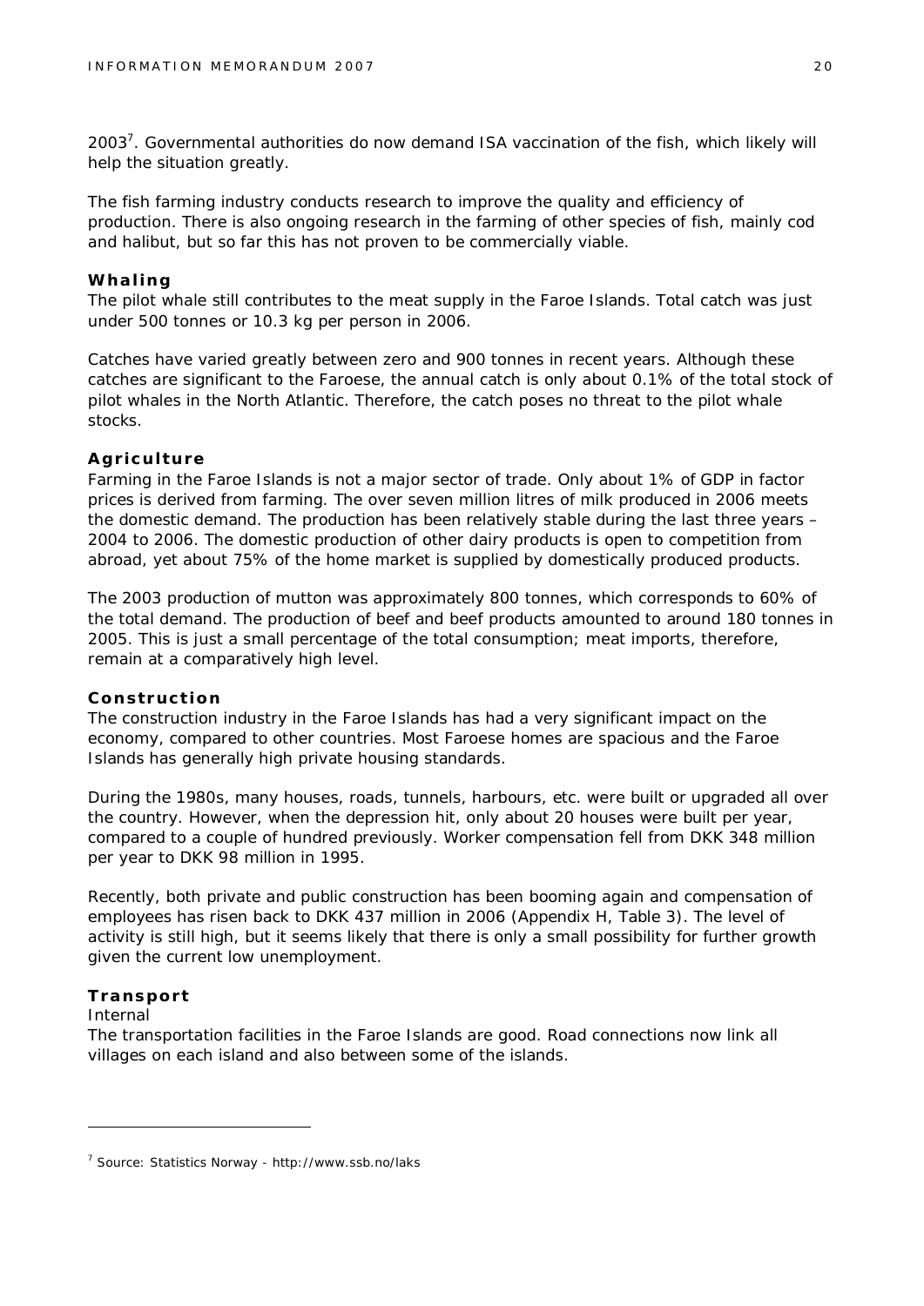2003[7]. Governmental authorities do now demand ISA vaccination of the fish, which likely will help the situation greatly.

The fish farming industry conducts research to improve the quality and efficiency of production. There is also ongoing research in the farming of other species of fish, mainly cod and halibut, but so far this has not proven to be commercially viable.

### Whaling

The pilot whale still contributes to the meat supply in the Faroe Islands. Total catch was just under 500 tonnes or 10.3 kg per person in 2006.

Catches have varied greatly between zero and 900 tonnes in recent years. Although these catches are significant to the Faroese, the annual catch is only about 0.1% of the total stock of pilot whales in the North Atlantic. Therefore, the catch poses no threat to the pilot whale stocks.

### Agriculture

Farming in the Faroe Islands is not a major sector of trade. Only about 1% of GDP in factor prices is derived from farming. The over seven million litres of milk produced in 2006 meets the domestic demand. The production has been relatively stable during the last three years – 2004 to 2006. The domestic production of other dairy products is open to competition from abroad, yet about 75% of the home market is supplied by domestically produced products.

The 2003 production of mutton was approximately 800 tonnes, which corresponds to 60% of the total demand. The production of beef and beef products amounted to around 180 tonnes in 2005. This is just a small percentage of the total consumption; meat imports, therefore, remain at a comparatively high level.

### Construction

The construction industry in the Faroe Islands has had a very significant impact on the economy, compared to other countries. Most Faroese homes are spacious and the Faroe Islands has generally high private housing standards.

During the 1980s, many houses, roads, tunnels, harbours, etc. were built or upgraded all over the country. However, when the depression hit, only about 20 houses were built per year, compared to a couple of hundred previously. Worker compensation fell from DKK 348 million per year to DKK 98 million in 1995.

Recently, both private and public construction has been booming again and compensation of employees has risen back to DKK 437 million in 2006 (Appendix H, Table 3). The level of activity is still high, but it seems likely that there is only a small possibility for further growth given the current low unemployment.

### Transport

*Internal*

The transportation facilities in the Faroe Islands are good. Road connections now link all villages on each island and also between some of the islands.

---

[7] Source: Statistics Norway - http://www.ssb.no/laks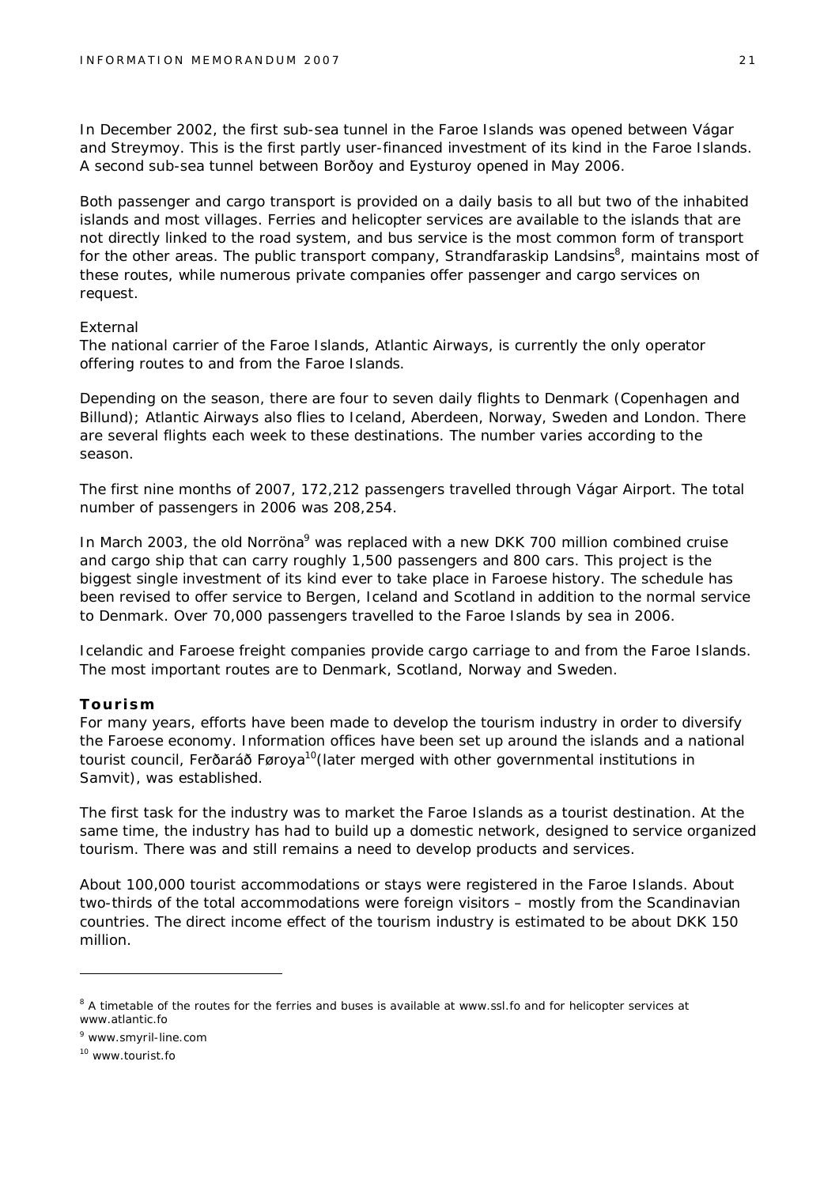In December 2002, the first sub-sea tunnel in the Faroe Islands was opened between Vágar and Streymoy. This is the first partly user-financed investment of its kind in the Faroe Islands. A second sub-sea tunnel between Borðoy and Eysturoy opened in May 2006.

Both passenger and cargo transport is provided on a daily basis to all but two of the inhabited islands and most villages. Ferries and helicopter services are available to the islands that are not directly linked to the road system, and bus service is the most common form of transport for the other areas. The public transport company, Strandfaraskip Landsins[8], maintains most of these routes, while numerous private companies offer passenger and cargo services on request.

External

The national carrier of the Faroe Islands, Atlantic Airways, is currently the only operator offering routes to and from the Faroe Islands.

Depending on the season, there are four to seven daily flights to Denmark (Copenhagen and Billund); Atlantic Airways also flies to Iceland, Aberdeen, Norway, Sweden and London. There are several flights each week to these destinations. The number varies according to the season.

The first nine months of 2007, 172,212 passengers travelled through Vágar Airport. The total number of passengers in 2006 was 208,254.

In March 2003, the old Norröna[9] was replaced with a new DKK 700 million combined cruise and cargo ship that can carry roughly 1,500 passengers and 800 cars. This project is the biggest single investment of its kind ever to take place in Faroese history. The schedule has been revised to offer service to Bergen, Iceland and Scotland in addition to the normal service to Denmark. Over 70,000 passengers travelled to the Faroe Islands by sea in 2006.

Icelandic and Faroese freight companies provide cargo carriage to and from the Faroe Islands. The most important routes are to Denmark, Scotland, Norway and Sweden.

**Tourism**

For many years, efforts have been made to develop the tourism industry in order to diversify the Faroese economy. Information offices have been set up around the islands and a national tourist council, Ferðaráð Føroya[10](later merged with other governmental institutions in Samvit), was established.

The first task for the industry was to market the Faroe Islands as a tourist destination. At the same time, the industry has had to build up a domestic network, designed to service organized tourism. There was and still remains a need to develop products and services.

About 100,000 tourist accommodations or stays were registered in the Faroe Islands. About two-thirds of the total accommodations were foreign visitors – mostly from the Scandinavian countries. The direct income effect of the tourism industry is estimated to be about DKK 150 million.

---

[8] A timetable of the routes for the ferries and buses is available at www.ssl.fo and for helicopter services at www.atlantic.fo

[9] www.smyril-line.com

[10] www.tourist.fo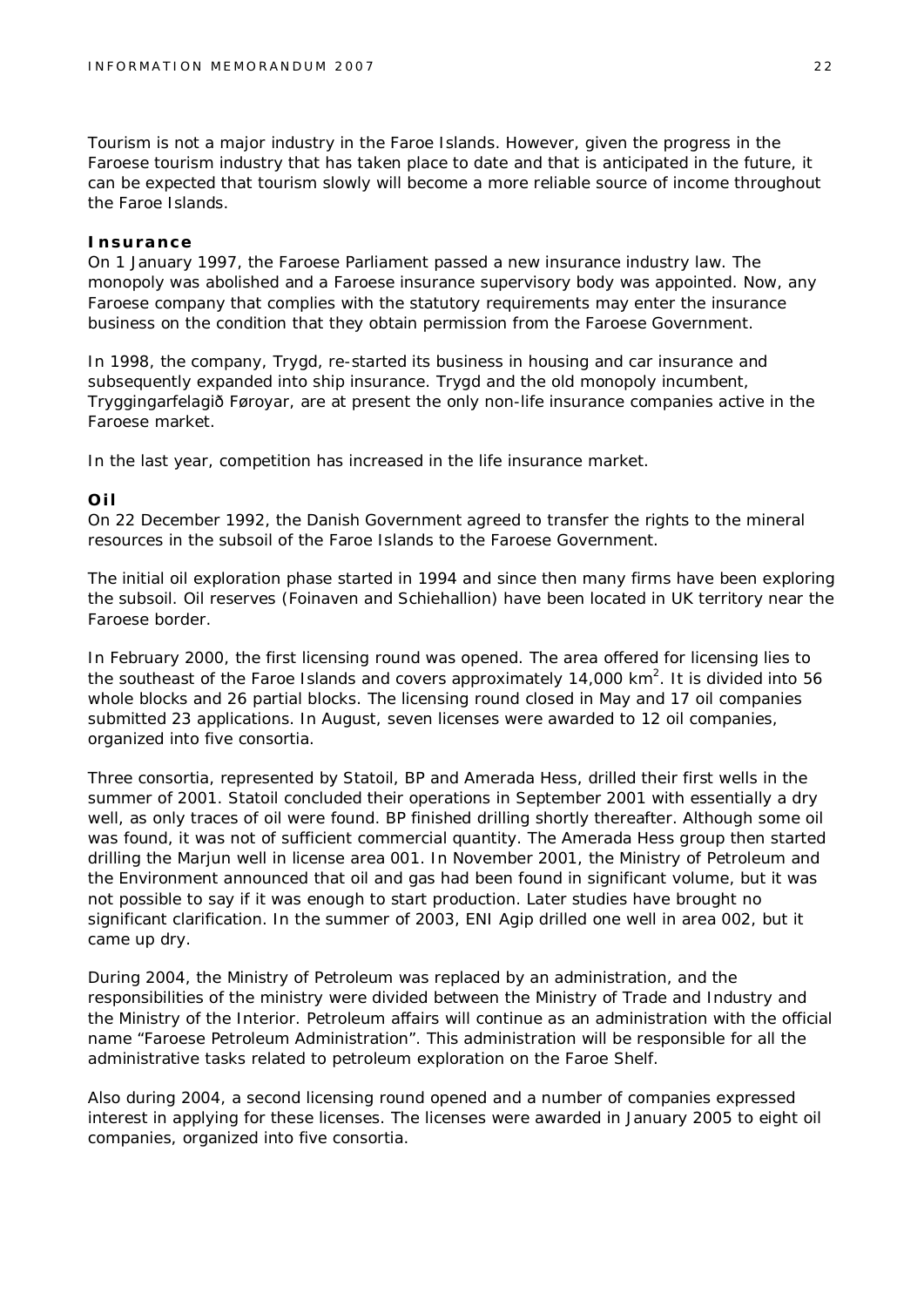Tourism is not a major industry in the Faroe Islands. However, given the progress in the Faroese tourism industry that has taken place to date and that is anticipated in the future, it can be expected that tourism slowly will become a more reliable source of income throughout the Faroe Islands.

### Insurance

On 1 January 1997, the Faroese Parliament passed a new insurance industry law. The monopoly was abolished and a Faroese insurance supervisory body was appointed. Now, any Faroese company that complies with the statutory requirements may enter the insurance business on the condition that they obtain permission from the Faroese Government.

In 1998, the company, Trygd, re-started its business in housing and car insurance and subsequently expanded into ship insurance. Trygd and the old monopoly incumbent, Tryggingarfelagið Føroyar, are at present the only non-life insurance companies active in the Faroese market.

In the last year, competition has increased in the life insurance market.

### Oil

On 22 December 1992, the Danish Government agreed to transfer the rights to the mineral resources in the subsoil of the Faroe Islands to the Faroese Government.

The initial oil exploration phase started in 1994 and since then many firms have been exploring the subsoil. Oil reserves (Foinaven and Schiehallion) have been located in UK territory near the Faroese border.

In February 2000, the first licensing round was opened. The area offered for licensing lies to the southeast of the Faroe Islands and covers approximately 14,000 km$^2$. It is divided into 56 whole blocks and 26 partial blocks. The licensing round closed in May and 17 oil companies submitted 23 applications. In August, seven licenses were awarded to 12 oil companies, organized into five consortia.

Three consortia, represented by Statoil, BP and Amerada Hess, drilled their first wells in the summer of 2001. Statoil concluded their operations in September 2001 with essentially a dry well, as only traces of oil were found. BP finished drilling shortly thereafter. Although some oil was found, it was not of sufficient commercial quantity. The Amerada Hess group then started drilling the Marjun well in license area 001. In November 2001, the Ministry of Petroleum and the Environment announced that oil and gas had been found in significant volume, but it was not possible to say if it was enough to start production. Later studies have brought no significant clarification. In the summer of 2003, ENI Agip drilled one well in area 002, but it came up dry.

During 2004, the Ministry of Petroleum was replaced by an administration, and the responsibilities of the ministry were divided between the Ministry of Trade and Industry and the Ministry of the Interior. Petroleum affairs will continue as an administration with the official name "Faroese Petroleum Administration". This administration will be responsible for all the administrative tasks related to petroleum exploration on the Faroe Shelf.

Also during 2004, a second licensing round opened and a number of companies expressed interest in applying for these licenses. The licenses were awarded in January 2005 to eight oil companies, organized into five consortia.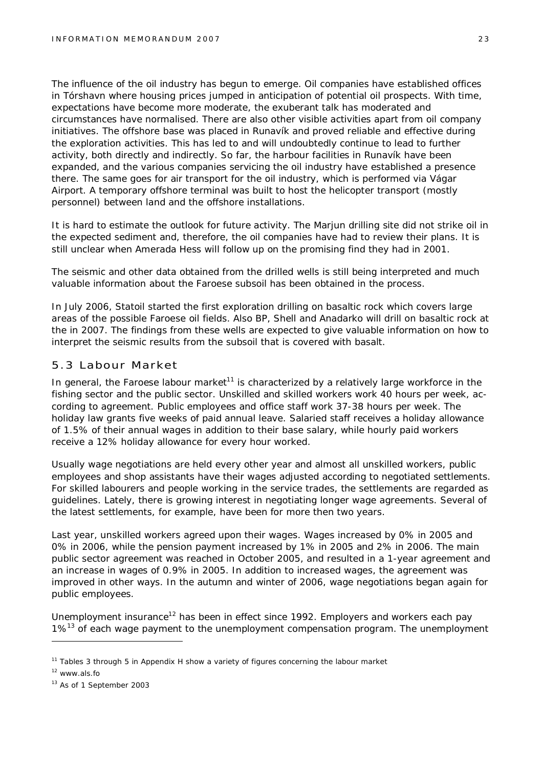The influence of the oil industry has begun to emerge. Oil companies have established offices in Tórshavn where housing prices jumped in anticipation of potential oil prospects. With time, expectations have become more moderate, the exuberant talk has moderated and circumstances have normalised. There are also other visible activities apart from oil company initiatives. The offshore base was placed in Runavík and proved reliable and effective during the exploration activities. This has led to and will undoubtedly continue to lead to further activity, both directly and indirectly. So far, the harbour facilities in Runavík have been expanded, and the various companies servicing the oil industry have established a presence there. The same goes for air transport for the oil industry, which is performed via Vágar Airport. A temporary offshore terminal was built to host the helicopter transport (mostly personnel) between land and the offshore installations.

It is hard to estimate the outlook for future activity. The Marjun drilling site did not strike oil in the expected sediment and, therefore, the oil companies have had to review their plans. It is still unclear when Amerada Hess will follow up on the promising find they had in 2001.

The seismic and other data obtained from the drilled wells is still being interpreted and much valuable information about the Faroese subsoil has been obtained in the process.

In July 2006, Statoil started the first exploration drilling on basaltic rock which covers large areas of the possible Faroese oil fields. Also BP, Shell and Anadarko will drill on basaltic rock at the in 2007. The findings from these wells are expected to give valuable information on how to interpret the seismic results from the subsoil that is covered with basalt.

## 5.3 Labour Market

In general, the Faroese labour market[11] is characterized by a relatively large workforce in the fishing sector and the public sector. Unskilled and skilled workers work 40 hours per week, according to agreement. Public employees and office staff work 37-38 hours per week. The holiday law grants five weeks of paid annual leave. Salaried staff receives a holiday allowance of 1.5% of their annual wages in addition to their base salary, while hourly paid workers receive a 12% holiday allowance for every hour worked.

Usually wage negotiations are held every other year and almost all unskilled workers, public employees and shop assistants have their wages adjusted according to negotiated settlements. For skilled labourers and people working in the service trades, the settlements are regarded as guidelines. Lately, there is growing interest in negotiating longer wage agreements. Several of the latest settlements, for example, have been for more then two years.

Last year, unskilled workers agreed upon their wages. Wages increased by 0% in 2005 and 0% in 2006, while the pension payment increased by 1% in 2005 and 2% in 2006. The main public sector agreement was reached in October 2005, and resulted in a 1-year agreement and an increase in wages of 0.9% in 2005. In addition to increased wages, the agreement was improved in other ways. In the autumn and winter of 2006, wage negotiations began again for public employees.

Unemployment insurance[12] has been in effect since 1992. Employers and workers each pay 1%[13] of each wage payment to the unemployment compensation program. The unemployment

---

[11] Tables 3 through 5 in Appendix H show a variety of figures concerning the labour market

[12] www.als.fo

[13] As of 1 September 2003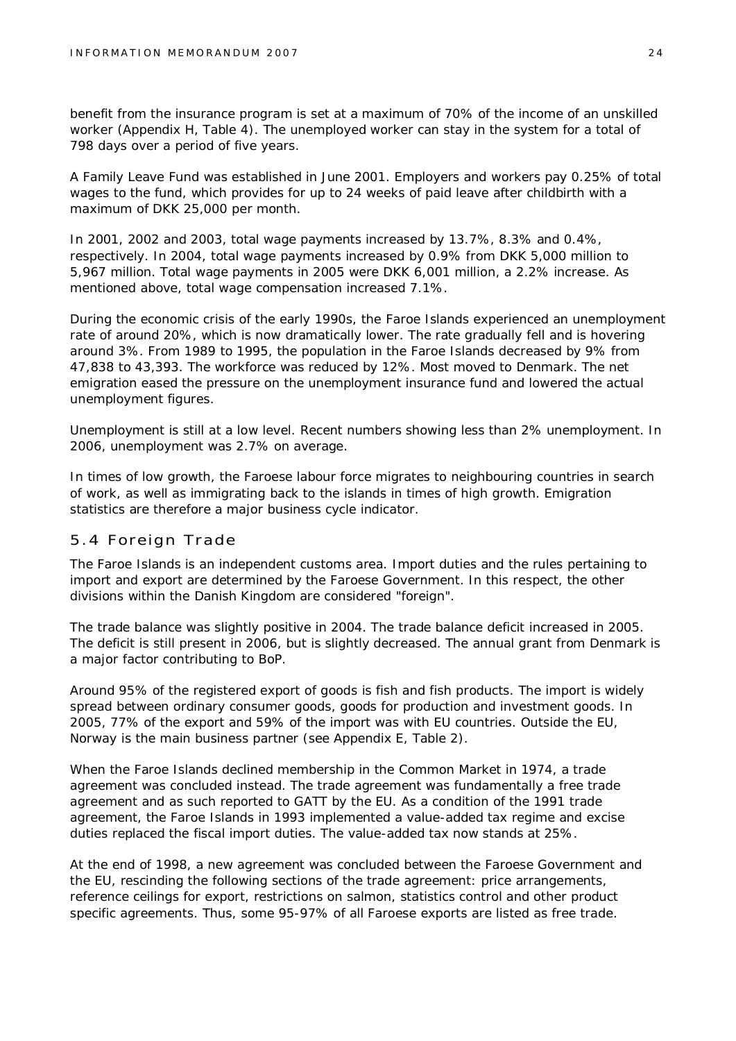benefit from the insurance program is set at a maximum of 70% of the income of an unskilled worker (Appendix H, Table 4). The unemployed worker can stay in the system for a total of 798 days over a period of five years.

A Family Leave Fund was established in June 2001. Employers and workers pay 0.25% of total wages to the fund, which provides for up to 24 weeks of paid leave after childbirth with a maximum of DKK 25,000 per month.

In 2001, 2002 and 2003, total wage payments increased by 13.7%, 8.3% and 0.4%, respectively. In 2004, total wage payments increased by 0.9% from DKK 5,000 million to 5,967 million. Total wage payments in 2005 were DKK 6,001 million, a 2.2% increase. As mentioned above, total wage compensation increased 7.1%.

During the economic crisis of the early 1990s, the Faroe Islands experienced an unemployment rate of around 20%, which is now dramatically lower. The rate gradually fell and is hovering around 3%. From 1989 to 1995, the population in the Faroe Islands decreased by 9% from 47,838 to 43,393. The workforce was reduced by 12%. Most moved to Denmark. The net emigration eased the pressure on the unemployment insurance fund and lowered the actual unemployment figures.

Unemployment is still at a low level. Recent numbers showing less than 2% unemployment. In 2006, unemployment was 2.7% on average.

In times of low growth, the Faroese labour force migrates to neighbouring countries in search of work, as well as immigrating back to the islands in times of high growth. Emigration statistics are therefore a major business cycle indicator.

## 5.4 Foreign Trade

The Faroe Islands is an independent customs area. Import duties and the rules pertaining to import and export are determined by the Faroese Government. In this respect, the other divisions within the Danish Kingdom are considered "foreign".

The trade balance was slightly positive in 2004. The trade balance deficit increased in 2005. The deficit is still present in 2006, but is slightly decreased. The annual grant from Denmark is a major factor contributing to BoP.

Around 95% of the registered export of goods is fish and fish products. The import is widely spread between ordinary consumer goods, goods for production and investment goods. In 2005, 77% of the export and 59% of the import was with EU countries. Outside the EU, Norway is the main business partner (see Appendix E, Table 2).

When the Faroe Islands declined membership in the Common Market in 1974, a trade agreement was concluded instead. The trade agreement was fundamentally a free trade agreement and as such reported to GATT by the EU. As a condition of the 1991 trade agreement, the Faroe Islands in 1993 implemented a value-added tax regime and excise duties replaced the fiscal import duties. The value-added tax now stands at 25%.

At the end of 1998, a new agreement was concluded between the Faroese Government and the EU, rescinding the following sections of the trade agreement: price arrangements, reference ceilings for export, restrictions on salmon, statistics control and other product specific agreements. Thus, some 95-97% of all Faroese exports are listed as free trade.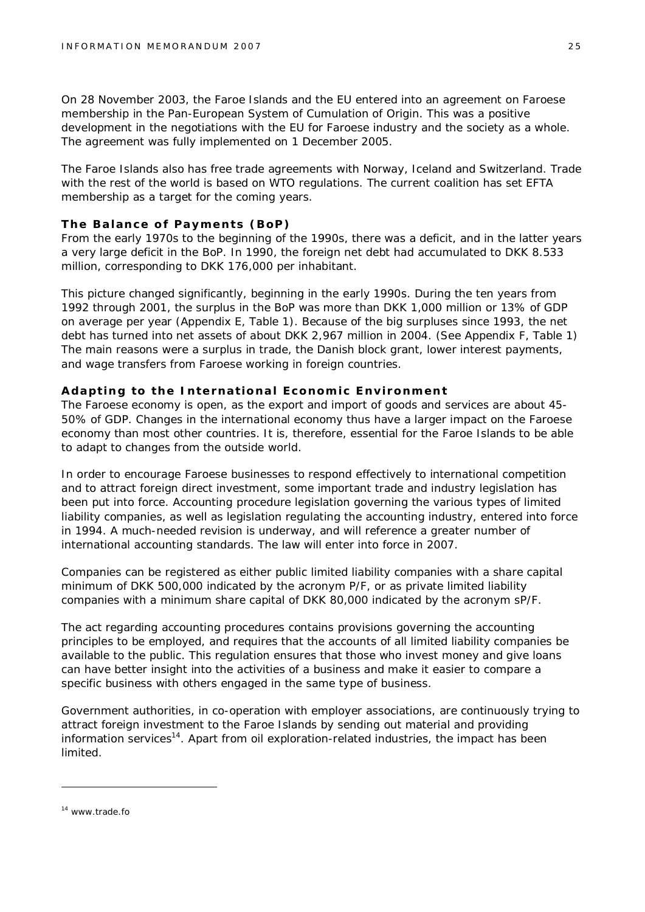On 28 November 2003, the Faroe Islands and the EU entered into an agreement on Faroese membership in the Pan-European System of Cumulation of Origin. This was a positive development in the negotiations with the EU for Faroese industry and the society as a whole. The agreement was fully implemented on 1 December 2005.

The Faroe Islands also has free trade agreements with Norway, Iceland and Switzerland. Trade with the rest of the world is based on WTO regulations. The current coalition has set EFTA membership as a target for the coming years.

### The Balance of Payments (BoP)

From the early 1970s to the beginning of the 1990s, there was a deficit, and in the latter years a very large deficit in the BoP. In 1990, the foreign net debt had accumulated to DKK 8.533 million, corresponding to DKK 176,000 per inhabitant.

This picture changed significantly, beginning in the early 1990s. During the ten years from 1992 through 2001, the surplus in the BoP was more than DKK 1,000 million or 13% of GDP on average per year (Appendix E, Table 1). Because of the big surpluses since 1993, the net debt has turned into net assets of about DKK 2,967 million in 2004. (See Appendix F, Table 1) The main reasons were a surplus in trade, the Danish block grant, lower interest payments, and wage transfers from Faroese working in foreign countries.

### Adapting to the International Economic Environment

The Faroese economy is open, as the export and import of goods and services are about 45-50% of GDP. Changes in the international economy thus have a larger impact on the Faroese economy than most other countries. It is, therefore, essential for the Faroe Islands to be able to adapt to changes from the outside world.

In order to encourage Faroese businesses to respond effectively to international competition and to attract foreign direct investment, some important trade and industry legislation has been put into force. Accounting procedure legislation governing the various types of limited liability companies, as well as legislation regulating the accounting industry, entered into force in 1994. A much-needed revision is underway, and will reference a greater number of international accounting standards. The law will enter into force in 2007.

Companies can be registered as either public limited liability companies with a share capital minimum of DKK 500,000 indicated by the acronym P/F, or as private limited liability companies with a minimum share capital of DKK 80,000 indicated by the acronym sP/F.

The act regarding accounting procedures contains provisions governing the accounting principles to be employed, and requires that the accounts of all limited liability companies be available to the public. This regulation ensures that those who invest money and give loans can have better insight into the activities of a business and make it easier to compare a specific business with others engaged in the same type of business.

Government authorities, in co-operation with employer associations, are continuously trying to attract foreign investment to the Faroe Islands by sending out material and providing information services[14]. Apart from oil exploration-related industries, the impact has been limited.

---

[14] www.trade.fo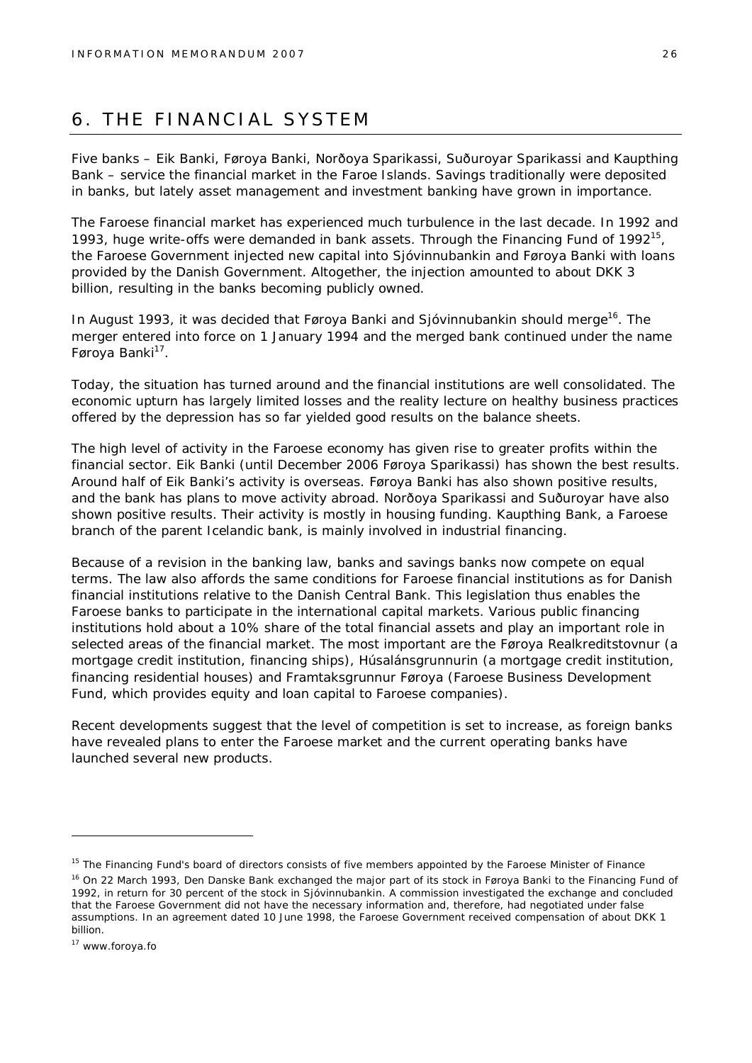# 6. THE FINANCIAL SYSTEM

Five banks – Eik Banki, Føroya Banki, Norðoya Sparikassi, Suðuroyar Sparikassi and Kaupthing Bank – service the financial market in the Faroe Islands. Savings traditionally were deposited in banks, but lately asset management and investment banking have grown in importance.

The Faroese financial market has experienced much turbulence in the last decade. In 1992 and 1993, huge write-offs were demanded in bank assets. Through the Financing Fund of 1992[15], the Faroese Government injected new capital into Sjóvinnubankin and Føroya Banki with loans provided by the Danish Government. Altogether, the injection amounted to about DKK 3 billion, resulting in the banks becoming publicly owned.

In August 1993, it was decided that Føroya Banki and Sjóvinnubankin should merge[16]. The merger entered into force on 1 January 1994 and the merged bank continued under the name Føroya Banki[17].

Today, the situation has turned around and the financial institutions are well consolidated. The economic upturn has largely limited losses and the reality lecture on healthy business practices offered by the depression has so far yielded good results on the balance sheets.

The high level of activity in the Faroese economy has given rise to greater profits within the financial sector. Eik Banki (until December 2006 Føroya Sparikassi) has shown the best results. Around half of Eik Banki's activity is overseas. Føroya Banki has also shown positive results, and the bank has plans to move activity abroad. Norðoya Sparikassi and Suðuroyar have also shown positive results. Their activity is mostly in housing funding. Kaupthing Bank, a Faroese branch of the parent Icelandic bank, is mainly involved in industrial financing.

Because of a revision in the banking law, banks and savings banks now compete on equal terms. The law also affords the same conditions for Faroese financial institutions as for Danish financial institutions relative to the Danish Central Bank. This legislation thus enables the Faroese banks to participate in the international capital markets. Various public financing institutions hold about a 10% share of the total financial assets and play an important role in selected areas of the financial market. The most important are the Føroya Realkreditstovnur (a mortgage credit institution, financing ships), Húsalánsgrunnurin (a mortgage credit institution, financing residential houses) and Framtaksgrunnur Føroya (Faroese Business Development Fund, which provides equity and loan capital to Faroese companies).

Recent developments suggest that the level of competition is set to increase, as foreign banks have revealed plans to enter the Faroese market and the current operating banks have launched several new products.

---

[15] The Financing Fund's board of directors consists of five members appointed by the Faroese Minister of Finance

[16] On 22 March 1993, Den Danske Bank exchanged the major part of its stock in Føroya Banki to the Financing Fund of 1992, in return for 30 percent of the stock in Sjóvinnubankin. A commission investigated the exchange and concluded that the Faroese Government did not have the necessary information and, therefore, had negotiated under false assumptions. In an agreement dated 10 June 1998, the Faroese Government received compensation of about DKK 1 billion.

[17] www.foroya.fo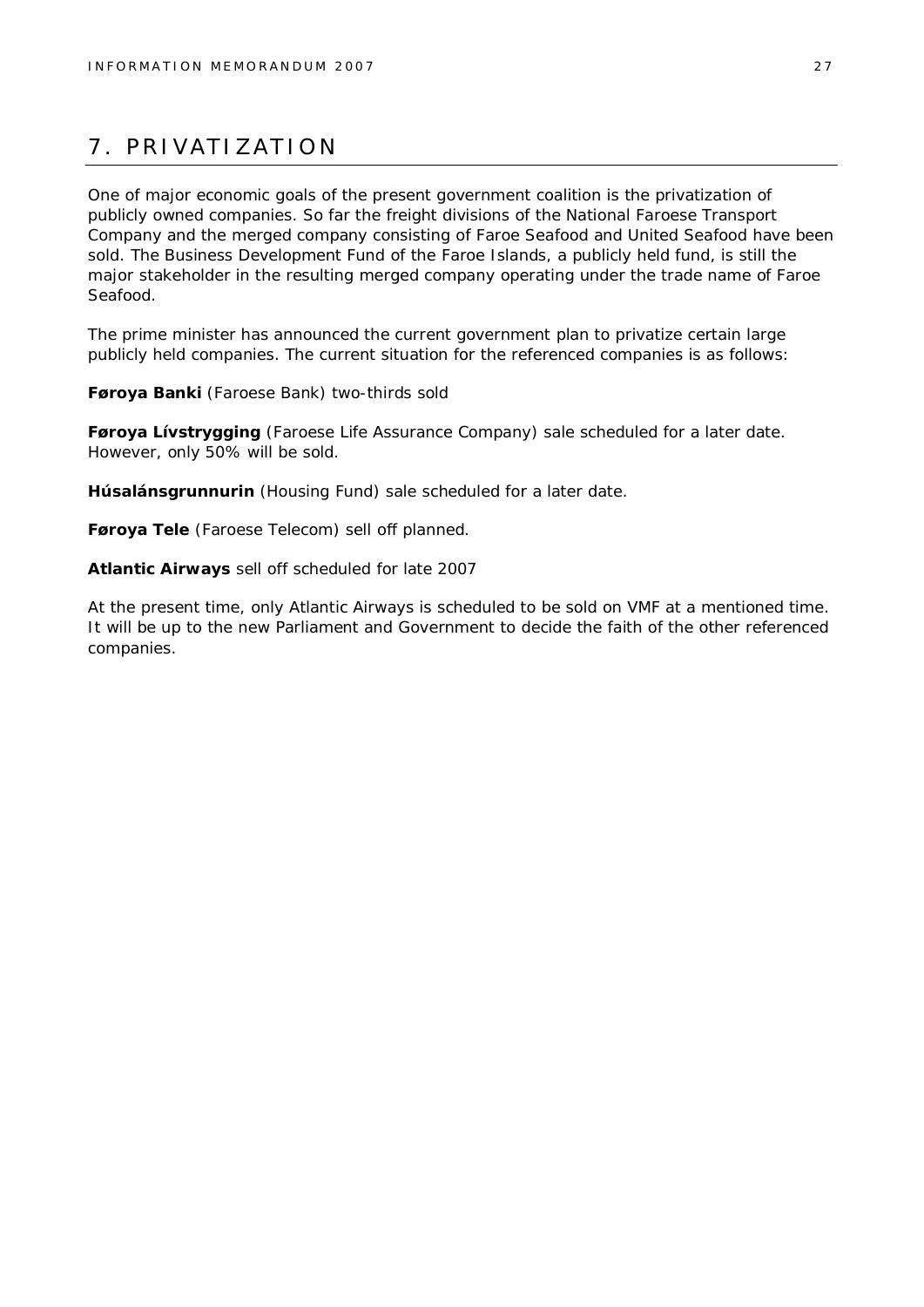# 7. PRIVATIZATION

One of major economic goals of the present government coalition is the privatization of publicly owned companies. So far the freight divisions of the National Faroese Transport Company and the merged company consisting of Faroe Seafood and United Seafood have been sold. The Business Development Fund of the Faroe Islands, a publicly held fund, is still the major stakeholder in the resulting merged company operating under the trade name of Faroe Seafood.

The prime minister has announced the current government plan to privatize certain large publicly held companies. The current situation for the referenced companies is as follows:

**Føroya Banki** (Faroese Bank) two-thirds sold

**Føroya Lívstrygging** (Faroese Life Assurance Company) sale scheduled for a later date. However, only 50% will be sold.

**Húsalánsgrunnurin** (Housing Fund) sale scheduled for a later date.

**Føroya Tele** (Faroese Telecom) sell off planned.

**Atlantic Airways** sell off scheduled for late 2007

At the present time, only Atlantic Airways is scheduled to be sold on VMF at a mentioned time. It will be up to the new Parliament and Government to decide the faith of the other referenced companies.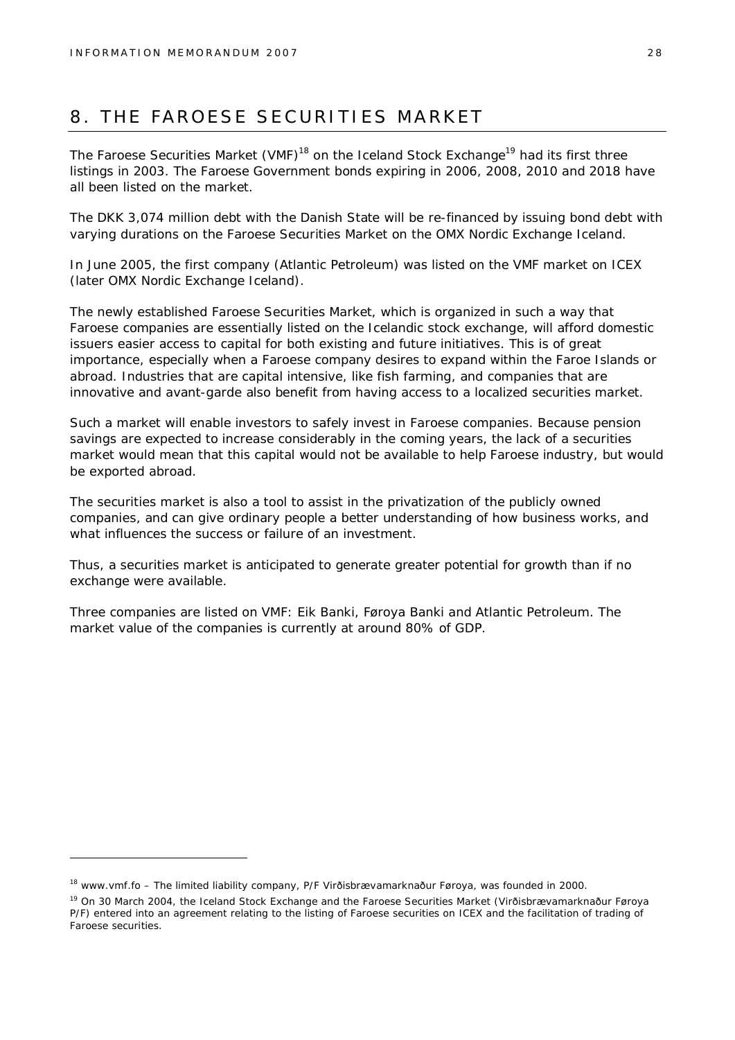# 8. THE FAROESE SECURITIES MARKET

The Faroese Securities Market (VMF)[18] on the Iceland Stock Exchange[19] had its first three listings in 2003. The Faroese Government bonds expiring in 2006, 2008, 2010 and 2018 have all been listed on the market.

The DKK 3,074 million debt with the Danish State will be re-financed by issuing bond debt with varying durations on the Faroese Securities Market on the OMX Nordic Exchange Iceland.

In June 2005, the first company (Atlantic Petroleum) was listed on the VMF market on ICEX (later OMX Nordic Exchange Iceland).

The newly established Faroese Securities Market, which is organized in such a way that Faroese companies are essentially listed on the Icelandic stock exchange, will afford domestic issuers easier access to capital for both existing and future initiatives. This is of great importance, especially when a Faroese company desires to expand within the Faroe Islands or abroad. Industries that are capital intensive, like fish farming, and companies that are innovative and avant-garde also benefit from having access to a localized securities market.

Such a market will enable investors to safely invest in Faroese companies. Because pension savings are expected to increase considerably in the coming years, the lack of a securities market would mean that this capital would not be available to help Faroese industry, but would be exported abroad.

The securities market is also a tool to assist in the privatization of the publicly owned companies, and can give ordinary people a better understanding of how business works, and what influences the success or failure of an investment.

Thus, a securities market is anticipated to generate greater potential for growth than if no exchange were available.

Three companies are listed on VMF: Eik Banki, Føroya Banki and Atlantic Petroleum. The market value of the companies is currently at around 80% of GDP.

---

[18] www.vmf.fo – The limited liability company, P/F Virðisbrævamarknaður Føroya, was founded in 2000.

[19] On 30 March 2004, the Iceland Stock Exchange and the Faroese Securities Market (Virðisbrævamarknaður Føroya P/F) entered into an agreement relating to the listing of Faroese securities on ICEX and the facilitation of trading of Faroese securities.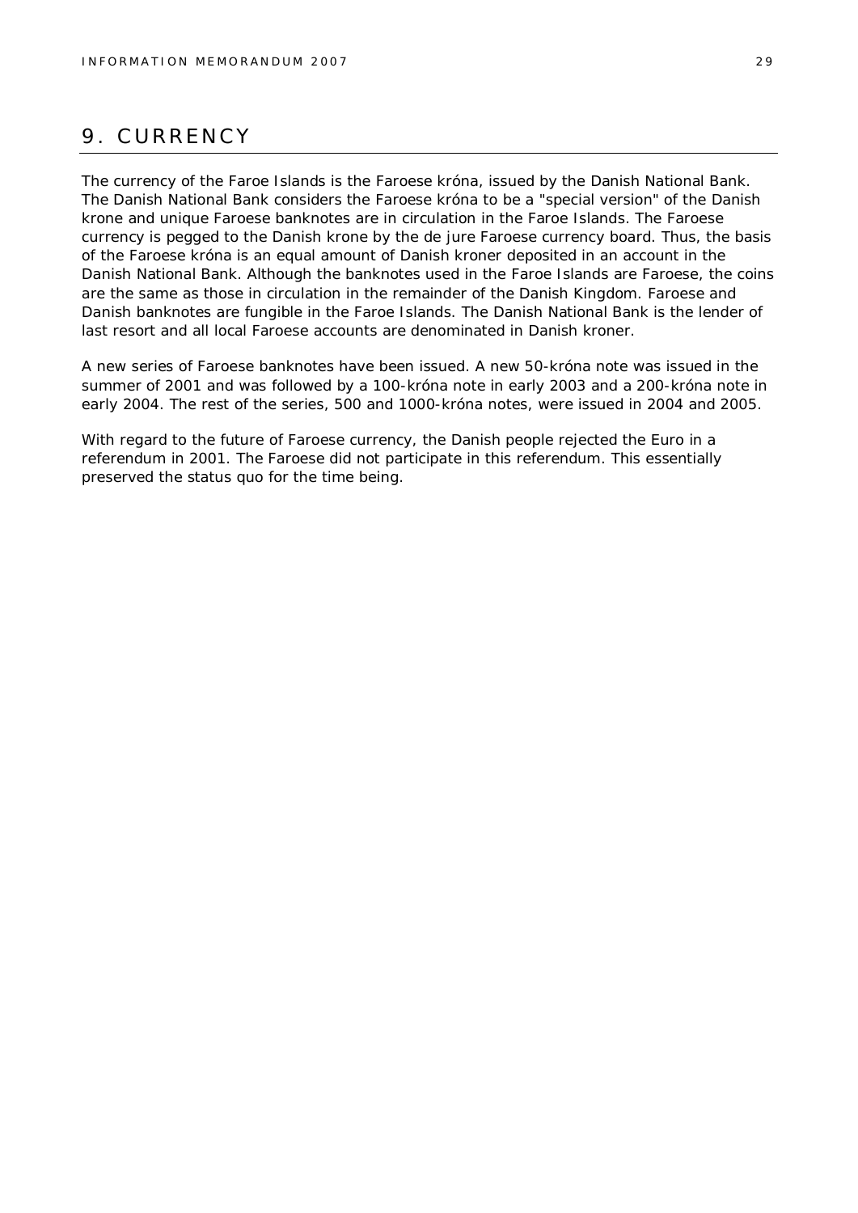# 9. CURRENCY

The currency of the Faroe Islands is the Faroese króna, issued by the Danish National Bank. The Danish National Bank considers the Faroese króna to be a "special version" of the Danish krone and unique Faroese banknotes are in circulation in the Faroe Islands. The Faroese currency is pegged to the Danish krone by the de jure Faroese currency board. Thus, the basis of the Faroese króna is an equal amount of Danish kroner deposited in an account in the Danish National Bank. Although the banknotes used in the Faroe Islands are Faroese, the coins are the same as those in circulation in the remainder of the Danish Kingdom. Faroese and Danish banknotes are fungible in the Faroe Islands. The Danish National Bank is the lender of last resort and all local Faroese accounts are denominated in Danish kroner.

A new series of Faroese banknotes have been issued. A new 50-króna note was issued in the summer of 2001 and was followed by a 100-króna note in early 2003 and a 200-króna note in early 2004. The rest of the series, 500 and 1000-króna notes, were issued in 2004 and 2005.

With regard to the future of Faroese currency, the Danish people rejected the Euro in a referendum in 2001. The Faroese did not participate in this referendum. This essentially preserved the status quo for the time being.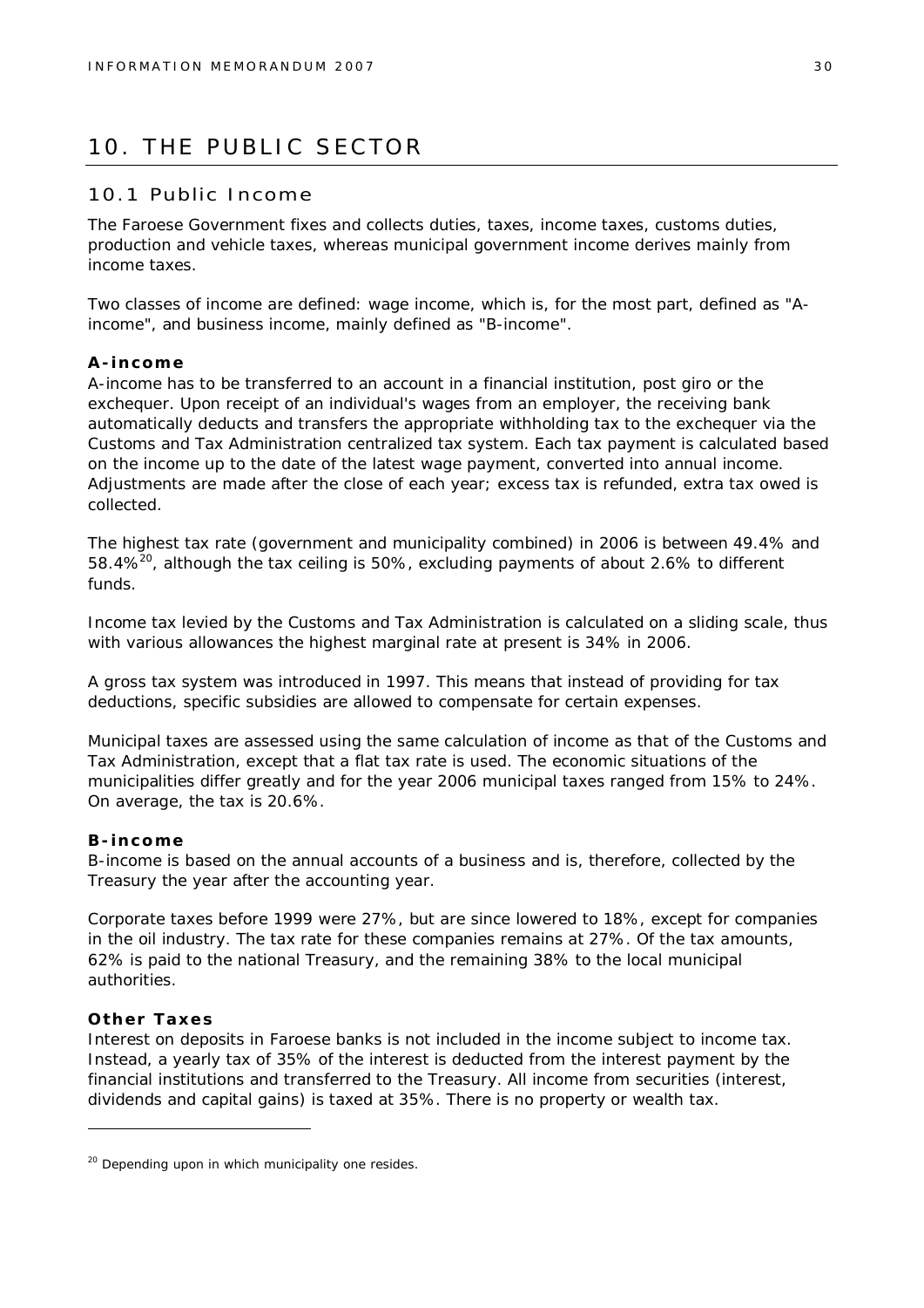# 10. THE PUBLIC SECTOR

## 10.1 Public Income

The Faroese Government fixes and collects duties, taxes, income taxes, customs duties, production and vehicle taxes, whereas municipal government income derives mainly from income taxes.

Two classes of income are defined: wage income, which is, for the most part, defined as "A-income", and business income, mainly defined as "B-income".

### A-income

A-income has to be transferred to an account in a financial institution, post giro or the exchequer. Upon receipt of an individual's wages from an employer, the receiving bank automatically deducts and transfers the appropriate withholding tax to the exchequer via the Customs and Tax Administration centralized tax system. Each tax payment is calculated based on the income up to the date of the latest wage payment, converted into annual income. Adjustments are made after the close of each year; excess tax is refunded, extra tax owed is collected.

The highest tax rate (government and municipality combined) in 2006 is between 49.4% and 58.4%[20], although the tax ceiling is 50%, excluding payments of about 2.6% to different funds.

Income tax levied by the Customs and Tax Administration is calculated on a sliding scale, thus with various allowances the highest marginal rate at present is 34% in 2006.

A gross tax system was introduced in 1997. This means that instead of providing for tax deductions, specific subsidies are allowed to compensate for certain expenses.

Municipal taxes are assessed using the same calculation of income as that of the Customs and Tax Administration, except that a flat tax rate is used. The economic situations of the municipalities differ greatly and for the year 2006 municipal taxes ranged from 15% to 24%. On average, the tax is 20.6%.

### B-income

B-income is based on the annual accounts of a business and is, therefore, collected by the Treasury the year after the accounting year.

Corporate taxes before 1999 were 27%, but are since lowered to 18%, except for companies in the oil industry. The tax rate for these companies remains at 27%. Of the tax amounts, 62% is paid to the national Treasury, and the remaining 38% to the local municipal authorities.

### Other Taxes

Interest on deposits in Faroese banks is not included in the income subject to income tax. Instead, a yearly tax of 35% of the interest is deducted from the interest payment by the financial institutions and transferred to the Treasury. All income from securities (interest, dividends and capital gains) is taxed at 35%. There is no property or wealth tax.

---

[20] Depending upon in which municipality one resides.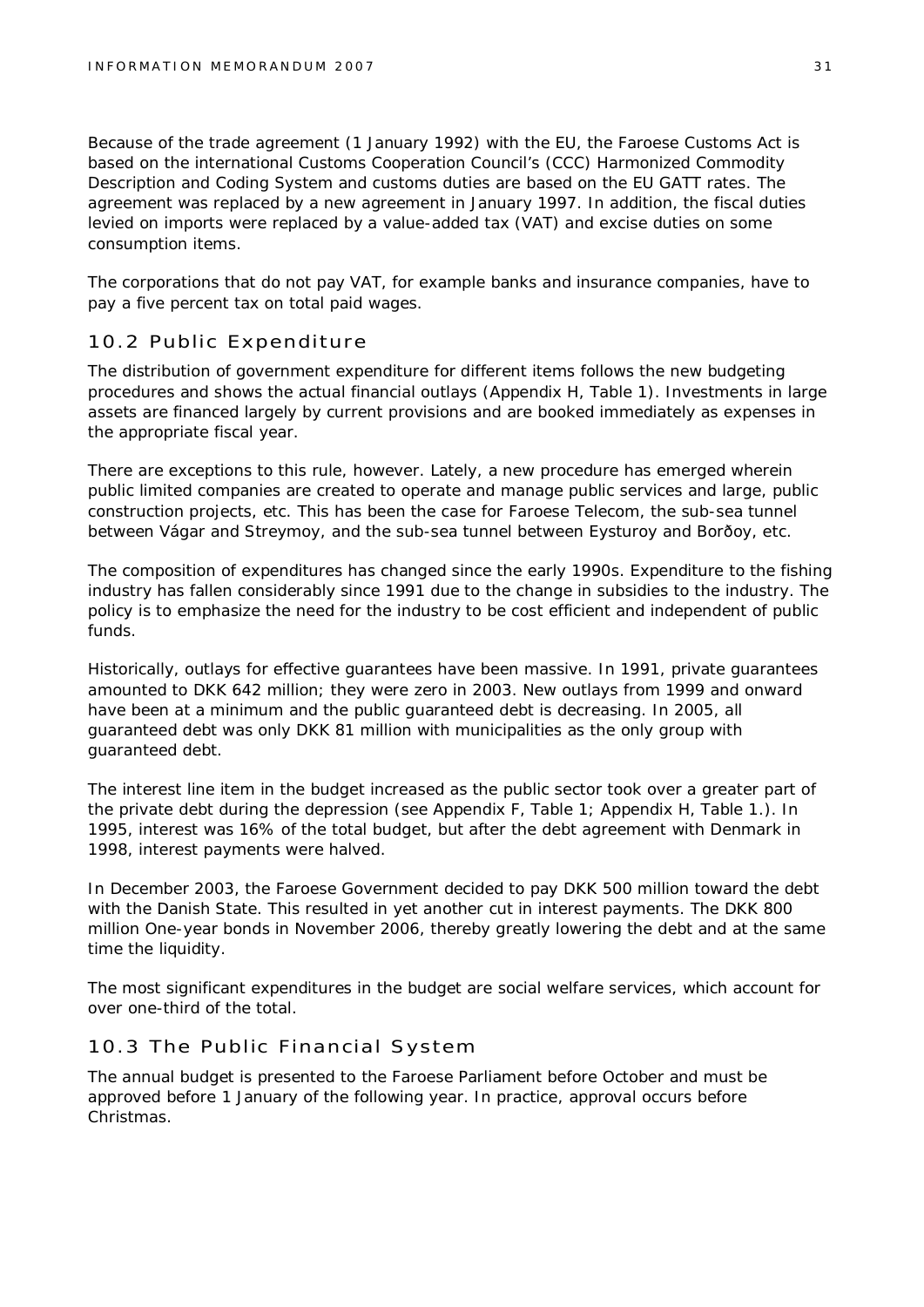Because of the trade agreement (1 January 1992) with the EU, the Faroese Customs Act is based on the international Customs Cooperation Council's (CCC) Harmonized Commodity Description and Coding System and customs duties are based on the EU GATT rates. The agreement was replaced by a new agreement in January 1997. In addition, the fiscal duties levied on imports were replaced by a value-added tax (VAT) and excise duties on some consumption items.

The corporations that do not pay VAT, for example banks and insurance companies, have to pay a five percent tax on total paid wages.

## 10.2 Public Expenditure

The distribution of government expenditure for different items follows the new budgeting procedures and shows the actual financial outlays (Appendix H, Table 1). Investments in large assets are financed largely by current provisions and are booked immediately as expenses in the appropriate fiscal year.

There are exceptions to this rule, however. Lately, a new procedure has emerged wherein public limited companies are created to operate and manage public services and large, public construction projects, etc. This has been the case for Faroese Telecom, the sub-sea tunnel between Vágar and Streymoy, and the sub-sea tunnel between Eysturoy and Borðoy, etc.

The composition of expenditures has changed since the early 1990s. Expenditure to the fishing industry has fallen considerably since 1991 due to the change in subsidies to the industry. The policy is to emphasize the need for the industry to be cost efficient and independent of public funds.

Historically, outlays for effective guarantees have been massive. In 1991, private guarantees amounted to DKK 642 million; they were zero in 2003. New outlays from 1999 and onward have been at a minimum and the public guaranteed debt is decreasing. In 2005, all guaranteed debt was only DKK 81 million with municipalities as the only group with guaranteed debt.

The interest line item in the budget increased as the public sector took over a greater part of the private debt during the depression (see Appendix F, Table 1; Appendix H, Table 1.). In 1995, interest was 16% of the total budget, but after the debt agreement with Denmark in 1998, interest payments were halved.

In December 2003, the Faroese Government decided to pay DKK 500 million toward the debt with the Danish State. This resulted in yet another cut in interest payments. The DKK 800 million One-year bonds in November 2006, thereby greatly lowering the debt and at the same time the liquidity.

The most significant expenditures in the budget are social welfare services, which account for over one-third of the total.

## 10.3 The Public Financial System

The annual budget is presented to the Faroese Parliament before October and must be approved before 1 January of the following year. In practice, approval occurs before Christmas.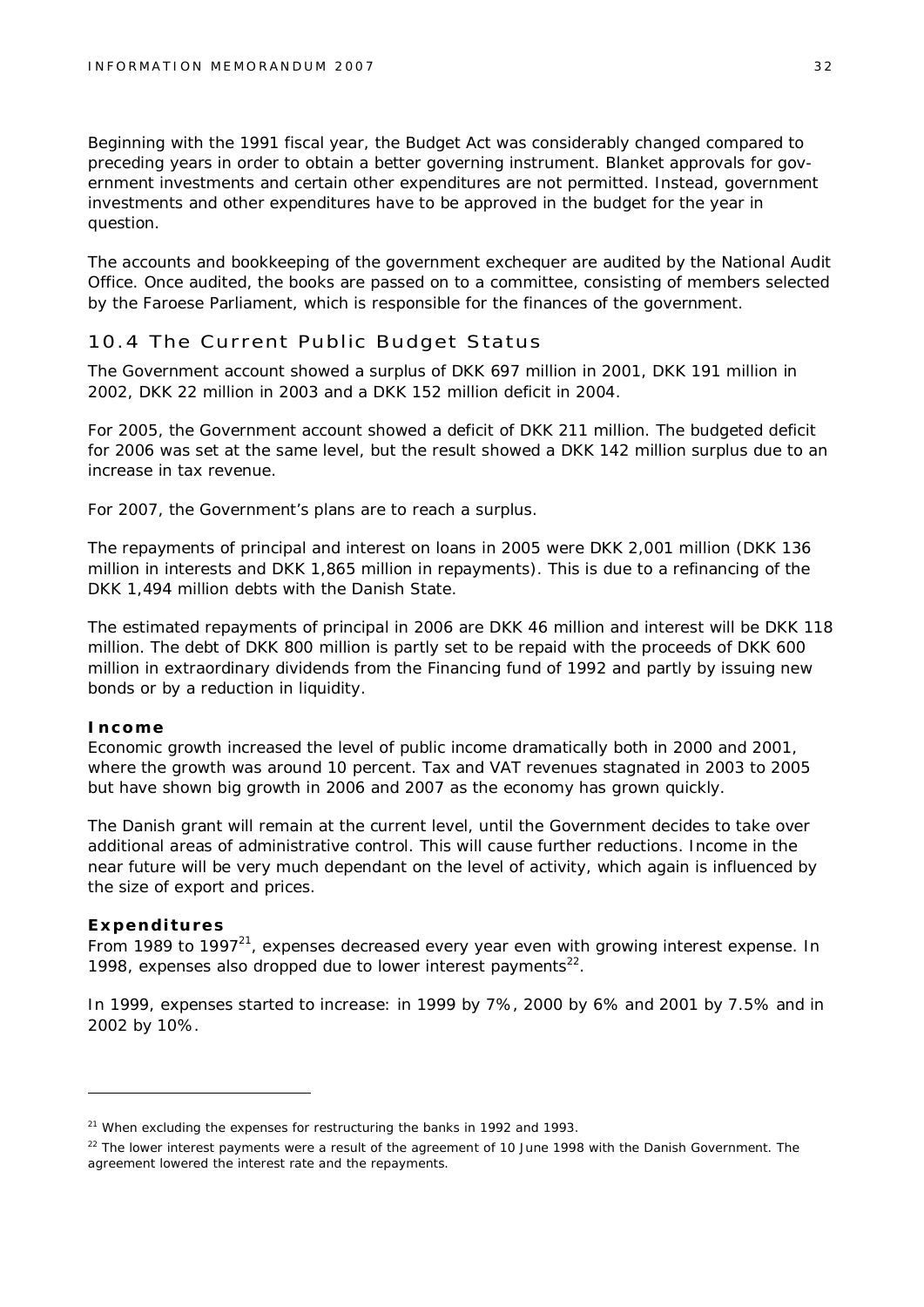Beginning with the 1991 fiscal year, the Budget Act was considerably changed compared to preceding years in order to obtain a better governing instrument. Blanket approvals for government investments and certain other expenditures are not permitted. Instead, government investments and other expenditures have to be approved in the budget for the year in question.

The accounts and bookkeeping of the government exchequer are audited by the National Audit Office. Once audited, the books are passed on to a committee, consisting of members selected by the Faroese Parliament, which is responsible for the finances of the government.

## 10.4 The Current Public Budget Status

The Government account showed a surplus of DKK 697 million in 2001, DKK 191 million in 2002, DKK 22 million in 2003 and a DKK 152 million deficit in 2004.

For 2005, the Government account showed a deficit of DKK 211 million. The budgeted deficit for 2006 was set at the same level, but the result showed a DKK 142 million surplus due to an increase in tax revenue.

For 2007, the Government's plans are to reach a surplus.

The repayments of principal and interest on loans in 2005 were DKK 2,001 million (DKK 136 million in interests and DKK 1,865 million in repayments). This is due to a refinancing of the DKK 1,494 million debts with the Danish State.

The estimated repayments of principal in 2006 are DKK 46 million and interest will be DKK 118 million. The debt of DKK 800 million is partly set to be repaid with the proceeds of DKK 600 million in extraordinary dividends from the Financing fund of 1992 and partly by issuing new bonds or by a reduction in liquidity.

**Income**

Economic growth increased the level of public income dramatically both in 2000 and 2001, where the growth was around 10 percent. Tax and VAT revenues stagnated in 2003 to 2005 but have shown big growth in 2006 and 2007 as the economy has grown quickly.

The Danish grant will remain at the current level, until the Government decides to take over additional areas of administrative control. This will cause further reductions. Income in the near future will be very much dependant on the level of activity, which again is influenced by the size of export and prices.

**Expenditures**

From 1989 to 1997[21], expenses decreased every year even with growing interest expense. In 1998, expenses also dropped due to lower interest payments[22].

In 1999, expenses started to increase: in 1999 by 7%, 2000 by 6% and 2001 by 7.5% and in 2002 by 10%.

---

[21] When excluding the expenses for restructuring the banks in 1992 and 1993.

[22] The lower interest payments were a result of the agreement of 10 June 1998 with the Danish Government. The agreement lowered the interest rate and the repayments.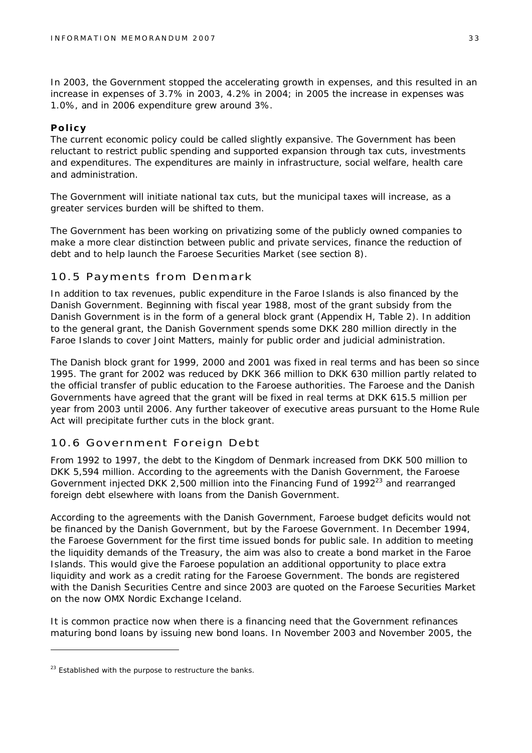In 2003, the Government stopped the accelerating growth in expenses, and this resulted in an increase in expenses of 3.7% in 2003, 4.2% in 2004; in 2005 the increase in expenses was 1.0%, and in 2006 expenditure grew around 3%.

**Policy**

The current economic policy could be called slightly expansive. The Government has been reluctant to restrict public spending and supported expansion through tax cuts, investments and expenditures. The expenditures are mainly in infrastructure, social welfare, health care and administration.

The Government will initiate national tax cuts, but the municipal taxes will increase, as a greater services burden will be shifted to them.

The Government has been working on privatizing some of the publicly owned companies to make a more clear distinction between public and private services, finance the reduction of debt and to help launch the Faroese Securities Market (see section 8).

## 10.5 Payments from Denmark

In addition to tax revenues, public expenditure in the Faroe Islands is also financed by the Danish Government. Beginning with fiscal year 1988, most of the grant subsidy from the Danish Government is in the form of a general block grant (Appendix H, Table 2). In addition to the general grant, the Danish Government spends some DKK 280 million directly in the Faroe Islands to cover Joint Matters, mainly for public order and judicial administration.

The Danish block grant for 1999, 2000 and 2001 was fixed in real terms and has been so since 1995. The grant for 2002 was reduced by DKK 366 million to DKK 630 million partly related to the official transfer of public education to the Faroese authorities. The Faroese and the Danish Governments have agreed that the grant will be fixed in real terms at DKK 615.5 million per year from 2003 until 2006. Any further takeover of executive areas pursuant to the Home Rule Act will precipitate further cuts in the block grant.

## 10.6 Government Foreign Debt

From 1992 to 1997, the debt to the Kingdom of Denmark increased from DKK 500 million to DKK 5,594 million. According to the agreements with the Danish Government, the Faroese Government injected DKK 2,500 million into the Financing Fund of 1992[23] and rearranged foreign debt elsewhere with loans from the Danish Government.

According to the agreements with the Danish Government, Faroese budget deficits would not be financed by the Danish Government, but by the Faroese Government. In December 1994, the Faroese Government for the first time issued bonds for public sale. In addition to meeting the liquidity demands of the Treasury, the aim was also to create a bond market in the Faroe Islands. This would give the Faroese population an additional opportunity to place extra liquidity and work as a credit rating for the Faroese Government. The bonds are registered with the Danish Securities Centre and since 2003 are quoted on the Faroese Securities Market on the now OMX Nordic Exchange Iceland.

It is common practice now when there is a financing need that the Government refinances maturing bond loans by issuing new bond loans. In November 2003 and November 2005, the

[23] Established with the purpose to restructure the banks.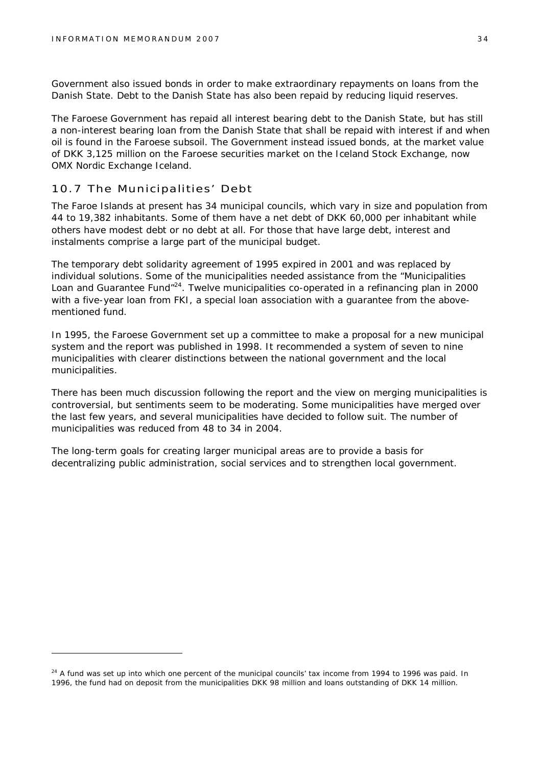Government also issued bonds in order to make extraordinary repayments on loans from the Danish State. Debt to the Danish State has also been repaid by reducing liquid reserves.

The Faroese Government has repaid all interest bearing debt to the Danish State, but has still a non-interest bearing loan from the Danish State that shall be repaid with interest if and when oil is found in the Faroese subsoil. The Government instead issued bonds, at the market value of DKK 3,125 million on the Faroese securities market on the Iceland Stock Exchange, now OMX Nordic Exchange Iceland.

## 10.7 The Municipalities' Debt

The Faroe Islands at present has 34 municipal councils, which vary in size and population from 44 to 19,382 inhabitants. Some of them have a net debt of DKK 60,000 per inhabitant while others have modest debt or no debt at all. For those that have large debt, interest and instalments comprise a large part of the municipal budget.

The temporary debt solidarity agreement of 1995 expired in 2001 and was replaced by individual solutions. Some of the municipalities needed assistance from the "Municipalities Loan and Guarantee Fund"[24]. Twelve municipalities co-operated in a refinancing plan in 2000 with a five-year loan from FKI, a special loan association with a guarantee from the above-mentioned fund.

In 1995, the Faroese Government set up a committee to make a proposal for a new municipal system and the report was published in 1998. It recommended a system of seven to nine municipalities with clearer distinctions between the national government and the local municipalities.

There has been much discussion following the report and the view on merging municipalities is controversial, but sentiments seem to be moderating. Some municipalities have merged over the last few years, and several municipalities have decided to follow suit. The number of municipalities was reduced from 48 to 34 in 2004.

The long-term goals for creating larger municipal areas are to provide a basis for decentralizing public administration, social services and to strengthen local government.

---

[24] A fund was set up into which one percent of the municipal councils' tax income from 1994 to 1996 was paid. In 1996, the fund had on deposit from the municipalities DKK 98 million and loans outstanding of DKK 14 million.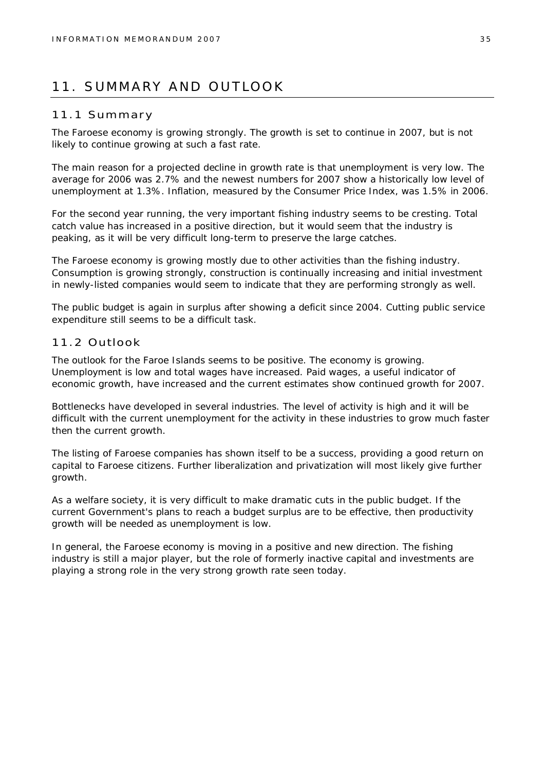# 11. SUMMARY AND OUTLOOK

## 11.1 Summary

The Faroese economy is growing strongly. The growth is set to continue in 2007, but is not likely to continue growing at such a fast rate.

The main reason for a projected decline in growth rate is that unemployment is very low. The average for 2006 was 2.7% and the newest numbers for 2007 show a historically low level of unemployment at 1.3%. Inflation, measured by the Consumer Price Index, was 1.5% in 2006.

For the second year running, the very important fishing industry seems to be cresting. Total catch value has increased in a positive direction, but it would seem that the industry is peaking, as it will be very difficult long-term to preserve the large catches.

The Faroese economy is growing mostly due to other activities than the fishing industry. Consumption is growing strongly, construction is continually increasing and initial investment in newly-listed companies would seem to indicate that they are performing strongly as well.

The public budget is again in surplus after showing a deficit since 2004. Cutting public service expenditure still seems to be a difficult task.

## 11.2 Outlook

The outlook for the Faroe Islands seems to be positive. The economy is growing. Unemployment is low and total wages have increased. Paid wages, a useful indicator of economic growth, have increased and the current estimates show continued growth for 2007.

Bottlenecks have developed in several industries. The level of activity is high and it will be difficult with the current unemployment for the activity in these industries to grow much faster then the current growth.

The listing of Faroese companies has shown itself to be a success, providing a good return on capital to Faroese citizens. Further liberalization and privatization will most likely give further growth.

As a welfare society, it is very difficult to make dramatic cuts in the public budget. If the current Government's plans to reach a budget surplus are to be effective, then productivity growth will be needed as unemployment is low.

In general, the Faroese economy is moving in a positive and new direction. The fishing industry is still a major player, but the role of formerly inactive capital and investments are playing a strong role in the very strong growth rate seen today.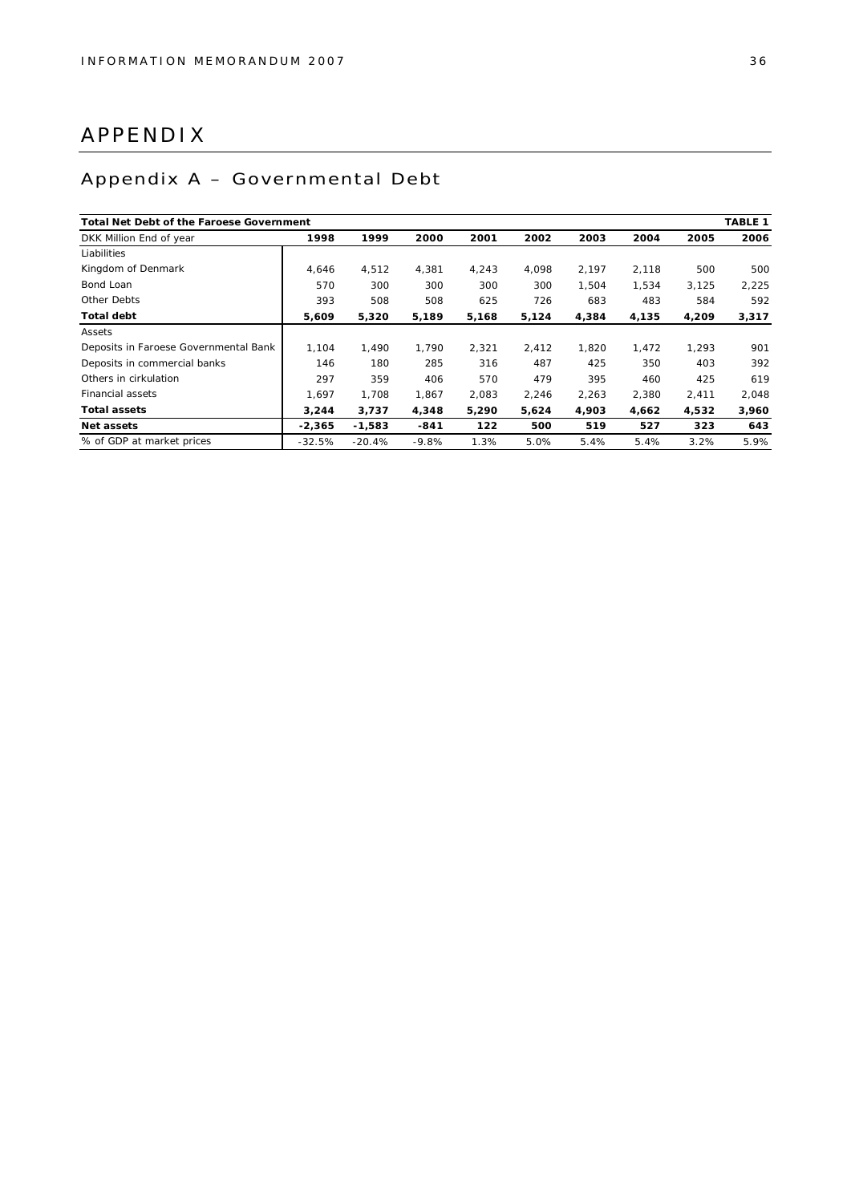# APPENDIX

## Appendix A – Governmental Debt

| Total Net Debt of the Faroese Government | | | | | | | | | TABLE 1 |
|---|---|---|---|---|---|---|---|---|---|
| DKK Million End of year | 1998 | 1999 | 2000 | 2001 | 2002 | 2003 | 2004 | 2005 | 2006 |
| Liabilities | | | | | | | | | |
| Kingdom of Denmark | 4,646 | 4,512 | 4,381 | 4,243 | 4,098 | 2,197 | 2,118 | 500 | 500 |
| Bond Loan | 570 | 300 | 300 | 300 | 300 | 1,504 | 1,534 | 3,125 | 2,225 |
| Other Debts | 393 | 508 | 508 | 625 | 726 | 683 | 483 | 584 | 592 |
| **Total debt** | **5,609** | **5,320** | **5,189** | **5,168** | **5,124** | **4,384** | **4,135** | **4,209** | **3,317** |
| Assets | | | | | | | | | |
| Deposits in Faroese Governmental Bank | 1,104 | 1,490 | 1,790 | 2,321 | 2,412 | 1,820 | 1,472 | 1,293 | 901 |
| Deposits in commercial banks | 146 | 180 | 285 | 316 | 487 | 425 | 350 | 403 | 392 |
| Others in cirkulation | 297 | 359 | 406 | 570 | 479 | 395 | 460 | 425 | 619 |
| Financial assets | 1,697 | 1,708 | 1,867 | 2,083 | 2,246 | 2,263 | 2,380 | 2,411 | 2,048 |
| **Total assets** | **3,244** | **3,737** | **4,348** | **5,290** | **5,624** | **4,903** | **4,662** | **4,532** | **3,960** |
| **Net assets** | **-2,365** | **-1,583** | **-841** | **122** | **500** | **519** | **527** | **323** | **643** |
| % of GDP at market prices | -32.5% | -20.4% | -9.8% | 1.3% | 5.0% | 5.4% | 5.4% | 3.2% | 5.9% |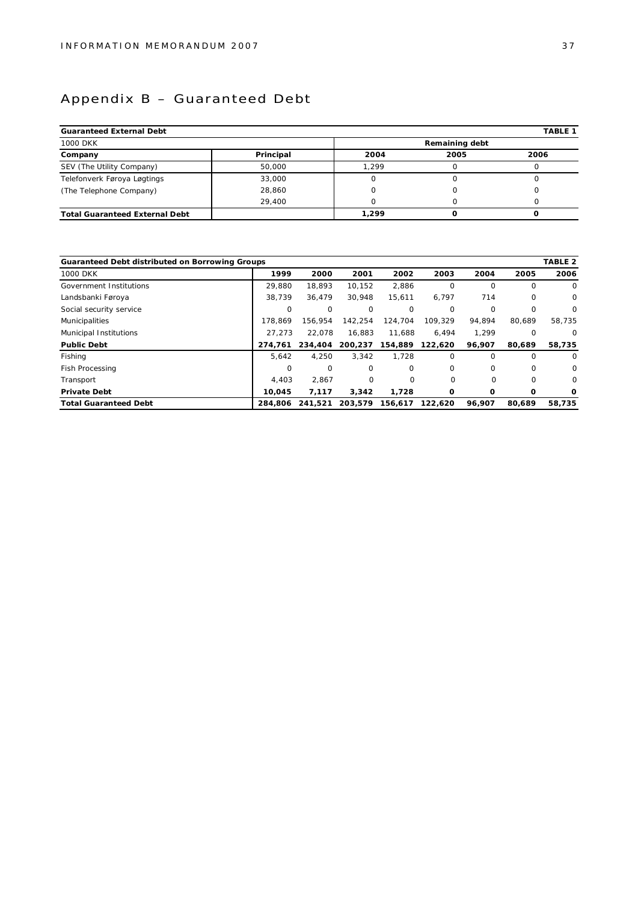# Appendix B – Guaranteed Debt

| Guaranteed External Debt | | | | TABLE 1 |
|---|---|---|---|---|
| 1000 DKK | | Remaining debt | | |
| **Company** | **Principal** | **2004** | **2005** | **2006** |
| SEV (The Utility Company) | 50,000 | 1,299 | 0 | 0 |
| Telefonverk Føroya Løgtings | 33,000 | 0 | 0 | 0 |
| (The Telephone Company) | 28,860 | 0 | 0 | 0 |
| | 29,400 | 0 | 0 | 0 |
| **Total Guaranteed External Debt** | | **1,299** | **0** | **0** |

| Guaranteed Debt distributed on Borrowing Groups | | | | | | | | TABLE 2 |
|---|---|---|---|---|---|---|---|---|
| 1000 DKK | **1999** | **2000** | **2001** | **2002** | **2003** | **2004** | **2005** | **2006** |
| Government Institutions | 29,880 | 18,893 | 10,152 | 2,886 | 0 | 0 | 0 | 0 |
| Landsbanki Føroya | 38,739 | 36,479 | 30,948 | 15,611 | 6,797 | 714 | 0 | 0 |
| Social security service | 0 | 0 | 0 | 0 | 0 | 0 | 0 | 0 |
| Municipalities | 178,869 | 156,954 | 142,254 | 124,704 | 109,329 | 94,894 | 80,689 | 58,735 |
| Municipal Institutions | 27,273 | 22,078 | 16,883 | 11,688 | 6,494 | 1,299 | 0 | 0 |
| **Public Debt** | **274,761** | **234,404** | **200,237** | **154,889** | **122,620** | **96,907** | **80,689** | **58,735** |
| Fishing | 5,642 | 4,250 | 3,342 | 1,728 | 0 | 0 | 0 | 0 |
| Fish Processing | 0 | 0 | 0 | 0 | 0 | 0 | 0 | 0 |
| Transport | 4,403 | 2,867 | 0 | 0 | 0 | 0 | 0 | 0 |
| **Private Debt** | **10,045** | **7,117** | **3,342** | **1,728** | **0** | **0** | **0** | **0** |
| **Total Guaranteed Debt** | **284,806** | **241,521** | **203,579** | **156,617** | **122,620** | **96,907** | **80,689** | **58,735** |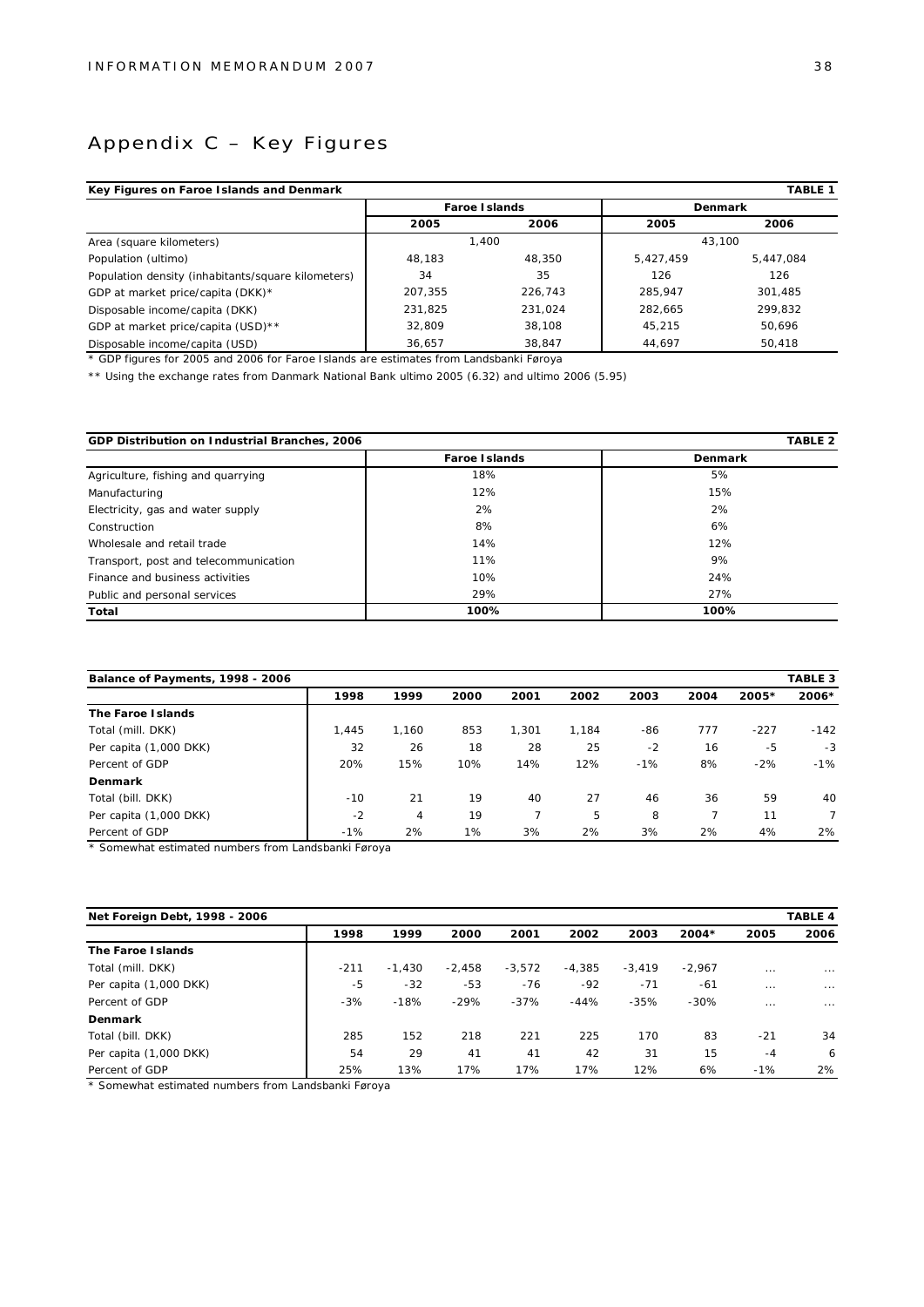# Appendix C – Key Figures

| Key Figures on Faroe Islands and Denmark | | | | TABLE 1 |
|---|---|---|---|---|
| | Faroe Islands | | Denmark | |
| | 2005 | 2006 | 2005 | 2006 |
| Area (square kilometers) | 1,400 | | 43,100 | |
| Population (ultimo) | 48,183 | 48,350 | 5,427,459 | 5,447,084 |
| Population density (inhabitants/square kilometers) | 34 | 35 | 126 | 126 |
| GDP at market price/capita (DKK)* | 207,355 | 226,743 | 285,947 | 301,485 |
| Disposable income/capita (DKK) | 231,825 | 231,024 | 282,665 | 299,832 |
| GDP at market price/capita (USD)** | 32,809 | 38,108 | 45,215 | 50,696 |
| Disposable income/capita (USD) | 36,657 | 38,847 | 44,697 | 50,418 |

* GDP figures for 2005 and 2006 for Faroe Islands are estimates from Landsbanki Føroya

** Using the exchange rates from Danmark National Bank ultimo 2005 (6.32) and ultimo 2006 (5.95)

| GDP Distribution on Industrial Branches, 2006 | | TABLE 2 |
|---|---|---|
| | Faroe Islands | Denmark |
| Agriculture, fishing and quarrying | 18% | 5% |
| Manufacturing | 12% | 15% |
| Electricity, gas and water supply | 2% | 2% |
| Construction | 8% | 6% |
| Wholesale and retail trade | 14% | 12% |
| Transport, post and telecommunication | 11% | 9% |
| Finance and business activities | 10% | 24% |
| Public and personal services | 29% | 27% |
| **Total** | **100%** | **100%** |

| Balance of Payments, 1998 - 2006 | | | | | | | | | TABLE 3 |
|---|---|---|---|---|---|---|---|---|---|
| | 1998 | 1999 | 2000 | 2001 | 2002 | 2003 | 2004 | 2005* | 2006* |
| **The Faroe Islands** | | | | | | | | | |
| Total (mill. DKK) | 1,445 | 1,160 | 853 | 1,301 | 1,184 | -86 | 777 | -227 | -142 |
| Per capita (1,000 DKK) | 32 | 26 | 18 | 28 | 25 | -2 | 16 | -5 | -3 |
| Percent of GDP | 20% | 15% | 10% | 14% | 12% | -1% | 8% | -2% | -1% |
| **Denmark** | | | | | | | | | |
| Total (bill. DKK) | -10 | 21 | 19 | 40 | 27 | 46 | 36 | 59 | 40 |
| Per capita (1,000 DKK) | -2 | 4 | 19 | 7 | 5 | 8 | 7 | 11 | 7 |
| Percent of GDP | -1% | 2% | 1% | 3% | 2% | 3% | 2% | 4% | 2% |

* Somewhat estimated numbers from Landsbanki Føroya

| Net Foreign Debt, 1998 - 2006 | | | | | | | | | TABLE 4 |
|---|---|---|---|---|---|---|---|---|---|
| | 1998 | 1999 | 2000 | 2001 | 2002 | 2003 | 2004* | 2005 | 2006 |
| **The Faroe Islands** | | | | | | | | | |
| Total (mill. DKK) | -211 | -1,430 | -2,458 | -3,572 | -4,385 | -3,419 | -2,967 | ... | ... |
| Per capita (1,000 DKK) | -5 | -32 | -53 | -76 | -92 | -71 | -61 | ... | ... |
| Percent of GDP | -3% | -18% | -29% | -37% | -44% | -35% | -30% | ... | ... |
| **Denmark** | | | | | | | | | |
| Total (bill. DKK) | 285 | 152 | 218 | 221 | 225 | 170 | 83 | -21 | 34 |
| Per capita (1,000 DKK) | 54 | 29 | 41 | 41 | 42 | 31 | 15 | -4 | 6 |
| Percent of GDP | 25% | 13% | 17% | 17% | 17% | 12% | 6% | -1% | 2% |

* Somewhat estimated numbers from Landsbanki Føroya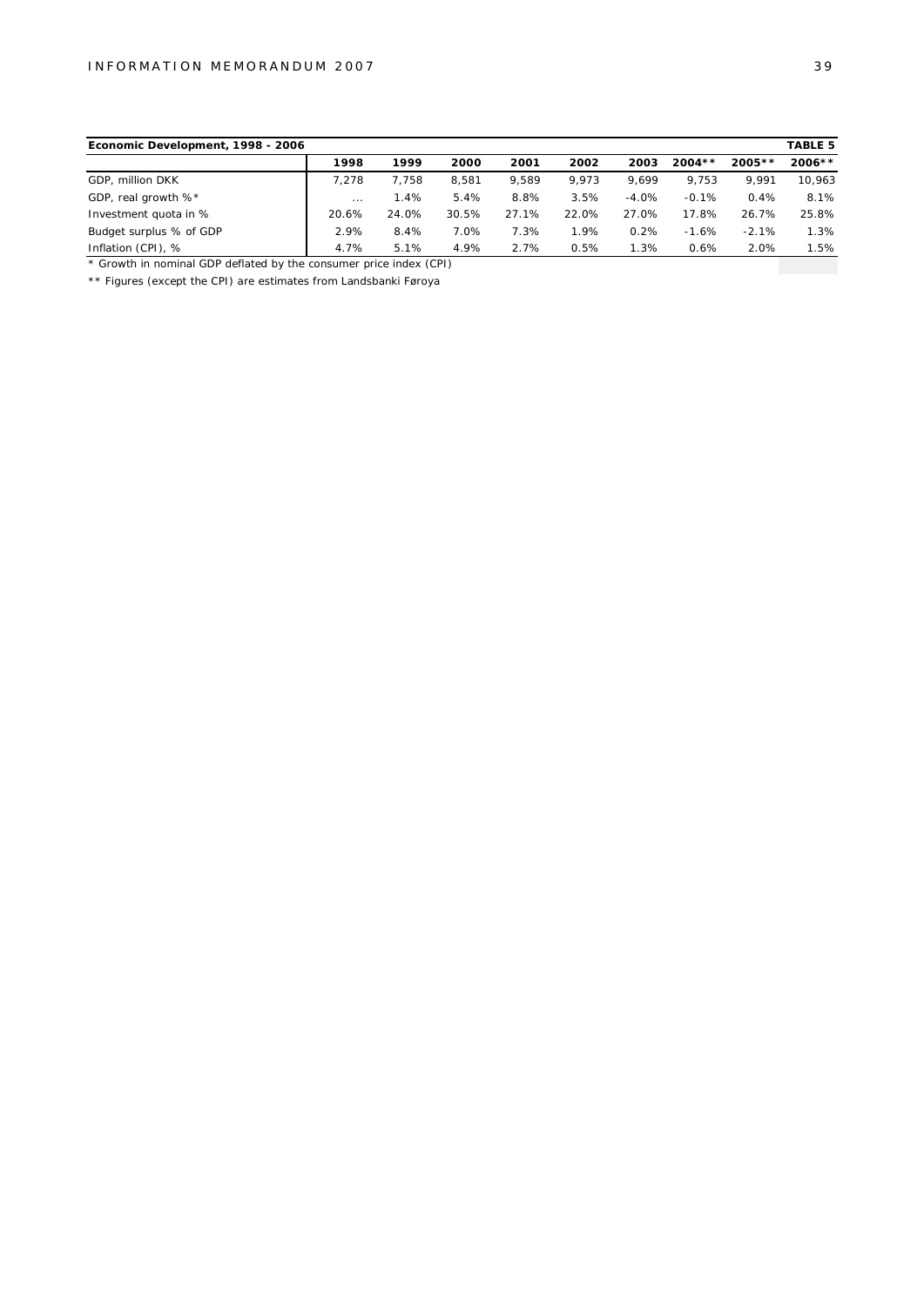**Economic Development, 1998 - 2006** **TABLE 5**

| | 1998 | 1999 | 2000 | 2001 | 2002 | 2003 | 2004** | 2005** | 2006** |
|---|---|---|---|---|---|---|---|---|---|
| GDP, million DKK | 7,278 | 7,758 | 8,581 | 9,589 | 9,973 | 9,699 | 9,753 | 9,991 | 10,963 |
| GDP, real growth %* | ... | 1.4% | 5.4% | 8.8% | 3.5% | -4.0% | -0.1% | 0.4% | 8.1% |
| Investment quota in % | 20.6% | 24.0% | 30.5% | 27.1% | 22.0% | 27.0% | 17.8% | 26.7% | 25.8% |
| Budget surplus % of GDP | 2.9% | 8.4% | 7.0% | 7.3% | 1.9% | 0.2% | -1.6% | -2.1% | 1.3% |
| Inflation (CPI), % | 4.7% | 5.1% | 4.9% | 2.7% | 0.5% | 1.3% | 0.6% | 2.0% | 1.5% |

* Growth in nominal GDP deflated by the consumer price index (CPI)

** Figures (except the CPI) are estimates from Landsbanki Føroya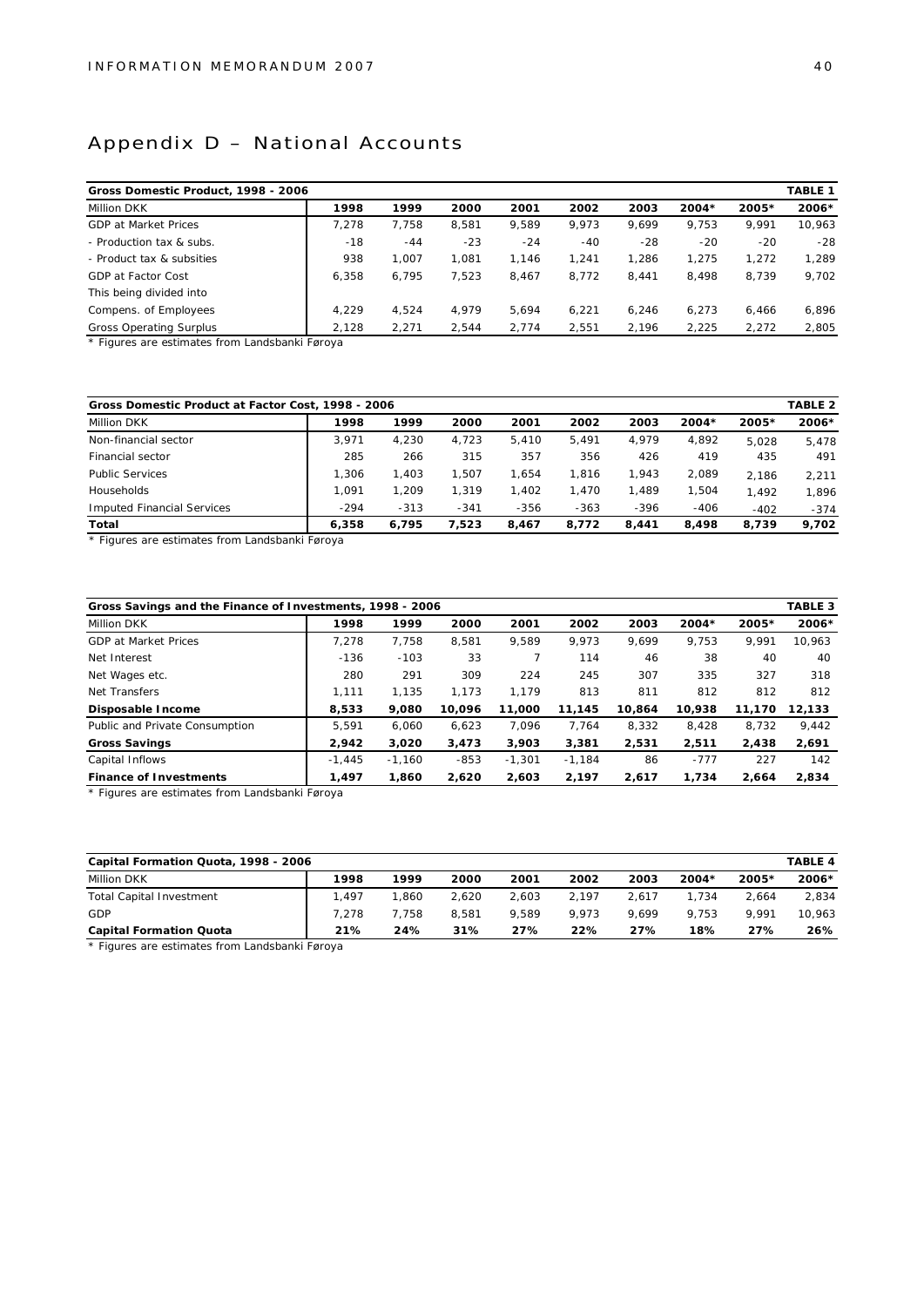# Appendix D – National Accounts

| Gross Domestic Product, 1998 - 2006 | | | | | | | | | TABLE 1 |
|---|---|---|---|---|---|---|---|---|---|
| Million DKK | 1998 | 1999 | 2000 | 2001 | 2002 | 2003 | 2004* | 2005* | 2006* |
| GDP at Market Prices | 7,278 | 7,758 | 8,581 | 9,589 | 9,973 | 9,699 | 9,753 | 9,991 | 10,963 |
| - Production tax & subs. | -18 | -44 | -23 | -24 | -40 | -28 | -20 | -20 | -28 |
| - Product tax & subsities | 938 | 1,007 | 1,081 | 1,146 | 1,241 | 1,286 | 1,275 | 1,272 | 1,289 |
| GDP at Factor Cost | 6,358 | 6,795 | 7,523 | 8,467 | 8,772 | 8,441 | 8,498 | 8,739 | 9,702 |
| This being divided into | | | | | | | | | |
| Compens. of Employees | 4,229 | 4,524 | 4,979 | 5,694 | 6,221 | 6,246 | 6,273 | 6,466 | 6,896 |
| Gross Operating Surplus | 2,128 | 2,271 | 2,544 | 2,774 | 2,551 | 2,196 | 2,225 | 2,272 | 2,805 |

* Figures are estimates from Landsbanki Føroya

| Gross Domestic Product at Factor Cost, 1998 - 2006 | | | | | | | | | TABLE 2 |
|---|---|---|---|---|---|---|---|---|---|
| Million DKK | 1998 | 1999 | 2000 | 2001 | 2002 | 2003 | 2004* | 2005* | 2006* |
| Non-financial sector | 3,971 | 4,230 | 4,723 | 5,410 | 5,491 | 4,979 | 4,892 | 5,028 | 5,478 |
| Financial sector | 285 | 266 | 315 | 357 | 356 | 426 | 419 | 435 | 491 |
| Public Services | 1,306 | 1,403 | 1,507 | 1,654 | 1,816 | 1,943 | 2,089 | 2,186 | 2,211 |
| Households | 1,091 | 1,209 | 1,319 | 1,402 | 1,470 | 1,489 | 1,504 | 1,492 | 1,896 |
| Imputed Financial Services | -294 | -313 | -341 | -356 | -363 | -396 | -406 | -402 | -374 |
| **Total** | **6,358** | **6,795** | **7,523** | **8,467** | **8,772** | **8,441** | **8,498** | **8,739** | **9,702** |

* Figures are estimates from Landsbanki Føroya

| Gross Savings and the Finance of Investments, 1998 - 2006 | | | | | | | | | TABLE 3 |
|---|---|---|---|---|---|---|---|---|---|
| Million DKK | 1998 | 1999 | 2000 | 2001 | 2002 | 2003 | 2004* | 2005* | 2006* |
| GDP at Market Prices | 7,278 | 7,758 | 8,581 | 9,589 | 9,973 | 9,699 | 9,753 | 9,991 | 10,963 |
| Net Interest | -136 | -103 | 33 | 7 | 114 | 46 | 38 | 40 | 40 |
| Net Wages etc. | 280 | 291 | 309 | 224 | 245 | 307 | 335 | 327 | 318 |
| Net Transfers | 1,111 | 1,135 | 1,173 | 1,179 | 813 | 811 | 812 | 812 | 812 |
| **Disposable Income** | **8,533** | **9,080** | **10,096** | **11,000** | **11,145** | **10,864** | **10,938** | **11,170** | **12,133** |
| Public and Private Consumption | 5,591 | 6,060 | 6,623 | 7,096 | 7,764 | 8,332 | 8,428 | 8,732 | 9,442 |
| **Gross Savings** | **2,942** | **3,020** | **3,473** | **3,903** | **3,381** | **2,531** | **2,511** | **2,438** | **2,691** |
| Capital Inflows | -1,445 | -1,160 | -853 | -1,301 | -1,184 | 86 | -777 | 227 | 142 |
| **Finance of Investments** | **1,497** | **1,860** | **2,620** | **2,603** | **2,197** | **2,617** | **1,734** | **2,664** | **2,834** |

* Figures are estimates from Landsbanki Føroya

| Capital Formation Quota, 1998 - 2006 | | | | | | | | | TABLE 4 |
|---|---|---|---|---|---|---|---|---|---|
| Million DKK | 1998 | 1999 | 2000 | 2001 | 2002 | 2003 | 2004* | 2005* | 2006* |
| Total Capital Investment | 1,497 | 1,860 | 2,620 | 2,603 | 2,197 | 2,617 | 1,734 | 2,664 | 2,834 |
| GDP | 7,278 | 7,758 | 8,581 | 9,589 | 9,973 | 9,699 | 9,753 | 9,991 | 10,963 |
| **Capital Formation Quota** | **21%** | **24%** | **31%** | **27%** | **22%** | **27%** | **18%** | **27%** | **26%** |

* Figures are estimates from Landsbanki Føroya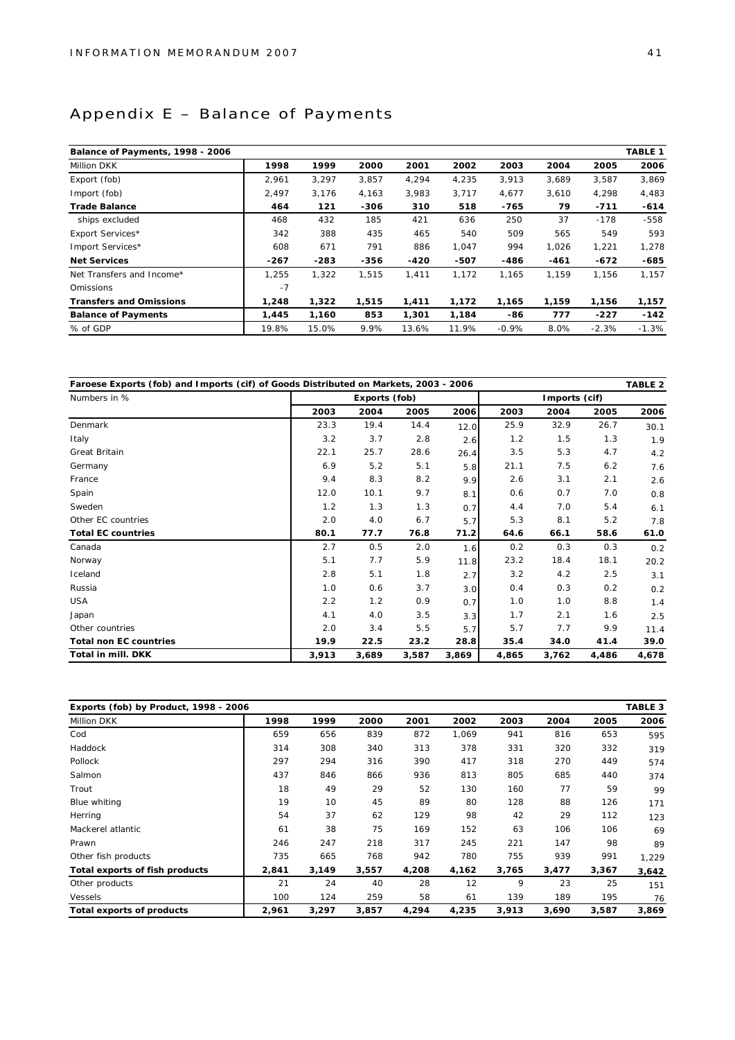# Appendix E – Balance of Payments

| Balance of Payments, 1998 - 2006 | | | | | | | | | TABLE 1 |
|---|---|---|---|---|---|---|---|---|---|
| Million DKK | 1998 | 1999 | 2000 | 2001 | 2002 | 2003 | 2004 | 2005 | 2006 |
| Export (fob) | 2,961 | 3,297 | 3,857 | 4,294 | 4,235 | 3,913 | 3,689 | 3,587 | 3,869 |
| Import (fob) | 2,497 | 3,176 | 4,163 | 3,983 | 3,717 | 4,677 | 3,610 | 4,298 | 4,483 |
| **Trade Balance** | **464** | **121** | **-306** | **310** | **518** | **-765** | **79** | **-711** | **-614** |
| ships excluded | 468 | 432 | 185 | 421 | 636 | 250 | 37 | -178 | -558 |
| Export Services* | 342 | 388 | 435 | 465 | 540 | 509 | 565 | 549 | 593 |
| Import Services* | 608 | 671 | 791 | 886 | 1,047 | 994 | 1,026 | 1,221 | 1,278 |
| **Net Services** | **-267** | **-283** | **-356** | **-420** | **-507** | **-486** | **-461** | **-672** | **-685** |
| Net Transfers and Income* | 1,255 | 1,322 | 1,515 | 1,411 | 1,172 | 1,165 | 1,159 | 1,156 | 1,157 |
| Omissions | -7 | | | | | | | | |
| **Transfers and Omissions** | **1,248** | **1,322** | **1,515** | **1,411** | **1,172** | **1,165** | **1,159** | **1,156** | **1,157** |
| **Balance of Payments** | **1,445** | **1,160** | **853** | **1,301** | **1,184** | **-86** | **777** | **-227** | **-142** |
| % of GDP | 19.8% | 15.0% | 9.9% | 13.6% | 11.9% | -0.9% | 8.0% | -2.3% | -1.3% |

| Faroese Exports (fob) and Imports (cif) of Goods Distributed on Markets, 2003 - 2006 | | | | | | | | TABLE 2 |
|---|---|---|---|---|---|---|---|---|
| Numbers in % | Exports (fob) | | | | Imports (cif) | | | |
| | 2003 | 2004 | 2005 | 2006 | 2003 | 2004 | 2005 | 2006 |
| Denmark | 23.3 | 19.4 | 14.4 | 12.0 | 25.9 | 32.9 | 26.7 | 30.1 |
| Italy | 3.2 | 3.7 | 2.8 | 2.6 | 1.2 | 1.5 | 1.3 | 1.9 |
| Great Britain | 22.1 | 25.7 | 28.6 | 26.4 | 3.5 | 5.3 | 4.7 | 4.2 |
| Germany | 6.9 | 5.2 | 5.1 | 5.8 | 21.1 | 7.5 | 6.2 | 7.6 |
| France | 9.4 | 8.3 | 8.2 | 9.9 | 2.6 | 3.1 | 2.1 | 2.6 |
| Spain | 12.0 | 10.1 | 9.7 | 8.1 | 0.6 | 0.7 | 7.0 | 0.8 |
| Sweden | 1.2 | 1.3 | 1.3 | 0.7 | 4.4 | 7.0 | 5.4 | 6.1 |
| Other EC countries | 2.0 | 4.0 | 6.7 | 5.7 | 5.3 | 8.1 | 5.2 | 7.8 |
| **Total EC countries** | **80.1** | **77.7** | **76.8** | **71.2** | **64.6** | **66.1** | **58.6** | **61.0** |
| Canada | 2.7 | 0.5 | 2.0 | 1.6 | 0.2 | 0.3 | 0.3 | 0.2 |
| Norway | 5.1 | 7.7 | 5.9 | 11.8 | 23.2 | 18.4 | 18.1 | 20.2 |
| Iceland | 2.8 | 5.1 | 1.8 | 2.7 | 3.2 | 4.2 | 2.5 | 3.1 |
| Russia | 1.0 | 0.6 | 3.7 | 3.0 | 0.4 | 0.3 | 0.2 | 0.2 |
| USA | 2.2 | 1.2 | 0.9 | 0.7 | 1.0 | 1.0 | 8.8 | 1.4 |
| Japan | 4.1 | 4.0 | 3.5 | 3.3 | 1.7 | 2.1 | 1.6 | 2.5 |
| Other countries | 2.0 | 3.4 | 5.5 | 5.7 | 5.7 | 7.7 | 9.9 | 11.4 |
| **Total non EC countries** | **19.9** | **22.5** | **23.2** | **28.8** | **35.4** | **34.0** | **41.4** | **39.0** |
| **Total in mill. DKK** | **3,913** | **3,689** | **3,587** | **3,869** | **4,865** | **3,762** | **4,486** | **4,678** |

| Exports (fob) by Product, 1998 - 2006 | | | | | | | | | TABLE 3 |
|---|---|---|---|---|---|---|---|---|---|
| Million DKK | 1998 | 1999 | 2000 | 2001 | 2002 | 2003 | 2004 | 2005 | 2006 |
| Cod | 659 | 656 | 839 | 872 | 1,069 | 941 | 816 | 653 | 595 |
| Haddock | 314 | 308 | 340 | 313 | 378 | 331 | 320 | 332 | 319 |
| Pollock | 297 | 294 | 316 | 390 | 417 | 318 | 270 | 449 | 574 |
| Salmon | 437 | 846 | 866 | 936 | 813 | 805 | 685 | 440 | 374 |
| Trout | 18 | 49 | 29 | 52 | 130 | 160 | 77 | 59 | 99 |
| Blue whiting | 19 | 10 | 45 | 89 | 80 | 128 | 88 | 126 | 171 |
| Herring | 54 | 37 | 62 | 129 | 98 | 42 | 29 | 112 | 123 |
| Mackerel atlantic | 61 | 38 | 75 | 169 | 152 | 63 | 106 | 106 | 69 |
| Prawn | 246 | 247 | 218 | 317 | 245 | 221 | 147 | 98 | 89 |
| Other fish products | 735 | 665 | 768 | 942 | 780 | 755 | 939 | 991 | 1,229 |
| **Total exports of fish products** | **2,841** | **3,149** | **3,557** | **4,208** | **4,162** | **3,765** | **3,477** | **3,367** | **3,642** |
| Other products | 21 | 24 | 40 | 28 | 12 | 9 | 23 | 25 | 151 |
| Vessels | 100 | 124 | 259 | 58 | 61 | 139 | 189 | 195 | 76 |
| **Total exports of products** | **2,961** | **3,297** | **3,857** | **4,294** | **4,235** | **3,913** | **3,690** | **3,587** | **3,869** |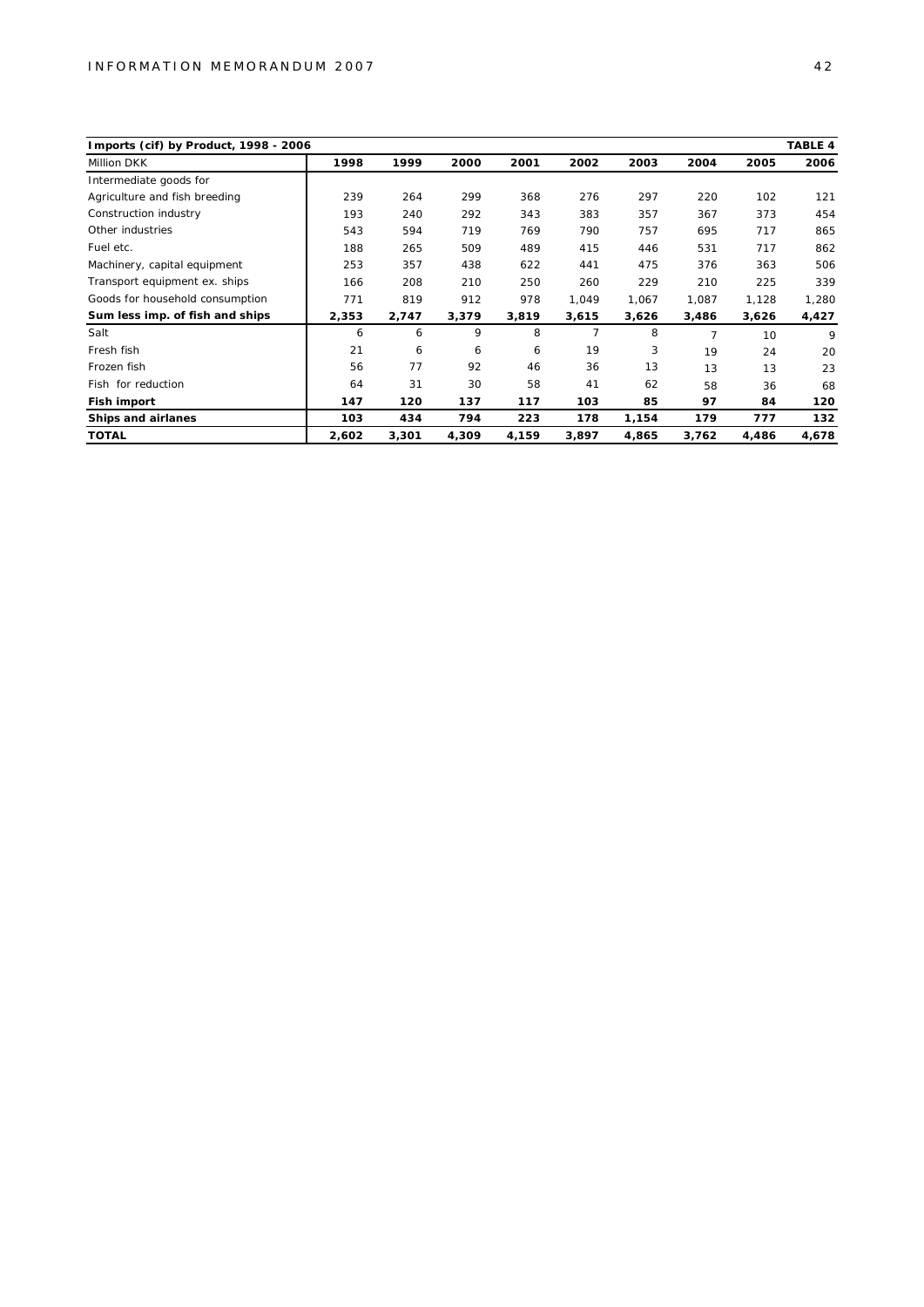**Imports (cif) by Product, 1998 - 2006** — **TABLE 4**

| Million DKK | 1998 | 1999 | 2000 | 2001 | 2002 | 2003 | 2004 | 2005 | 2006 |
|---|---|---|---|---|---|---|---|---|---|
| Intermediate goods for | | | | | | | | | |
| Agriculture and fish breeding | 239 | 264 | 299 | 368 | 276 | 297 | 220 | 102 | 121 |
| Construction industry | 193 | 240 | 292 | 343 | 383 | 357 | 367 | 373 | 454 |
| Other industries | 543 | 594 | 719 | 769 | 790 | 757 | 695 | 717 | 865 |
| Fuel etc. | 188 | 265 | 509 | 489 | 415 | 446 | 531 | 717 | 862 |
| Machinery, capital equipment | 253 | 357 | 438 | 622 | 441 | 475 | 376 | 363 | 506 |
| Transport equipment ex. ships | 166 | 208 | 210 | 250 | 260 | 229 | 210 | 225 | 339 |
| Goods for household consumption | 771 | 819 | 912 | 978 | 1,049 | 1,067 | 1,087 | 1,128 | 1,280 |
| **Sum less imp. of fish and ships** | **2,353** | **2,747** | **3,379** | **3,819** | **3,615** | **3,626** | **3,486** | **3,626** | **4,427** |
| Salt | 6 | 6 | 9 | 8 | 7 | 8 | 7 | 10 | 9 |
| Fresh fish | 21 | 6 | 6 | 6 | 19 | 3 | 19 | 24 | 20 |
| Frozen fish | 56 | 77 | 92 | 46 | 36 | 13 | 13 | 13 | 23 |
| Fish for reduction | 64 | 31 | 30 | 58 | 41 | 62 | 58 | 36 | 68 |
| **Fish import** | **147** | **120** | **137** | **117** | **103** | **85** | **97** | **84** | **120** |
| **Ships and airlanes** | **103** | **434** | **794** | **223** | **178** | **1,154** | **179** | **777** | **132** |
| **TOTAL** | **2,602** | **3,301** | **4,309** | **4,159** | **3,897** | **4,865** | **3,762** | **4,486** | **4,678** |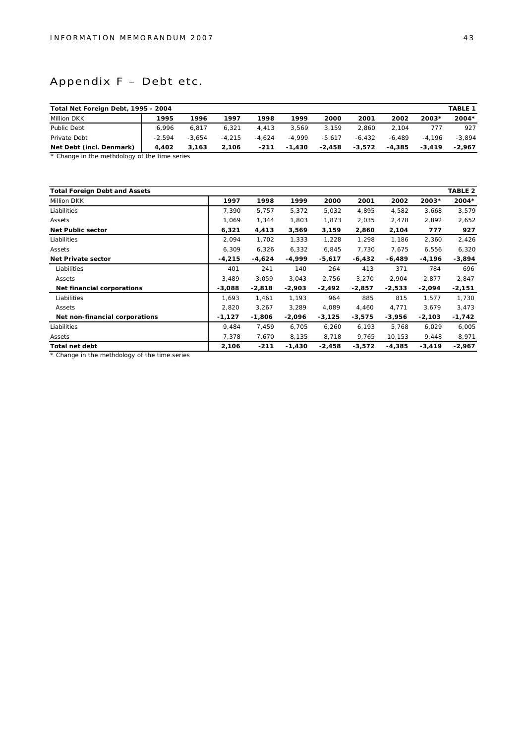# Appendix F – Debt etc.

| Total Net Foreign Debt, 1995 - 2004 | | | | | | | | | | TABLE 1 |
|---|---|---|---|---|---|---|---|---|---|---|
| Million DKK | **1995** | **1996** | **1997** | **1998** | **1999** | **2000** | **2001** | **2002** | **2003*** | **2004*** |
| Public Debt | 6,996 | 6,817 | 6,321 | 4,413 | 3,569 | 3,159 | 2,860 | 2,104 | 777 | 927 |
| Private Debt | -2,594 | -3,654 | -4,215 | -4,624 | -4,999 | -5,617 | -6,432 | -6,489 | -4,196 | -3,894 |
| **Net Debt (incl. Denmark)** | **4,402** | **3,163** | **2,106** | **-211** | **-1,430** | **-2,458** | **-3,572** | **-4,385** | **-3,419** | **-2,967** |

\* Change in the methdology of the time series

| Total Foreign Debt and Assets | | | | | | | | TABLE 2 |
|---|---|---|---|---|---|---|---|---|
| Million DKK | **1997** | **1998** | **1999** | **2000** | **2001** | **2002** | **2003*** | **2004*** |
| Liabilities | 7,390 | 5,757 | 5,372 | 5,032 | 4,895 | 4,582 | 3,668 | 3,579 |
| Assets | 1,069 | 1,344 | 1,803 | 1,873 | 2,035 | 2,478 | 2,892 | 2,652 |
| **Net Public sector** | **6,321** | **4,413** | **3,569** | **3,159** | **2,860** | **2,104** | **777** | **927** |
| Liabilities | 2,094 | 1,702 | 1,333 | 1,228 | 1,298 | 1,186 | 2,360 | 2,426 |
| Assets | 6,309 | 6,326 | 6,332 | 6,845 | 7,730 | 7,675 | 6,556 | 6,320 |
| **Net Private sector** | **-4,215** | **-4,624** | **-4,999** | **-5,617** | **-6,432** | **-6,489** | **-4,196** | **-3,894** |
| Liabilities | 401 | 241 | 140 | 264 | 413 | 371 | 784 | 696 |
| Assets | 3,489 | 3,059 | 3,043 | 2,756 | 3,270 | 2,904 | 2,877 | 2,847 |
| **Net financial corporations** | **-3,088** | **-2,818** | **-2,903** | **-2,492** | **-2,857** | **-2,533** | **-2,094** | **-2,151** |
| Liabilities | 1,693 | 1,461 | 1,193 | 964 | 885 | 815 | 1,577 | 1,730 |
| Assets | 2,820 | 3,267 | 3,289 | 4,089 | 4,460 | 4,771 | 3,679 | 3,473 |
| **Net non-financial corporations** | **-1,127** | **-1,806** | **-2,096** | **-3,125** | **-3,575** | **-3,956** | **-2,103** | **-1,742** |
| Liabilities | 9,484 | 7,459 | 6,705 | 6,260 | 6,193 | 5,768 | 6,029 | 6,005 |
| Assets | 7,378 | 7,670 | 8,135 | 8,718 | 9,765 | 10,153 | 9,448 | 8,971 |
| **Total net debt** | **2,106** | **-211** | **-1,430** | **-2,458** | **-3,572** | **-4,385** | **-3,419** | **-2,967** |

\* Change in the methdology of the time series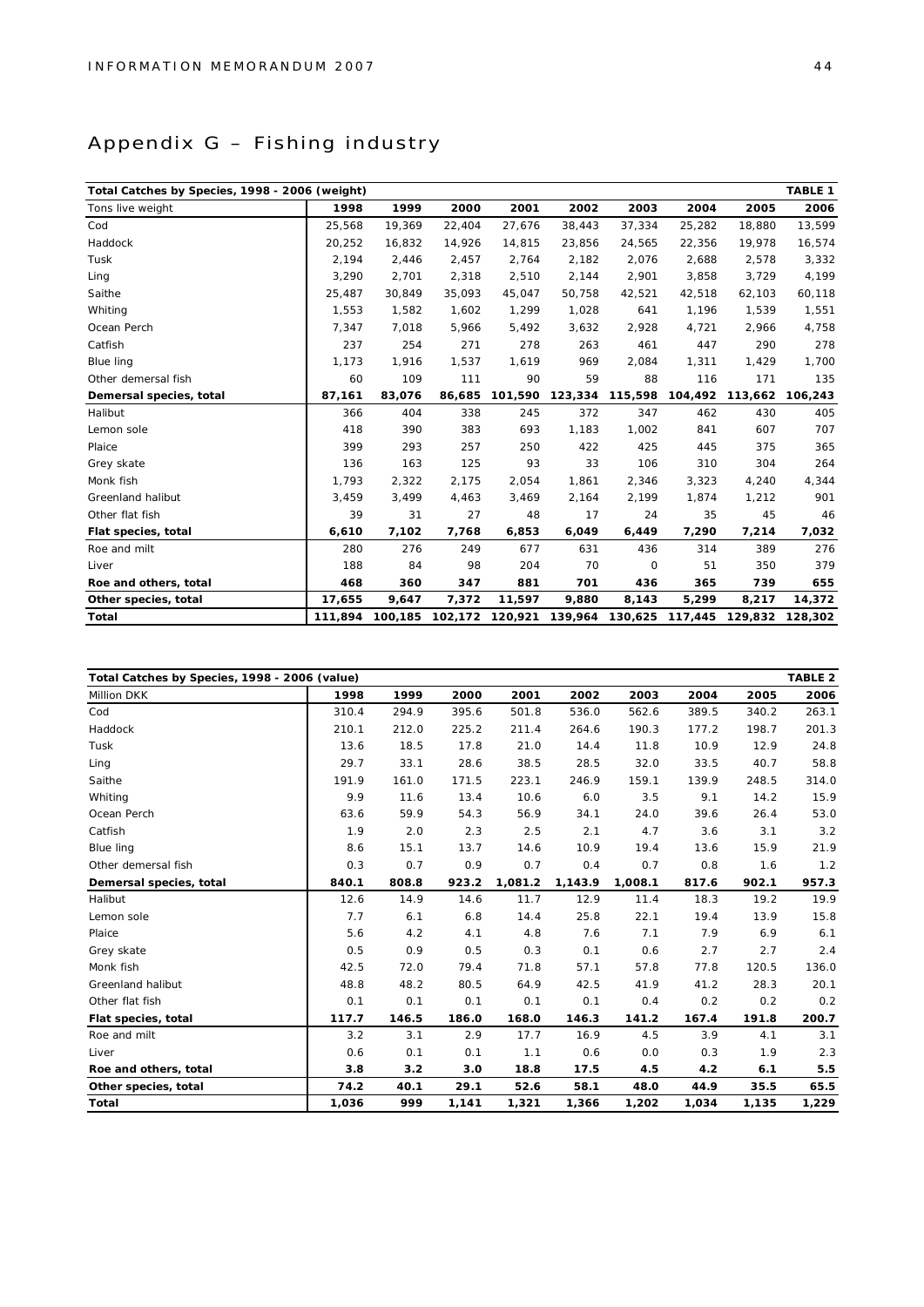# Appendix G – Fishing industry

| Total Catches by Species, 1998 - 2006 (weight) | | | | | | | | | TABLE 1 |
|---|---|---|---|---|---|---|---|---|---|
| Tons live weight | 1998 | 1999 | 2000 | 2001 | 2002 | 2003 | 2004 | 2005 | 2006 |
| Cod | 25,568 | 19,369 | 22,404 | 27,676 | 38,443 | 37,334 | 25,282 | 18,880 | 13,599 |
| Haddock | 20,252 | 16,832 | 14,926 | 14,815 | 23,856 | 24,565 | 22,356 | 19,978 | 16,574 |
| Tusk | 2,194 | 2,446 | 2,457 | 2,764 | 2,182 | 2,076 | 2,688 | 2,578 | 3,332 |
| Ling | 3,290 | 2,701 | 2,318 | 2,510 | 2,144 | 2,901 | 3,858 | 3,729 | 4,199 |
| Saithe | 25,487 | 30,849 | 35,093 | 45,047 | 50,758 | 42,521 | 42,518 | 62,103 | 60,118 |
| Whiting | 1,553 | 1,582 | 1,602 | 1,299 | 1,028 | 641 | 1,196 | 1,539 | 1,551 |
| Ocean Perch | 7,347 | 7,018 | 5,966 | 5,492 | 3,632 | 2,928 | 4,721 | 2,966 | 4,758 |
| Catfish | 237 | 254 | 271 | 278 | 263 | 461 | 447 | 290 | 278 |
| Blue ling | 1,173 | 1,916 | 1,537 | 1,619 | 969 | 2,084 | 1,311 | 1,429 | 1,700 |
| Other demersal fish | 60 | 109 | 111 | 90 | 59 | 88 | 116 | 171 | 135 |
| **Demersal species, total** | **87,161** | **83,076** | **86,685** | **101,590** | **123,334** | **115,598** | **104,492** | **113,662** | **106,243** |
| Halibut | 366 | 404 | 338 | 245 | 372 | 347 | 462 | 430 | 405 |
| Lemon sole | 418 | 390 | 383 | 693 | 1,183 | 1,002 | 841 | 607 | 707 |
| Plaice | 399 | 293 | 257 | 250 | 422 | 425 | 445 | 375 | 365 |
| Grey skate | 136 | 163 | 125 | 93 | 33 | 106 | 310 | 304 | 264 |
| Monk fish | 1,793 | 2,322 | 2,175 | 2,054 | 1,861 | 2,346 | 3,323 | 4,240 | 4,344 |
| Greenland halibut | 3,459 | 3,499 | 4,463 | 3,469 | 2,164 | 2,199 | 1,874 | 1,212 | 901 |
| Other flat fish | 39 | 31 | 27 | 48 | 17 | 24 | 35 | 45 | 46 |
| **Flat species, total** | **6,610** | **7,102** | **7,768** | **6,853** | **6,049** | **6,449** | **7,290** | **7,214** | **7,032** |
| Roe and milt | 280 | 276 | 249 | 677 | 631 | 436 | 314 | 389 | 276 |
| Liver | 188 | 84 | 98 | 204 | 70 | 0 | 51 | 350 | 379 |
| **Roe and others, total** | **468** | **360** | **347** | **881** | **701** | **436** | **365** | **739** | **655** |
| **Other species, total** | **17,655** | **9,647** | **7,372** | **11,597** | **9,880** | **8,143** | **5,299** | **8,217** | **14,372** |
| **Total** | **111,894** | **100,185** | **102,172** | **120,921** | **139,964** | **130,625** | **117,445** | **129,832** | **128,302** |

| Total Catches by Species, 1998 - 2006 (value) | | | | | | | | | TABLE 2 |
|---|---|---|---|---|---|---|---|---|---|
| Million DKK | 1998 | 1999 | 2000 | 2001 | 2002 | 2003 | 2004 | 2005 | 2006 |
| Cod | 310.4 | 294.9 | 395.6 | 501.8 | 536.0 | 562.6 | 389.5 | 340.2 | 263.1 |
| Haddock | 210.1 | 212.0 | 225.2 | 211.4 | 264.6 | 190.3 | 177.2 | 198.7 | 201.3 |
| Tusk | 13.6 | 18.5 | 17.8 | 21.0 | 14.4 | 11.8 | 10.9 | 12.9 | 24.8 |
| Ling | 29.7 | 33.1 | 28.6 | 38.5 | 28.5 | 32.0 | 33.5 | 40.7 | 58.8 |
| Saithe | 191.9 | 161.0 | 171.5 | 223.1 | 246.9 | 159.1 | 139.9 | 248.5 | 314.0 |
| Whiting | 9.9 | 11.6 | 13.4 | 10.6 | 6.0 | 3.5 | 9.1 | 14.2 | 15.9 |
| Ocean Perch | 63.6 | 59.9 | 54.3 | 56.9 | 34.1 | 24.0 | 39.6 | 26.4 | 53.0 |
| Catfish | 1.9 | 2.0 | 2.3 | 2.5 | 2.1 | 4.7 | 3.6 | 3.1 | 3.2 |
| Blue ling | 8.6 | 15.1 | 13.7 | 14.6 | 10.9 | 19.4 | 13.6 | 15.9 | 21.9 |
| Other demersal fish | 0.3 | 0.7 | 0.9 | 0.7 | 0.4 | 0.7 | 0.8 | 1.6 | 1.2 |
| **Demersal species, total** | **840.1** | **808.8** | **923.2** | **1,081.2** | **1,143.9** | **1,008.1** | **817.6** | **902.1** | **957.3** |
| Halibut | 12.6 | 14.9 | 14.6 | 11.7 | 12.9 | 11.4 | 18.3 | 19.2 | 19.9 |
| Lemon sole | 7.7 | 6.1 | 6.8 | 14.4 | 25.8 | 22.1 | 19.4 | 13.9 | 15.8 |
| Plaice | 5.6 | 4.2 | 4.1 | 4.8 | 7.6 | 7.1 | 7.9 | 6.9 | 6.1 |
| Grey skate | 0.5 | 0.9 | 0.5 | 0.3 | 0.1 | 0.6 | 2.7 | 2.7 | 2.4 |
| Monk fish | 42.5 | 72.0 | 79.4 | 71.8 | 57.1 | 57.8 | 77.8 | 120.5 | 136.0 |
| Greenland halibut | 48.8 | 48.2 | 80.5 | 64.9 | 42.5 | 41.9 | 41.2 | 28.3 | 20.1 |
| Other flat fish | 0.1 | 0.1 | 0.1 | 0.1 | 0.1 | 0.4 | 0.2 | 0.2 | 0.2 |
| **Flat species, total** | **117.7** | **146.5** | **186.0** | **168.0** | **146.3** | **141.2** | **167.4** | **191.8** | **200.7** |
| Roe and milt | 3.2 | 3.1 | 2.9 | 17.7 | 16.9 | 4.5 | 3.9 | 4.1 | 3.1 |
| Liver | 0.6 | 0.1 | 0.1 | 1.1 | 0.6 | 0.0 | 0.3 | 1.9 | 2.3 |
| **Roe and others, total** | **3.8** | **3.2** | **3.0** | **18.8** | **17.5** | **4.5** | **4.2** | **6.1** | **5.5** |
| **Other species, total** | **74.2** | **40.1** | **29.1** | **52.6** | **58.1** | **48.0** | **44.9** | **35.5** | **65.5** |
| **Total** | **1,036** | **999** | **1,141** | **1,321** | **1,366** | **1,202** | **1,034** | **1,135** | **1,229** |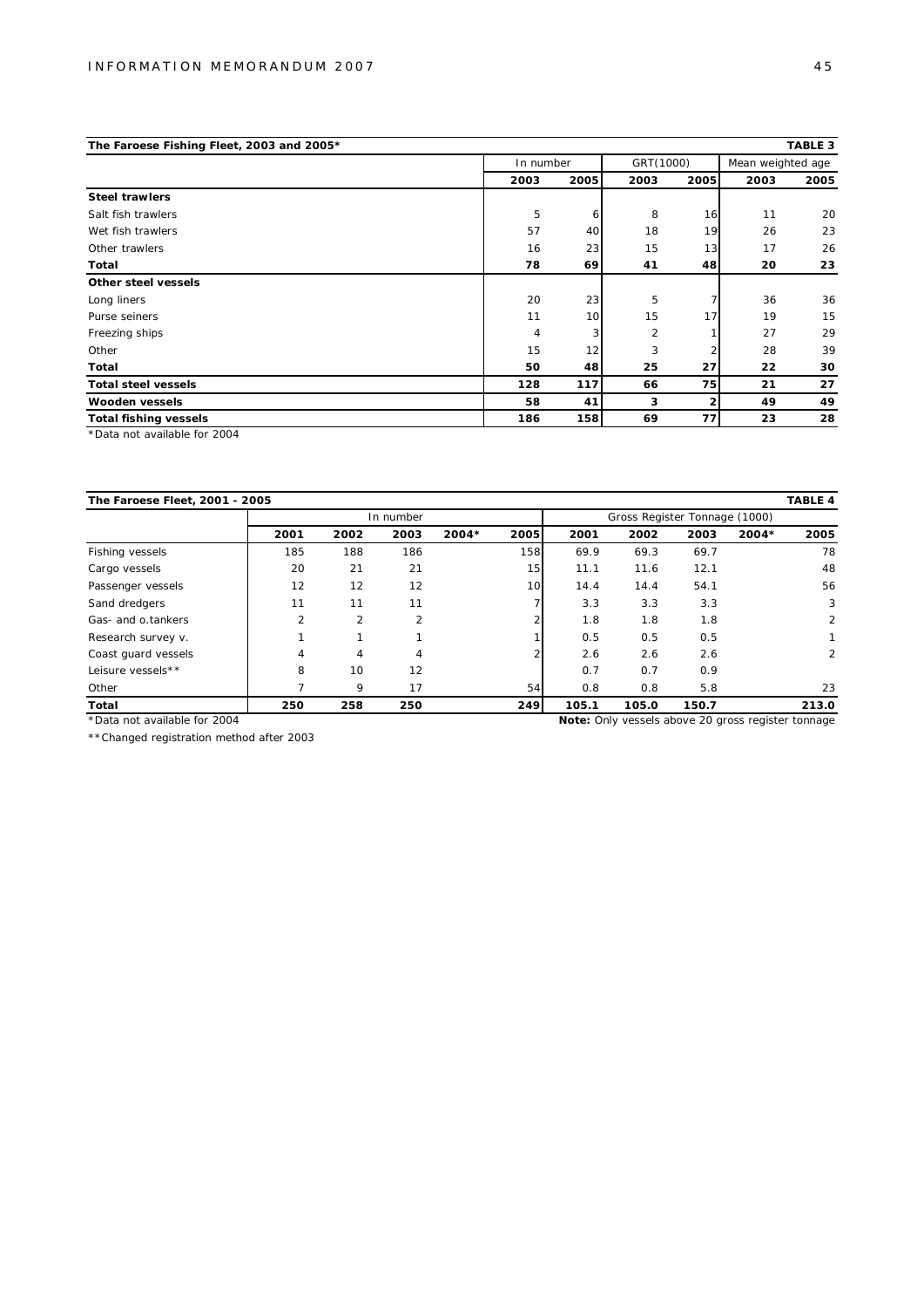**The Faroese Fishing Fleet, 2003 and 2005*** **TABLE 3**

| | In number | | GRT(1000) | | Mean weighted age | |
|---|---|---|---|---|---|---|
| | **2003** | **2005** | **2003** | **2005** | **2003** | **2005** |
| **Steel trawlers** | | | | | | |
| Salt fish trawlers | 5 | 6 | 8 | 16 | 11 | 20 |
| Wet fish trawlers | 57 | 40 | 18 | 19 | 26 | 23 |
| Other trawlers | 16 | 23 | 15 | 13 | 17 | 26 |
| **Total** | **78** | **69** | **41** | **48** | **20** | **23** |
| **Other steel vessels** | | | | | | |
| Long liners | 20 | 23 | 5 | 7 | 36 | 36 |
| Purse seiners | 11 | 10 | 15 | 17 | 19 | 15 |
| Freezing ships | 4 | 3 | 2 | 1 | 27 | 29 |
| Other | 15 | 12 | 3 | 2 | 28 | 39 |
| **Total** | **50** | **48** | **25** | **27** | **22** | **30** |
| **Total steel vessels** | **128** | **117** | **66** | **75** | **21** | **27** |
| **Wooden vessels** | **58** | **41** | **3** | **2** | **49** | **49** |
| **Total fishing vessels** | **186** | **158** | **69** | **77** | **23** | **28** |

*Data not available for 2004

**The Faroese Fleet, 2001 - 2005** **TABLE 4**

| | In number | | | | | Gross Register Tonnage (1000) | | | | |
|---|---|---|---|---|---|---|---|---|---|---|
| | **2001** | **2002** | **2003** | **2004*** | **2005** | **2001** | **2002** | **2003** | **2004*** | **2005** |
| Fishing vessels | 185 | 188 | 186 | | 158 | 69.9 | 69.3 | 69.7 | | 78 |
| Cargo vessels | 20 | 21 | 21 | | 15 | 11.1 | 11.6 | 12.1 | | 48 |
| Passenger vessels | 12 | 12 | 12 | | 10 | 14.4 | 14.4 | 54.1 | | 56 |
| Sand dredgers | 11 | 11 | 11 | | 7 | 3.3 | 3.3 | 3.3 | | 3 |
| Gas- and o.tankers | 2 | 2 | 2 | | 2 | 1.8 | 1.8 | 1.8 | | 2 |
| Research survey v. | 1 | 1 | 1 | | 1 | 0.5 | 0.5 | 0.5 | | 1 |
| Coast guard vessels | 4 | 4 | 4 | | 2 | 2.6 | 2.6 | 2.6 | | 2 |
| Leisure vessels** | 8 | 10 | 12 | | | 0.7 | 0.7 | 0.9 | | |
| Other | 7 | 9 | 17 | | 54 | 0.8 | 0.8 | 5.8 | | 23 |
| **Total** | **250** | **258** | **250** | | **249** | **105.1** | **105.0** | **150.7** | | **213.0** |

*Data not available for 2004

**Note:** Only vessels above 20 gross register tonnage

**Changed registration method after 2003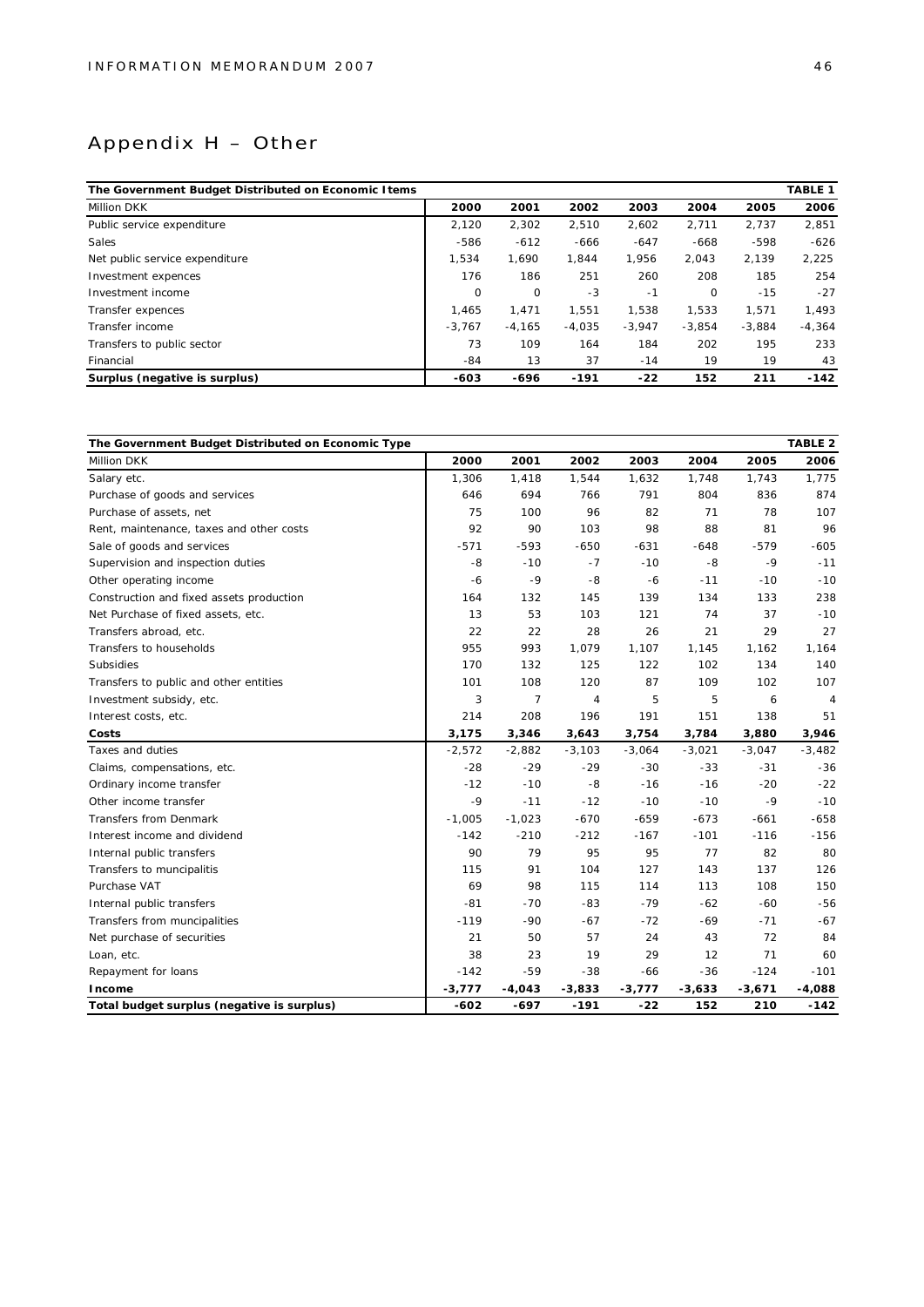# Appendix H – Other

| The Government Budget Distributed on Economic Items | | | | | | | TABLE 1 |
|---|---|---|---|---|---|---|---|
| Million DKK | 2000 | 2001 | 2002 | 2003 | 2004 | 2005 | 2006 |
| Public service expenditure | 2,120 | 2,302 | 2,510 | 2,602 | 2,711 | 2,737 | 2,851 |
| Sales | -586 | -612 | -666 | -647 | -668 | -598 | -626 |
| Net public service expenditure | 1,534 | 1,690 | 1,844 | 1,956 | 2,043 | 2,139 | 2,225 |
| Investment expences | 176 | 186 | 251 | 260 | 208 | 185 | 254 |
| Investment income | 0 | 0 | -3 | -1 | 0 | -15 | -27 |
| Transfer expences | 1,465 | 1,471 | 1,551 | 1,538 | 1,533 | 1,571 | 1,493 |
| Transfer income | -3,767 | -4,165 | -4,035 | -3,947 | -3,854 | -3,884 | -4,364 |
| Transfers to public sector | 73 | 109 | 164 | 184 | 202 | 195 | 233 |
| Financial | -84 | 13 | 37 | -14 | 19 | 19 | 43 |
| **Surplus (negative is surplus)** | **-603** | **-696** | **-191** | **-22** | **152** | **211** | **-142** |

| The Government Budget Distributed on Economic Type | | | | | | | TABLE 2 |
|---|---|---|---|---|---|---|---|
| Million DKK | 2000 | 2001 | 2002 | 2003 | 2004 | 2005 | 2006 |
| Salary etc. | 1,306 | 1,418 | 1,544 | 1,632 | 1,748 | 1,743 | 1,775 |
| Purchase of goods and services | 646 | 694 | 766 | 791 | 804 | 836 | 874 |
| Purchase of assets, net | 75 | 100 | 96 | 82 | 71 | 78 | 107 |
| Rent, maintenance, taxes and other costs | 92 | 90 | 103 | 98 | 88 | 81 | 96 |
| Sale of goods and services | -571 | -593 | -650 | -631 | -648 | -579 | -605 |
| Supervision and inspection duties | -8 | -10 | -7 | -10 | -8 | -9 | -11 |
| Other operating income | -6 | -9 | -8 | -6 | -11 | -10 | -10 |
| Construction and fixed assets production | 164 | 132 | 145 | 139 | 134 | 133 | 238 |
| Net Purchase of fixed assets, etc. | 13 | 53 | 103 | 121 | 74 | 37 | -10 |
| Transfers abroad, etc. | 22 | 22 | 28 | 26 | 21 | 29 | 27 |
| Transfers to households | 955 | 993 | 1,079 | 1,107 | 1,145 | 1,162 | 1,164 |
| Subsidies | 170 | 132 | 125 | 122 | 102 | 134 | 140 |
| Transfers to public and other entities | 101 | 108 | 120 | 87 | 109 | 102 | 107 |
| Investment subsidy, etc. | 3 | 7 | 4 | 5 | 5 | 6 | 4 |
| Interest costs, etc. | 214 | 208 | 196 | 191 | 151 | 138 | 51 |
| **Costs** | **3,175** | **3,346** | **3,643** | **3,754** | **3,784** | **3,880** | **3,946** |
| Taxes and duties | -2,572 | -2,882 | -3,103 | -3,064 | -3,021 | -3,047 | -3,482 |
| Claims, compensations, etc. | -28 | -29 | -29 | -30 | -33 | -31 | -36 |
| Ordinary income transfer | -12 | -10 | -8 | -16 | -16 | -20 | -22 |
| Other income transfer | -9 | -11 | -12 | -10 | -10 | -9 | -10 |
| Transfers from Denmark | -1,005 | -1,023 | -670 | -659 | -673 | -661 | -658 |
| Interest income and dividend | -142 | -210 | -212 | -167 | -101 | -116 | -156 |
| Internal public transfers | 90 | 79 | 95 | 95 | 77 | 82 | 80 |
| Transfers to muncipalitis | 115 | 91 | 104 | 127 | 143 | 137 | 126 |
| Purchase VAT | 69 | 98 | 115 | 114 | 113 | 108 | 150 |
| Internal public transfers | -81 | -70 | -83 | -79 | -62 | -60 | -56 |
| Transfers from muncipalities | -119 | -90 | -67 | -72 | -69 | -71 | -67 |
| Net purchase of securities | 21 | 50 | 57 | 24 | 43 | 72 | 84 |
| Loan, etc. | 38 | 23 | 19 | 29 | 12 | 71 | 60 |
| Repayment for loans | -142 | -59 | -38 | -66 | -36 | -124 | -101 |
| **Income** | **-3,777** | **-4,043** | **-3,833** | **-3,777** | **-3,633** | **-3,671** | **-4,088** |
| **Total budget surplus (negative is surplus)** | **-602** | **-697** | **-191** | **-22** | **152** | **210** | **-142** |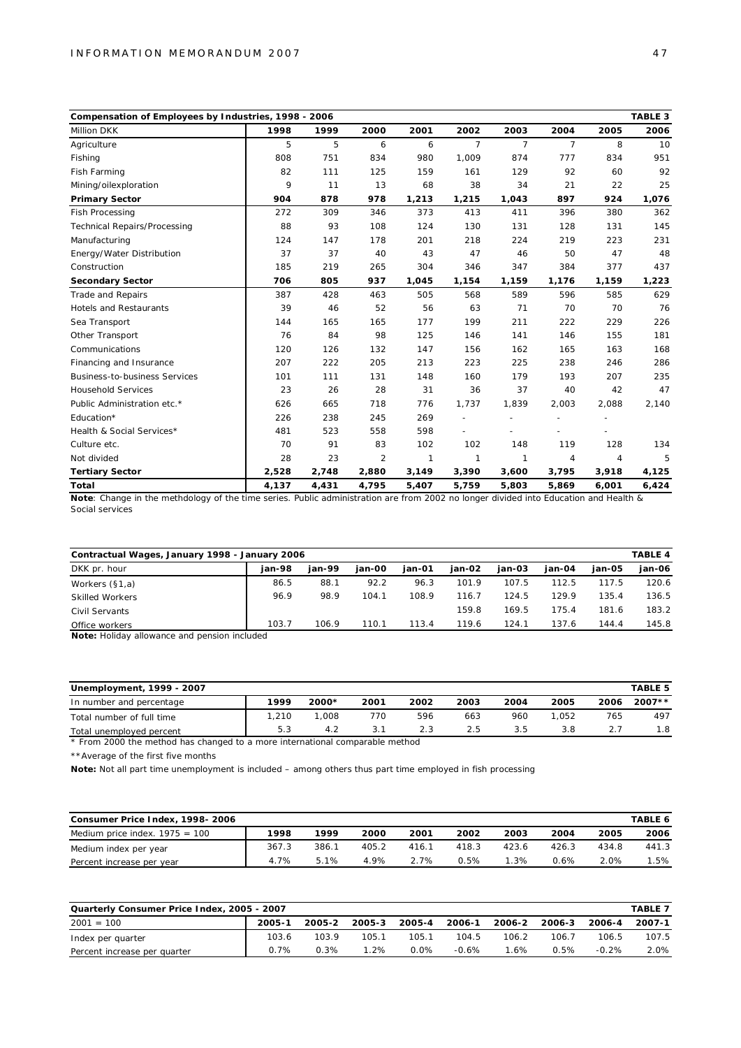| Compensation of Employees by Industries, 1998 - 2006 | | | | | | | | | TABLE 3 |
|---|---|---|---|---|---|---|---|---|---|
| Million DKK | 1998 | 1999 | 2000 | 2001 | 2002 | 2003 | 2004 | 2005 | 2006 |
| Agriculture | 5 | 5 | 6 | 6 | 7 | 7 | 7 | 8 | 10 |
| Fishing | 808 | 751 | 834 | 980 | 1,009 | 874 | 777 | 834 | 951 |
| Fish Farming | 82 | 111 | 125 | 159 | 161 | 129 | 92 | 60 | 92 |
| Mining/oilexploration | 9 | 11 | 13 | 68 | 38 | 34 | 21 | 22 | 25 |
| **Primary Sector** | **904** | **878** | **978** | **1,213** | **1,215** | **1,043** | **897** | **924** | **1,076** |
| Fish Processing | 272 | 309 | 346 | 373 | 413 | 411 | 396 | 380 | 362 |
| Technical Repairs/Processing | 88 | 93 | 108 | 124 | 130 | 131 | 128 | 131 | 145 |
| Manufacturing | 124 | 147 | 178 | 201 | 218 | 224 | 219 | 223 | 231 |
| Energy/Water Distribution | 37 | 37 | 40 | 43 | 47 | 46 | 50 | 47 | 48 |
| Construction | 185 | 219 | 265 | 304 | 346 | 347 | 384 | 377 | 437 |
| **Secondary Sector** | **706** | **805** | **937** | **1,045** | **1,154** | **1,159** | **1,176** | **1,159** | **1,223** |
| Trade and Repairs | 387 | 428 | 463 | 505 | 568 | 589 | 596 | 585 | 629 |
| Hotels and Restaurants | 39 | 46 | 52 | 56 | 63 | 71 | 70 | 70 | 76 |
| Sea Transport | 144 | 165 | 165 | 177 | 199 | 211 | 222 | 229 | 226 |
| Other Transport | 76 | 84 | 98 | 125 | 146 | 141 | 146 | 155 | 181 |
| Communications | 120 | 126 | 132 | 147 | 156 | 162 | 165 | 163 | 168 |
| Financing and Insurance | 207 | 222 | 205 | 213 | 223 | 225 | 238 | 246 | 286 |
| Business-to-business Services | 101 | 111 | 131 | 148 | 160 | 179 | 193 | 207 | 235 |
| Household Services | 23 | 26 | 28 | 31 | 36 | 37 | 40 | 42 | 47 |
| Public Administration etc.* | 626 | 665 | 718 | 776 | 1,737 | 1,839 | 2,003 | 2,088 | 2,140 |
| Education* | 226 | 238 | 245 | 269 | - | - | - | - | |
| Health & Social Services* | 481 | 523 | 558 | 598 | - | - | - | - | |
| Culture etc. | 70 | 91 | 83 | 102 | 102 | 148 | 119 | 128 | 134 |
| Not divided | 28 | 23 | 2 | 1 | 1 | 1 | 4 | 4 | 5 |
| **Tertiary Sector** | **2,528** | **2,748** | **2,880** | **3,149** | **3,390** | **3,600** | **3,795** | **3,918** | **4,125** |
| **Total** | **4,137** | **4,431** | **4,795** | **5,407** | **5,759** | **5,803** | **5,869** | **6,001** | **6,424** |

**Note**: Change in the methdology of the time series. Public administration are from 2002 no longer divided into Education and Health & Social services

| Contractual Wages, January 1998 - January 2006 | | | | | | | | | TABLE 4 |
|---|---|---|---|---|---|---|---|---|---|
| DKK pr. hour | jan-98 | jan-99 | jan-00 | jan-01 | jan-02 | jan-03 | jan-04 | jan-05 | jan-06 |
| Workers (§1,a) | 86.5 | 88.1 | 92.2 | 96.3 | 101.9 | 107.5 | 112.5 | 117.5 | 120.6 |
| Skilled Workers | 96.9 | 98.9 | 104.1 | 108.9 | 116.7 | 124.5 | 129.9 | 135.4 | 136.5 |
| Civil Servants | | | | | 159.8 | 169.5 | 175.4 | 181.6 | 183.2 |
| Office workers | 103.7 | 106.9 | 110.1 | 113.4 | 119.6 | 124.1 | 137.6 | 144.4 | 145.8 |

**Note:** Holiday allowance and pension included

| Unemployment, 1999 - 2007 | | | | | | | | | TABLE 5 |
|---|---|---|---|---|---|---|---|---|---|
| In number and percentage | 1999 | 2000* | 2001 | 2002 | 2003 | 2004 | 2005 | 2006 | 2007** |
| Total number of full time | 1,210 | 1,008 | 770 | 596 | 663 | 960 | 1,052 | 765 | 497 |
| Total unemployed percent | 5.3 | 4.2 | 3.1 | 2.3 | 2.5 | 3.5 | 3.8 | 2.7 | 1.8 |

* From 2000 the method has changed to a more international comparable method

** Average of the first five months

**Note:** Not all part time unemployment is included – among others thus part time employed in fish processing

| Consumer Price Index, 1998- 2006 | | | | | | | | | TABLE 6 |
|---|---|---|---|---|---|---|---|---|---|
| Medium price index. 1975 = 100 | 1998 | 1999 | 2000 | 2001 | 2002 | 2003 | 2004 | 2005 | 2006 |
| Medium index per year | 367.3 | 386.1 | 405.2 | 416.1 | 418.3 | 423.6 | 426.3 | 434.8 | 441.3 |
| Percent increase per year | 4.7% | 5.1% | 4.9% | 2.7% | 0.5% | 1.3% | 0.6% | 2.0% | 1.5% |

| Quarterly Consumer Price Index, 2005 - 2007 | | | | | | | | | TABLE 7 |
|---|---|---|---|---|---|---|---|---|---|
| 2001 = 100 | 2005-1 | 2005-2 | 2005-3 | 2005-4 | 2006-1 | 2006-2 | 2006-3 | 2006-4 | 2007-1 |
| Index per quarter | 103.6 | 103.9 | 105.1 | 105.1 | 104.5 | 106.2 | 106.7 | 106.5 | 107.5 |
| Percent increase per quarter | 0.7% | 0.3% | 1.2% | 0.0% | -0.6% | 1.6% | 0.5% | -0.2% | 2.0% |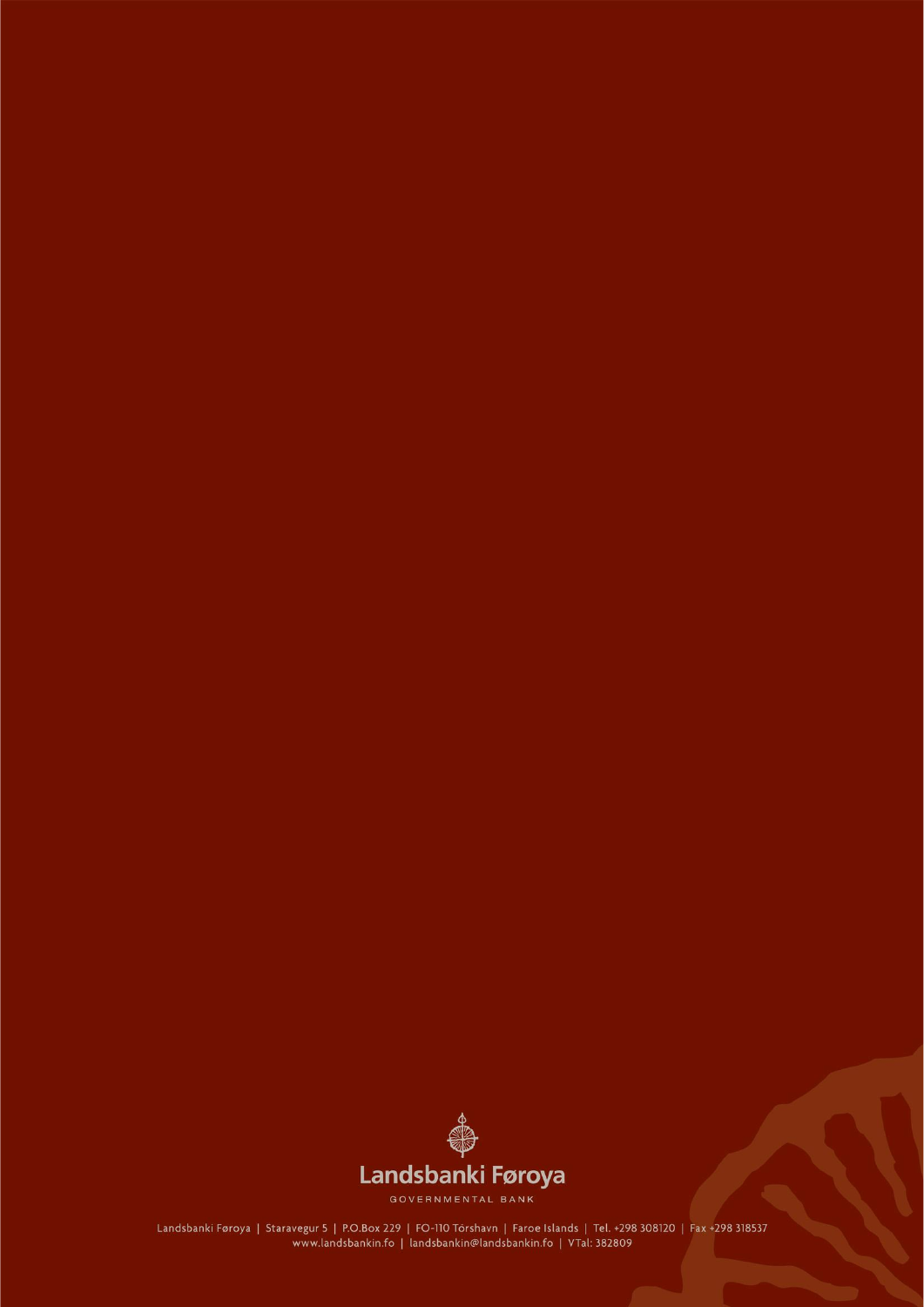Landsbanki Føroya

GOVERNMENTAL BANK

Landsbanki Føroya | Staravegur 5 | P.O.Box 229 | FO-110 Tórshavn | Faroe Islands | Tel. +298 308120 | Fax +298 318537
www.landsbankin.fo | landsbankin@landsbankin.fo | VTal: 382809